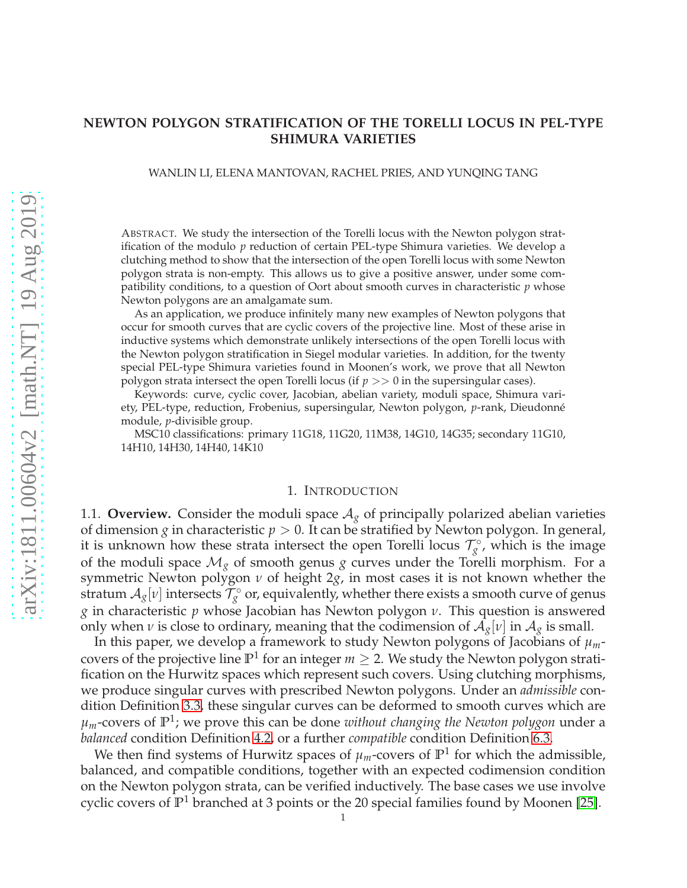# NEWTON POLYGON STRATIFICATION OF THE TORELLI LOCUS IN PEL-TYPE SHIMURA VARIETIES

WANLIN LI, ELENA MANTOVAN, RACHEL PRIES, AND YUNQING TANG

ABSTRACT. We study the intersection of the Torelli locus with the Newton polygon stratification of the modulo $p$ reduction of certain PEL-type Shimura varieties. We develop a clutching method to show that the intersection of the open Torelli locus with some Newton polygon strata is non-empty. This allows us to give a positive answer, under some compatibility conditions, to a question of Oort about smooth curves in characteristic $p$ whose Newton polygons are an amalgamate sum.

As an application, we produce infinitely many new examples of Newton polygons that occur for smooth curves that are cyclic covers of the projective line. Most of these arise in inductive systems which demonstrate unlikely intersections of the open Torelli locus with the Newton polygon stratification in Siegel modular varieties. In addition, for the twenty special PEL-type Shimura varieties found in Moonen's work, we prove that all Newton polygon strata intersect the open Torelli locus (if $p >> 0$ in the supersingular cases).

Keywords: curve, cyclic cover, Jacobian, abelian variety, moduli space, Shimura variety, PEL-type, reduction, Frobenius, supersingular, Newton polygon, $p$-rank, Dieudonné module, $p$-divisible group.

MSC10 classifications: primary 11G18, 11G20, 11M38, 14G10, 14G35; secondary 11G10, 14H10, 14H30, 14H40, 14K10

## 1. INTRODUCTION

1.1. **Overview.** Consider the moduli space $\mathcal{A}_g$ of principally polarized abelian varieties of dimension $g$ in characteristic $p > 0$. It can be stratified by Newton polygon. In general, it is unknown how these strata intersect the open Torelli locus $\mathcal{T}_g^\circ$, which is the image of the moduli space $\mathcal{M}_g$ of smooth genus $g$ curves under the Torelli morphism. For a symmetric Newton polygon $\nu$ of height $2g$, in most cases it is not known whether the stratum $\mathcal{A}_g[\nu]$ intersects $\mathcal{T}_g^\circ$ or, equivalently, whether there exists a smooth curve of genus $g$ in characteristic $p$ whose Jacobian has Newton polygon $\nu$. This question is answered only when $\nu$ is close to ordinary, meaning that the codimension of $\mathcal{A}_g[\nu]$ in $\mathcal{A}_g$ is small.

In this paper, we develop a framework to study Newton polygons of Jacobians of $\mu_m$-covers of the projective line $\mathbb{P}^1$ for an integer $m \geq 2$. We study the Newton polygon stratification on the Hurwitz spaces which represent such covers. Using clutching morphisms, we produce singular curves with prescribed Newton polygons. Under an *admissible* condition Definition 3.3, these singular curves can be deformed to smooth curves which are $\mu_m$-covers of $\mathbb{P}^1$; we prove this can be done *without changing the Newton polygon* under a *balanced* condition Definition 4.2, or a further *compatible* condition Definition 6.3.

We then find systems of Hurwitz spaces of $\mu_m$-covers of $\mathbb{P}^1$ for which the admissible, balanced, and compatible conditions, together with an expected codimension condition on the Newton polygon strata, can be verified inductively. The base cases we use involve cyclic covers of $\mathbb{P}^1$ branched at 3 points or the 20 special families found by Moonen [25].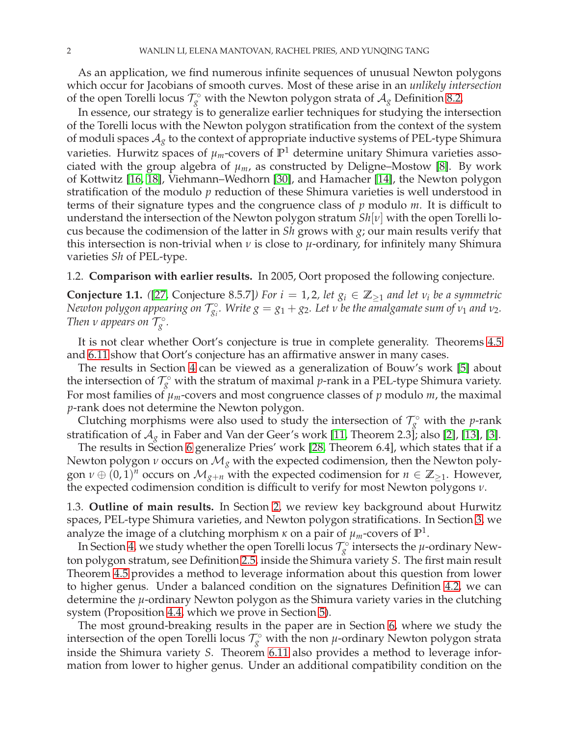As an application, we find numerous infinite sequences of unusual Newton polygons which occur for Jacobians of smooth curves. Most of these arise in an *unlikely intersection* of the open Torelli locus $\mathcal{T}_g^\circ$ with the Newton polygon strata of $\mathcal{A}_g$ Definition 8.2.

In essence, our strategy is to generalize earlier techniques for studying the intersection of the Torelli locus with the Newton polygon stratification from the context of the system of moduli spaces $\mathcal{A}_g$ to the context of appropriate inductive systems of PEL-type Shimura varieties. Hurwitz spaces of $\mu_m$-covers of $\mathbb{P}^1$ determine unitary Shimura varieties associated with the group algebra of $\mu_m$, as constructed by Deligne–Mostow [8]. By work of Kottwitz [16, 18], Viehmann–Wedhorn [30], and Hamacher [14], the Newton polygon stratification of the modulo $p$ reduction of these Shimura varieties is well understood in terms of their signature types and the congruence class of $p$ modulo $m$. It is difficult to understand the intersection of the Newton polygon stratum $Sh[\nu]$ with the open Torelli locus because the codimension of the latter in $Sh$ grows with $g$; our main results verify that this intersection is non-trivial when $\nu$ is close to $\mu$-ordinary, for infinitely many Shimura varieties $Sh$ of PEL-type.

### 1.2. Comparison with earlier results.

In 2005, Oort proposed the following conjecture.

**Conjecture 1.1.** *([27, Conjecture 8.5.7]) For $i = 1, 2$, let $g_i \in \mathbb{Z}_{\geq 1}$ and let $\nu_i$ be a symmetric Newton polygon appearing on $\mathcal{T}_{g_i}^\circ$. Write $g = g_1 + g_2$. Let $\nu$ be the amalgamate sum of $\nu_1$ and $\nu_2$. Then $\nu$ appears on $\mathcal{T}_g^\circ$.*

It is not clear whether Oort's conjecture is true in complete generality. Theorems 4.5 and 6.11 show that Oort's conjecture has an affirmative answer in many cases.

The results in Section 4 can be viewed as a generalization of Bouw's work [5] about the intersection of $\mathcal{T}_g^\circ$ with the stratum of maximal $p$-rank in a PEL-type Shimura variety. For most families of $\mu_m$-covers and most congruence classes of $p$ modulo $m$, the maximal $p$-rank does not determine the Newton polygon.

Clutching morphisms were also used to study the intersection of $\mathcal{T}_g^\circ$ with the $p$-rank stratification of $\mathcal{A}_g$ in Faber and Van der Geer's work [11, Theorem 2.3]; also [2], [13], [3].

The results in Section 6 generalize Pries' work [28, Theorem 6.4], which states that if a Newton polygon $\nu$ occurs on $\mathcal{M}_g$ with the expected codimension, then the Newton polygon $\nu \oplus (0,1)^n$ occurs on $\mathcal{M}_{g+n}$ with the expected codimension for $n \in \mathbb{Z}_{\geq 1}$. However, the expected codimension condition is difficult to verify for most Newton polygons $\nu$.

### 1.3. Outline of main results.

In Section 2, we review key background about Hurwitz spaces, PEL-type Shimura varieties, and Newton polygon stratifications. In Section 3, we analyze the image of a clutching morphism $\kappa$ on a pair of $\mu_m$-covers of $\mathbb{P}^1$.

In Section 4, we study whether the open Torelli locus $\mathcal{T}_g^\circ$ intersects the $\mu$-ordinary Newton polygon stratum, see Definition 2.5, inside the Shimura variety $S$. The first main result Theorem 4.5 provides a method to leverage information about this question from lower to higher genus. Under a balanced condition on the signatures Definition 4.2, we can determine the $\mu$-ordinary Newton polygon as the Shimura variety varies in the clutching system (Proposition 4.4, which we prove in Section 5).

The most ground-breaking results in the paper are in Section 6, where we study the intersection of the open Torelli locus $\mathcal{T}_g^\circ$ with the non $\mu$-ordinary Newton polygon strata inside the Shimura variety $S$. Theorem 6.11 also provides a method to leverage information from lower to higher genus. Under an additional compatibility condition on the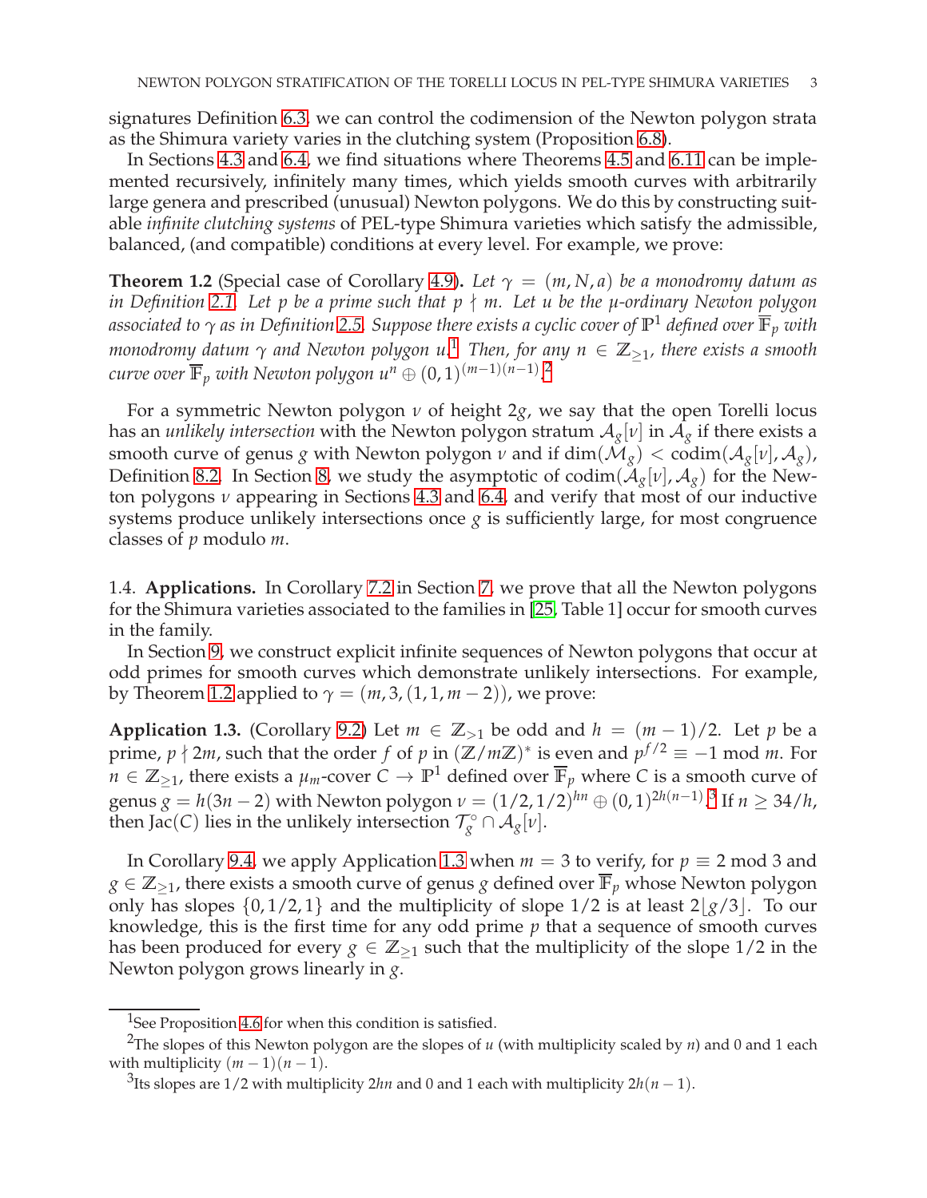signatures Definition 6.3, we can control the codimension of the Newton polygon strata as the Shimura variety varies in the clutching system (Proposition 6.8).

In Sections 4.3 and 6.4, we find situations where Theorems 4.5 and 6.11 can be implemented recursively, infinitely many times, which yields smooth curves with arbitrarily large genera and prescribed (unusual) Newton polygons. We do this by constructing suitable *infinite clutching systems* of PEL-type Shimura varieties which satisfy the admissible, balanced, (and compatible) conditions at every level. For example, we prove:

**Theorem 1.2** (Special case of Corollary 4.9)**.** *Let $\gamma = (m, N, a)$ be a monodromy datum as in Definition 2.1. Let $p$ be a prime such that $p \nmid m$. Let $u$ be the $\mu$-ordinary Newton polygon associated to $\gamma$ as in Definition 2.5. Suppose there exists a cyclic cover of $\mathbb{P}^1$ defined over $\overline{\mathbb{F}}_p$ with monodromy datum $\gamma$ and Newton polygon $u$.*[1] *Then, for any $n \in \mathbb{Z}_{\geq 1}$, there exists a smooth curve over $\overline{\mathbb{F}}_p$ with Newton polygon $u^n \oplus (0,1)^{(m-1)(n-1)}$.*[2]

For a symmetric Newton polygon $\nu$ of height $2g$, we say that the open Torelli locus has an *unlikely intersection* with the Newton polygon stratum $\mathcal{A}_g[\nu]$ in $\mathcal{A}_g$ if there exists a smooth curve of genus $g$ with Newton polygon $\nu$ and if $\dim(\mathcal{M}_g) < \operatorname{codim}(\mathcal{A}_g[\nu], \mathcal{A}_g)$, Definition 8.2. In Section 8, we study the asymptotic of $\operatorname{codim}(\mathcal{A}_g[\nu], \mathcal{A}_g)$ for the Newton polygons $\nu$ appearing in Sections 4.3 and 6.4, and verify that most of our inductive systems produce unlikely intersections once $g$ is sufficiently large, for most congruence classes of $p$ modulo $m$.

1.4. **Applications.** In Corollary 7.2 in Section 7, we prove that all the Newton polygons for the Shimura varieties associated to the families in [25, Table 1] occur for smooth curves in the family.

In Section 9, we construct explicit infinite sequences of Newton polygons that occur at odd primes for smooth curves which demonstrate unlikely intersections. For example, by Theorem 1.2 applied to $\gamma = (m, 3, (1, 1, m-2))$, we prove:

**Application 1.3.** (Corollary 9.2) Let $m \in \mathbb{Z}_{>1}$ be odd and $h = (m-1)/2$. Let $p$ be a prime, $p \nmid 2m$, such that the order $f$ of $p$ in $(\mathbb{Z}/m\mathbb{Z})^*$ is even and $p^{f/2} \equiv -1 \bmod m$. For $n \in \mathbb{Z}_{\geq 1}$, there exists a $\mu_m$-cover $C \to \mathbb{P}^1$ defined over $\overline{\mathbb{F}}_p$ where $C$ is a smooth curve of genus $g = h(3n-2)$ with Newton polygon $\nu = (1/2, 1/2)^{hn} \oplus (0,1)^{2h(n-1)}$.[3] If $n \geq 34/h$, then $\mathrm{Jac}(C)$ lies in the unlikely intersection $\mathcal{T}_g^\circ \cap \mathcal{A}_g[\nu]$.

In Corollary 9.4, we apply Application 1.3 when $m = 3$ to verify, for $p \equiv 2 \bmod 3$ and $g \in \mathbb{Z}_{\geq 1}$, there exists a smooth curve of genus $g$ defined over $\overline{\mathbb{F}}_p$ whose Newton polygon only has slopes $\{0, 1/2, 1\}$ and the multiplicity of slope $1/2$ is at least $2\lfloor g/3 \rfloor$. To our knowledge, this is the first time for any odd prime $p$ that a sequence of smooth curves has been produced for every $g \in \mathbb{Z}_{\geq 1}$ such that the multiplicity of the slope $1/2$ in the Newton polygon grows linearly in $g$.

---

[1] See Proposition 4.6 for when this condition is satisfied.

[2] The slopes of this Newton polygon are the slopes of $u$ (with multiplicity scaled by $n$) and 0 and 1 each with multiplicity $(m-1)(n-1)$.

[3] Its slopes are $1/2$ with multiplicity $2hn$ and 0 and 1 each with multiplicity $2h(n-1)$.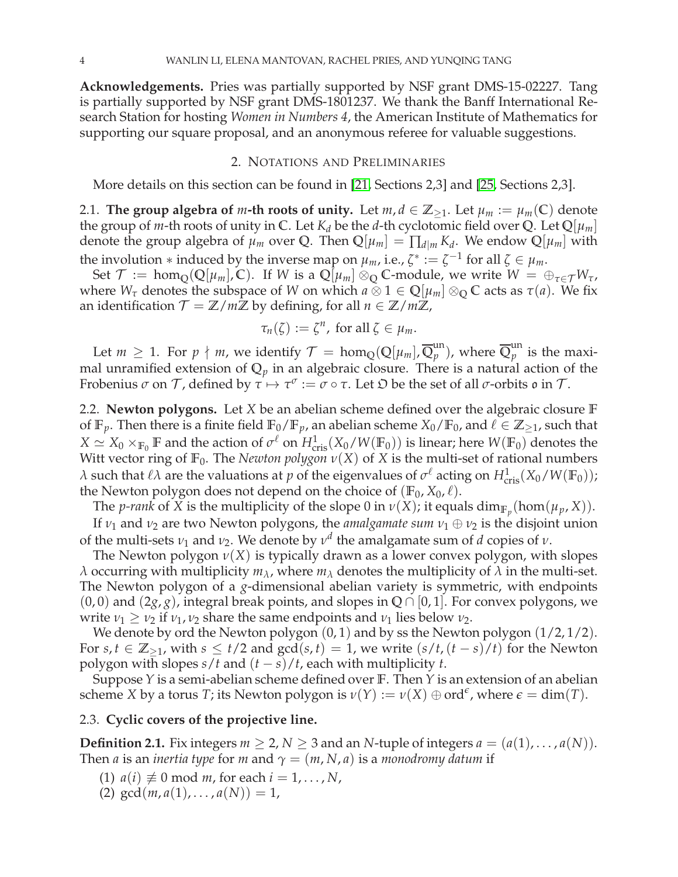**Acknowledgements.** Pries was partially supported by NSF grant DMS-15-02227. Tang is partially supported by NSF grant DMS-1801237. We thank the Banff International Research Station for hosting *Women in Numbers 4*, the American Institute of Mathematics for supporting our square proposal, and an anonymous referee for valuable suggestions.

## 2. Notations and Preliminaries

More details on this section can be found in [21, Sections 2,3] and [25, Sections 2,3].

### 2.1. The group algebra of $m$-th roots of unity.

Let $m, d \in \mathbb{Z}_{\geq 1}$. Let $\mu_m := \mu_m(\mathbb{C})$ denote the group of $m$-th roots of unity in $\mathbb{C}$. Let $K_d$ be the $d$-th cyclotomic field over $\mathbb{Q}$. Let $\mathbb{Q}[\mu_m]$ denote the group algebra of $\mu_m$ over $\mathbb{Q}$. Then $\mathbb{Q}[\mu_m] = \prod_{d|m} K_d$. We endow $\mathbb{Q}[\mu_m]$ with the involution $*$ induced by the inverse map on $\mu_m$, i.e., $\zeta^* := \zeta^{-1}$ for all $\zeta \in \mu_m$.

Set $\mathcal{T} := \hom_{\mathbb{Q}}(\mathbb{Q}[\mu_m], \mathbb{C})$. If $W$ is a $\mathbb{Q}[\mu_m] \otimes_{\mathbb{Q}} \mathbb{C}$-module, we write $W = \oplus_{\tau \in \mathcal{T}} W_\tau$, where $W_\tau$ denotes the subspace of $W$ on which $a \otimes 1 \in \mathbb{Q}[\mu_m] \otimes_{\mathbb{Q}} \mathbb{C}$ acts as $\tau(a)$. We fix an identification $\mathcal{T} = \mathbb{Z}/m\mathbb{Z}$ by defining, for all $n \in \mathbb{Z}/m\mathbb{Z}$,

$$\tau_n(\zeta) := \zeta^n, \text{ for all } \zeta \in \mu_m.$$

Let $m \geq 1$. For $p \nmid m$, we identify $\mathcal{T} = \hom_{\mathbb{Q}}(\mathbb{Q}[\mu_m], \overline{\mathbb{Q}}_p^{\mathrm{un}})$, where $\overline{\mathbb{Q}}_p^{\mathrm{un}}$ is the maximal unramified extension of $\mathbb{Q}_p$ in an algebraic closure. There is a natural action of the Frobenius $\sigma$ on $\mathcal{T}$, defined by $\tau \mapsto \tau^\sigma := \sigma \circ \tau$. Let $\mathfrak{O}$ be the set of all $\sigma$-orbits $\mathfrak{o}$ in $\mathcal{T}$.

### 2.2. Newton polygons.

Let $X$ be an abelian scheme defined over the algebraic closure $\mathbb{F}$ of $\mathbb{F}_p$. Then there is a finite field $\mathbb{F}_0/\mathbb{F}_p$, an abelian scheme $X_0/\mathbb{F}_0$, and $\ell \in \mathbb{Z}_{\geq 1}$, such that $X \simeq X_0 \times_{\mathbb{F}_0} \mathbb{F}$ and the action of $\sigma^\ell$ on $H^1_{\mathrm{cris}}(X_0/W(\mathbb{F}_0))$ is linear; here $W(\mathbb{F}_0)$ denotes the Witt vector ring of $\mathbb{F}_0$. The *Newton polygon* $\nu(X)$ of $X$ is the multi-set of rational numbers $\lambda$ such that $\ell\lambda$ are the valuations at $p$ of the eigenvalues of $\sigma^\ell$ acting on $H^1_{\mathrm{cris}}(X_0/W(\mathbb{F}_0))$; the Newton polygon does not depend on the choice of $(\mathbb{F}_0, X_0, \ell)$.

The *p-rank* of $X$ is the multiplicity of the slope 0 in $\nu(X)$; it equals $\dim_{\mathbb{F}_p}(\hom(\mu_p, X))$.

If $\nu_1$ and $\nu_2$ are two Newton polygons, the *amalgamate sum* $\nu_1 \oplus \nu_2$ is the disjoint union of the multi-sets $\nu_1$ and $\nu_2$. We denote by $\nu^d$ the amalgamate sum of $d$ copies of $\nu$.

The Newton polygon $\nu(X)$ is typically drawn as a lower convex polygon, with slopes $\lambda$ occurring with multiplicity $m_\lambda$, where $m_\lambda$ denotes the multiplicity of $\lambda$ in the multi-set. The Newton polygon of a $g$-dimensional abelian variety is symmetric, with endpoints $(0,0)$ and $(2g, g)$, integral break points, and slopes in $\mathbb{Q} \cap [0,1]$. For convex polygons, we write $\nu_1 \geq \nu_2$ if $\nu_1, \nu_2$ share the same endpoints and $\nu_1$ lies below $\nu_2$.

We denote by ord the Newton polygon $(0,1)$ and by ss the Newton polygon $(1/2, 1/2)$. For $s, t \in \mathbb{Z}_{\geq 1}$, with $s \leq t/2$ and $\gcd(s,t) = 1$, we write $(s/t, (t-s)/t)$ for the Newton polygon with slopes $s/t$ and $(t-s)/t$, each with multiplicity $t$.

Suppose $Y$ is a semi-abelian scheme defined over $\mathbb{F}$. Then $Y$ is an extension of an abelian scheme $X$ by a torus $T$; its Newton polygon is $\nu(Y) := \nu(X) \oplus \mathrm{ord}^\epsilon$, where $\epsilon = \dim(T)$.

### 2.3. Cyclic covers of the projective line.

**Definition 2.1.** Fix integers $m \geq 2, N \geq 3$ and an $N$-tuple of integers $a = (a(1), \ldots, a(N))$. Then $a$ is an *inertia type* for $m$ and $\gamma = (m, N, a)$ is a *monodromy datum* if

(1) $a(i) \not\equiv 0 \bmod m$, for each $i = 1, \ldots, N$,
(2) $\gcd(m, a(1), \ldots, a(N)) = 1$,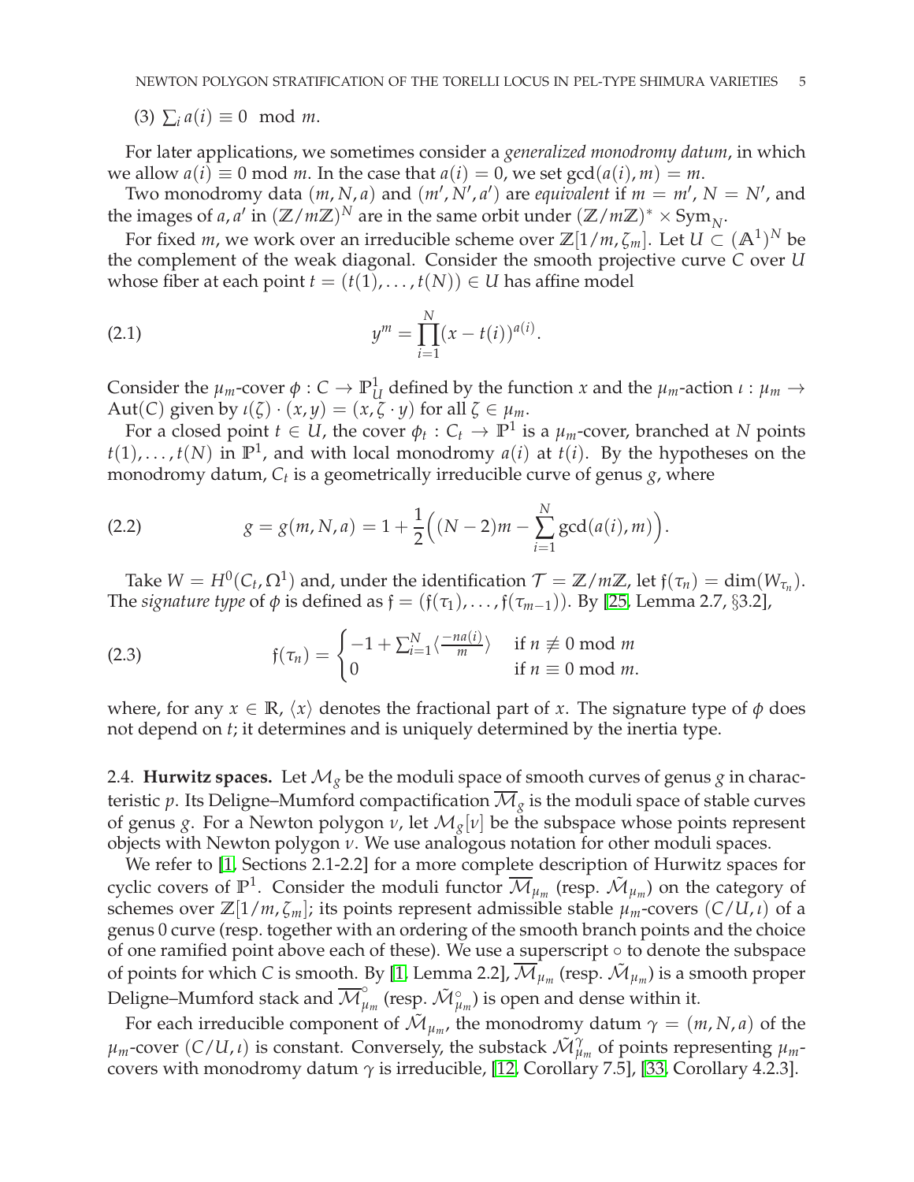(3) $\sum_i a(i) \equiv 0 \mod m$.

For later applications, we sometimes consider a *generalized monodromy datum*, in which we allow $a(i) \equiv 0 \bmod m$. In the case that $a(i) = 0$, we set $\gcd(a(i), m) = m$.

Two monodromy data $(m, N, a)$ and $(m', N', a')$ are *equivalent* if $m = m'$, $N = N'$, and the images of $a, a'$ in $(\mathbb{Z}/m\mathbb{Z})^N$ are in the same orbit under $(\mathbb{Z}/m\mathbb{Z})^* \times \mathrm{Sym}_N$.

For fixed $m$, we work over an irreducible scheme over $\mathbb{Z}[1/m, \zeta_m]$. Let $U \subset (\mathbb{A}^1)^N$ be the complement of the weak diagonal. Consider the smooth projective curve $C$ over $U$ whose fiber at each point $t = (t(1), \ldots, t(N)) \in U$ has affine model

$$y^m = \prod_{i=1}^{N} (x - t(i))^{a(i)}. \tag{2.1}$$

Consider the $\mu_m$-cover $\phi : C \to \mathbb{P}^1_U$ defined by the function $x$ and the $\mu_m$-action $\iota : \mu_m \to \mathrm{Aut}(C)$ given by $\iota(\zeta) \cdot (x, y) = (x, \zeta \cdot y)$ for all $\zeta \in \mu_m$.

For a closed point $t \in U$, the cover $\phi_t : C_t \to \mathbb{P}^1$ is a $\mu_m$-cover, branched at $N$ points $t(1), \ldots, t(N)$ in $\mathbb{P}^1$, and with local monodromy $a(i)$ at $t(i)$. By the hypotheses on the monodromy datum, $C_t$ is a geometrically irreducible curve of genus $g$, where

$$g = g(m, N, a) = 1 + \frac{1}{2}\Big( (N-2)m - \sum_{i=1}^{N} \gcd(a(i), m) \Big). \tag{2.2}$$

Take $W = H^0(C_t, \Omega^1)$ and, under the identification $\mathcal{T} = \mathbb{Z}/m\mathbb{Z}$, let $\mathfrak{f}(\tau_n) = \dim(W_{\tau_n})$. The *signature type* of $\phi$ is defined as $\mathfrak{f} = (\mathfrak{f}(\tau_1), \ldots, \mathfrak{f}(\tau_{m-1}))$. By [25, Lemma 2.7, §3.2],

$$\mathfrak{f}(\tau_n) = \begin{cases} -1 + \sum_{i=1}^{N} \langle \frac{-na(i)}{m} \rangle & \text{if } n \not\equiv 0 \bmod m \\ 0 & \text{if } n \equiv 0 \bmod m. \end{cases} \tag{2.3}$$

where, for any $x \in \mathbb{R}$, $\langle x \rangle$ denotes the fractional part of $x$. The signature type of $\phi$ does not depend on $t$; it determines and is uniquely determined by the inertia type.

2.4. **Hurwitz spaces.** Let $\mathcal{M}_g$ be the moduli space of smooth curves of genus $g$ in characteristic $p$. Its Deligne–Mumford compactification $\overline{\mathcal{M}}_g$ is the moduli space of stable curves of genus $g$. For a Newton polygon $\nu$, let $\mathcal{M}_g[\nu]$ be the subspace whose points represent objects with Newton polygon $\nu$. We use analogous notation for other moduli spaces.

We refer to [1, Sections 2.1-2.2] for a more complete description of Hurwitz spaces for cyclic covers of $\mathbb{P}^1$. Consider the moduli functor $\overline{\mathcal{M}}_{\mu_m}$ (resp. $\tilde{\mathcal{M}}_{\mu_m}$) on the category of schemes over $\mathbb{Z}[1/m, \zeta_m]$; its points represent admissible stable $\mu_m$-covers $(C/U, \iota)$ of a genus 0 curve (resp. together with an ordering of the smooth branch points and the choice of one ramified point above each of these). We use a superscript $\circ$ to denote the subspace of points for which $C$ is smooth. By [1, Lemma 2.2], $\overline{\mathcal{M}}_{\mu_m}$ (resp. $\tilde{\mathcal{M}}_{\mu_m}$) is a smooth proper Deligne–Mumford stack and $\overline{\mathcal{M}}^{\circ}_{\mu_m}$ (resp. $\tilde{\mathcal{M}}^{\circ}_{\mu_m}$) is open and dense within it.

For each irreducible component of $\tilde{\mathcal{M}}_{\mu_m}$, the monodromy datum $\gamma = (m, N, a)$ of the $\mu_m$-cover $(C/U, \iota)$ is constant. Conversely, the substack $\tilde{\mathcal{M}}^{\gamma}_{\mu_m}$ of points representing $\mu_m$-covers with monodromy datum $\gamma$ is irreducible, [12, Corollary 7.5], [33, Corollary 4.2.3].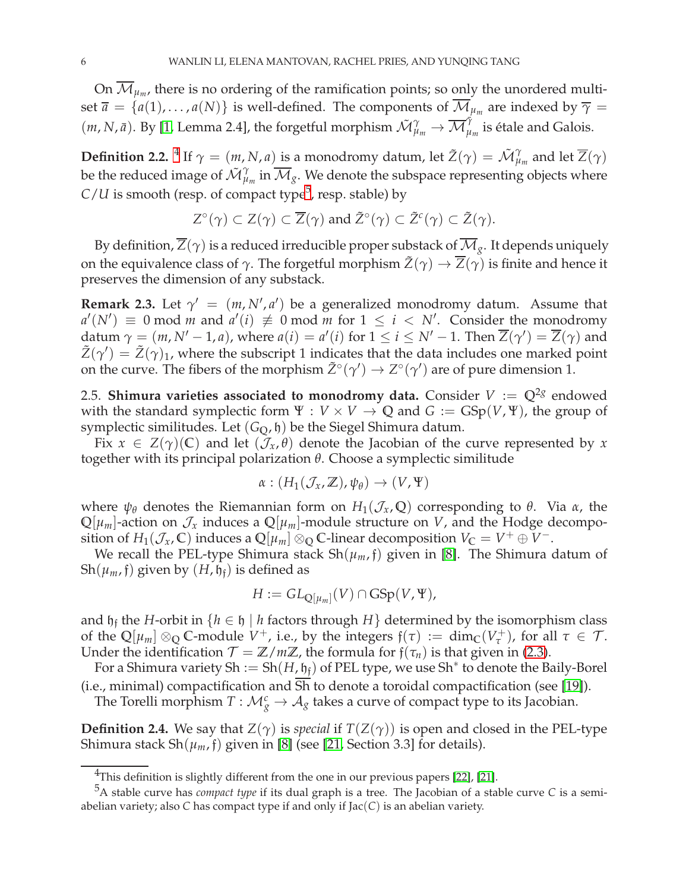On $\overline{\mathcal{M}}_{\mu_m}$, there is no ordering of the ramification points; so only the unordered multiset $\overline{a} = \{a(1), \dots, a(N)\}$ is well-defined. The components of $\overline{\mathcal{M}}_{\mu_m}$ are indexed by $\overline{\gamma} = (m, N, \bar{a})$. By [1, Lemma 2.4], the forgetful morphism $\tilde{\mathcal{M}}^{\gamma}_{\mu_m} \to \overline{\mathcal{M}}^{\overline{\gamma}}_{\mu_m}$ is étale and Galois.

**Definition 2.2.** [4] If $\gamma = (m, N, a)$ is a monodromy datum, let $\tilde{Z}(\gamma) = \tilde{\mathcal{M}}^{\gamma}_{\mu_m}$ and let $\overline{Z}(\gamma)$ be the reduced image of $\tilde{\mathcal{M}}^{\gamma}_{\mu_m}$ in $\overline{\mathcal{M}}_g$. We denote the subspace representing objects where $C/U$ is smooth (resp. of compact type[5], resp. stable) by

$$Z^{\circ}(\gamma) \subset Z(\gamma) \subset \overline{Z}(\gamma) \text{ and } \tilde{Z}^{\circ}(\gamma) \subset \tilde{Z}^{c}(\gamma) \subset \tilde{Z}(\gamma).$$

By definition, $\overline{Z}(\gamma)$ is a reduced irreducible proper substack of $\overline{\mathcal{M}}_g$. It depends uniquely on the equivalence class of $\gamma$. The forgetful morphism $\tilde{Z}(\gamma) \to \overline{Z}(\gamma)$ is finite and hence it preserves the dimension of any substack.

**Remark 2.3.** Let $\gamma' = (m, N', a')$ be a generalized monodromy datum. Assume that $a'(N') \equiv 0 \bmod m$ and $a'(i) \not\equiv 0 \bmod m$ for $1 \leq i < N'$. Consider the monodromy datum $\gamma = (m, N'-1, a)$, where $a(i) = a'(i)$ for $1 \leq i \leq N'-1$. Then $\overline{Z}(\gamma') = \overline{Z}(\gamma)$ and $\tilde{Z}(\gamma') = \tilde{Z}(\gamma)_1$, where the subscript 1 indicates that the data includes one marked point on the curve. The fibers of the morphism $\tilde{Z}^{\circ}(\gamma') \to Z^{\circ}(\gamma')$ are of pure dimension 1.

2.5. **Shimura varieties associated to monodromy data.** Consider $V := \mathbb{Q}^{2g}$ endowed with the standard symplectic form $\Psi : V \times V \to \mathbb{Q}$ and $G := \mathrm{GSp}(V, \Psi)$, the group of symplectic similitudes. Let $(G_{\mathbb{Q}}, \mathfrak{h})$ be the Siegel Shimura datum.

Fix $x \in Z(\gamma)(\mathbb{C})$ and let $(\mathcal{J}_x, \theta)$ denote the Jacobian of the curve represented by $x$ together with its principal polarization $\theta$. Choose a symplectic similitude

$$\alpha : (H_1(\mathcal{J}_x, \mathbb{Z}), \psi_\theta) \to (V, \Psi)$$

where $\psi_\theta$ denotes the Riemannian form on $H_1(\mathcal{J}_x, \mathbb{Q})$ corresponding to $\theta$. Via $\alpha$, the $\mathbb{Q}[\mu_m]$-action on $\mathcal{J}_x$ induces a $\mathbb{Q}[\mu_m]$-module structure on $V$, and the Hodge decomposition of $H_1(\mathcal{J}_x, \mathbb{C})$ induces a $\mathbb{Q}[\mu_m] \otimes_{\mathbb{Q}} \mathbb{C}$-linear decomposition $V_{\mathbb{C}} = V^+ \oplus V^-$.

We recall the PEL-type Shimura stack $\mathrm{Sh}(\mu_m, \mathfrak{f})$ given in [8]. The Shimura datum of $\mathrm{Sh}(\mu_m, \mathfrak{f})$ given by $(H, \mathfrak{h}_{\mathfrak{f}})$ is defined as

$$H := GL_{\mathbb{Q}[\mu_m]}(V) \cap \mathrm{GSp}(V, \Psi),$$

and $\mathfrak{h}_{\mathfrak{f}}$ the $H$-orbit in $\{h \in \mathfrak{h} \mid h \text{ factors through } H\}$ determined by the isomorphism class of the $\mathbb{Q}[\mu_m] \otimes_{\mathbb{Q}} \mathbb{C}$-module $V^+$, i.e., by the integers $\mathfrak{f}(\tau) := \dim_{\mathbb{C}}(V^+_\tau)$, for all $\tau \in \mathcal{T}$. Under the identification $\mathcal{T} = \mathbb{Z}/m\mathbb{Z}$, the formula for $\mathfrak{f}(\tau_n)$ is that given in (2.3).

For a Shimura variety $\mathrm{Sh} := \mathrm{Sh}(H, \mathfrak{h}_{\mathfrak{f}})$ of PEL type, we use $\mathrm{Sh}^*$ to denote the Baily-Borel (i.e., minimal) compactification and $\overline{\mathrm{Sh}}$ to denote a toroidal compactification (see [19]).

The Torelli morphism $T : \mathcal{M}^c_g \to \mathcal{A}_g$ takes a curve of compact type to its Jacobian.

**Definition 2.4.** We say that $Z(\gamma)$ is *special* if $T(Z(\gamma))$ is open and closed in the PEL-type Shimura stack $\mathrm{Sh}(\mu_m, \mathfrak{f})$ given in [8] (see [21, Section 3.3] for details).

---

[4] This definition is slightly different from the one in our previous papers [22], [21].

[5] A stable curve has *compact type* if its dual graph is a tree. The Jacobian of a stable curve $C$ is a semi-abelian variety; also $C$ has compact type if and only if $\mathrm{Jac}(C)$ is an abelian variety.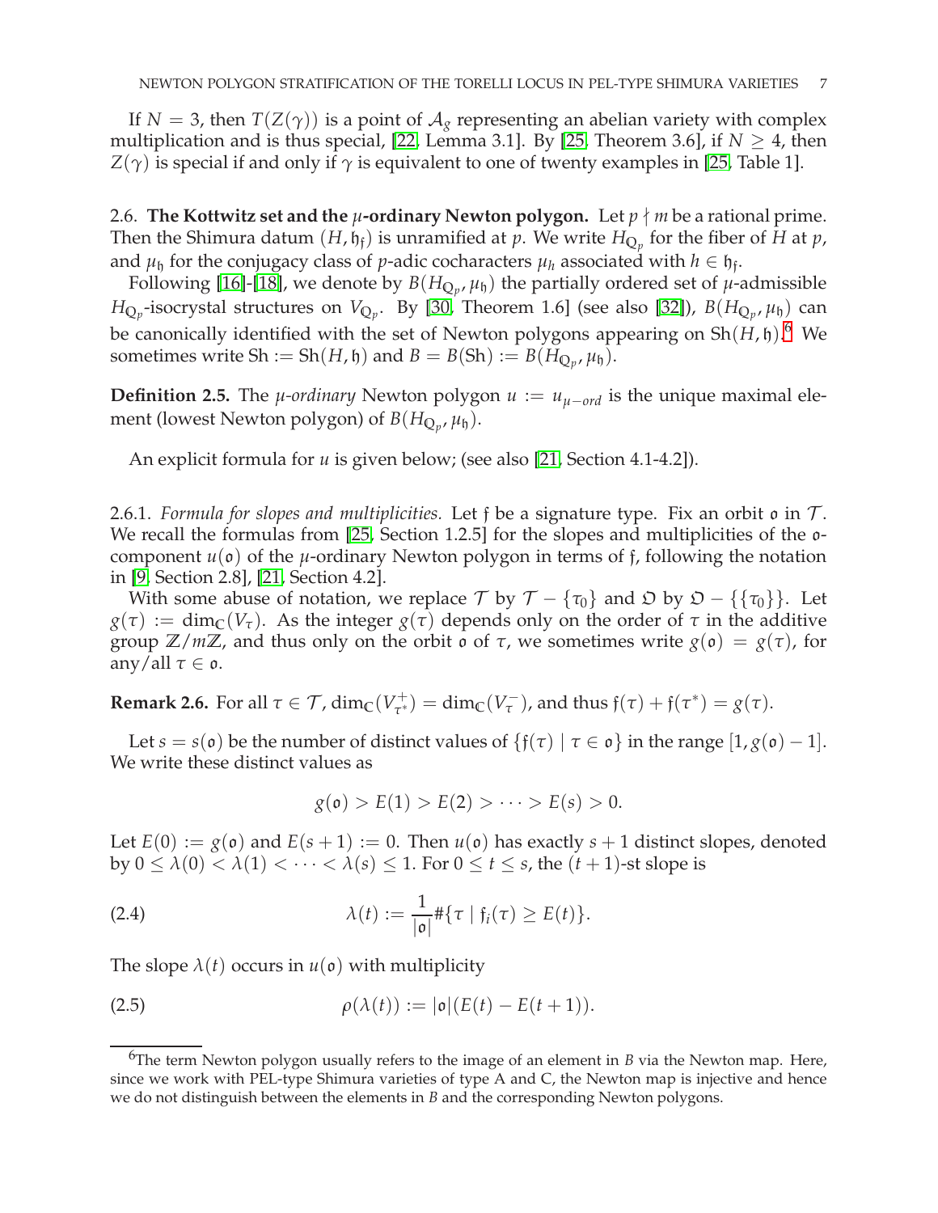If $N = 3$, then $T(Z(\gamma))$ is a point of $\mathcal{A}_g$ representing an abelian variety with complex multiplication and is thus special, [22, Lemma 3.1]. By [25, Theorem 3.6], if $N \geq 4$, then $Z(\gamma)$ is special if and only if $\gamma$ is equivalent to one of twenty examples in [25, Table 1].

2.6. **The Kottwitz set and the $\mu$-ordinary Newton polygon.** Let $p \nmid m$ be a rational prime. Then the Shimura datum $(H, \mathfrak{h}_\mathfrak{f})$ is unramified at $p$. We write $H_{\mathbb{Q}_p}$ for the fiber of $H$ at $p$, and $\mu_\mathfrak{h}$ for the conjugacy class of $p$-adic cocharacters $\mu_h$ associated with $h \in \mathfrak{h}_\mathfrak{f}$.

Following [16]-[18], we denote by $B(H_{\mathbb{Q}_p}, \mu_\mathfrak{h})$ the partially ordered set of $\mu$-admissible $H_{\mathbb{Q}_p}$-isocrystal structures on $V_{\mathbb{Q}_p}$. By [30, Theorem 1.6] (see also [32]), $B(H_{\mathbb{Q}_p}, \mu_\mathfrak{h})$ can be canonically identified with the set of Newton polygons appearing on $\mathrm{Sh}(H, \mathfrak{h})$.[6] We sometimes write $\mathrm{Sh} := \mathrm{Sh}(H, \mathfrak{h})$ and $B = B(\mathrm{Sh}) := B(H_{\mathbb{Q}_p}, \mu_\mathfrak{h})$.

**Definition 2.5.** The *$\mu$-ordinary* Newton polygon $u := u_{\mu-ord}$ is the unique maximal element (lowest Newton polygon) of $B(H_{\mathbb{Q}_p}, \mu_\mathfrak{h})$.

An explicit formula for $u$ is given below; (see also [21, Section 4.1-4.2]).

2.6.1. *Formula for slopes and multiplicities.* Let $\mathfrak{f}$ be a signature type. Fix an orbit $\mathfrak{o}$ in $\mathcal{T}$. We recall the formulas from [25, Section 1.2.5] for the slopes and multiplicities of the $\mathfrak{o}$-component $u(\mathfrak{o})$ of the $\mu$-ordinary Newton polygon in terms of $\mathfrak{f}$, following the notation in [9, Section 2.8], [21, Section 4.2].

With some abuse of notation, we replace $\mathcal{T}$ by $\mathcal{T} - \{\tau_0\}$ and $\mathfrak{O}$ by $\mathfrak{O} - \{\{\tau_0\}\}$. Let $g(\tau) := \dim_\mathbb{C}(V_\tau)$. As the integer $g(\tau)$ depends only on the order of $\tau$ in the additive group $\mathbb{Z}/m\mathbb{Z}$, and thus only on the orbit $\mathfrak{o}$ of $\tau$, we sometimes write $g(\mathfrak{o}) = g(\tau)$, for any/all $\tau \in \mathfrak{o}$.

**Remark 2.6.** For all $\tau \in \mathcal{T}$, $\dim_\mathbb{C}(V^+_{\tau^*}) = \dim_\mathbb{C}(V^-_\tau)$, and thus $\mathfrak{f}(\tau) + \mathfrak{f}(\tau^*) = g(\tau)$.

Let $s = s(\mathfrak{o})$ be the number of distinct values of $\{\mathfrak{f}(\tau) \mid \tau \in \mathfrak{o}\}$ in the range $[1, g(\mathfrak{o}) - 1]$. We write these distinct values as

$$g(\mathfrak{o}) > E(1) > E(2) > \cdots > E(s) > 0.$$

Let $E(0) := g(\mathfrak{o})$ and $E(s+1) := 0$. Then $u(\mathfrak{o})$ has exactly $s+1$ distinct slopes, denoted by $0 \leq \lambda(0) < \lambda(1) < \cdots < \lambda(s) \leq 1$. For $0 \leq t \leq s$, the $(t+1)$-st slope is

$$\lambda(t) := \frac{1}{|\mathfrak{o}|} \#\{\tau \mid \mathfrak{f}_i(\tau) \geq E(t)\}. \tag{2.4}$$

The slope $\lambda(t)$ occurs in $u(\mathfrak{o})$ with multiplicity

$$\rho(\lambda(t)) := |\mathfrak{o}|(E(t) - E(t+1)). \tag{2.5}$$

[6] The term Newton polygon usually refers to the image of an element in $B$ via the Newton map. Here, since we work with PEL-type Shimura varieties of type A and C, the Newton map is injective and hence we do not distinguish between the elements in $B$ and the corresponding Newton polygons.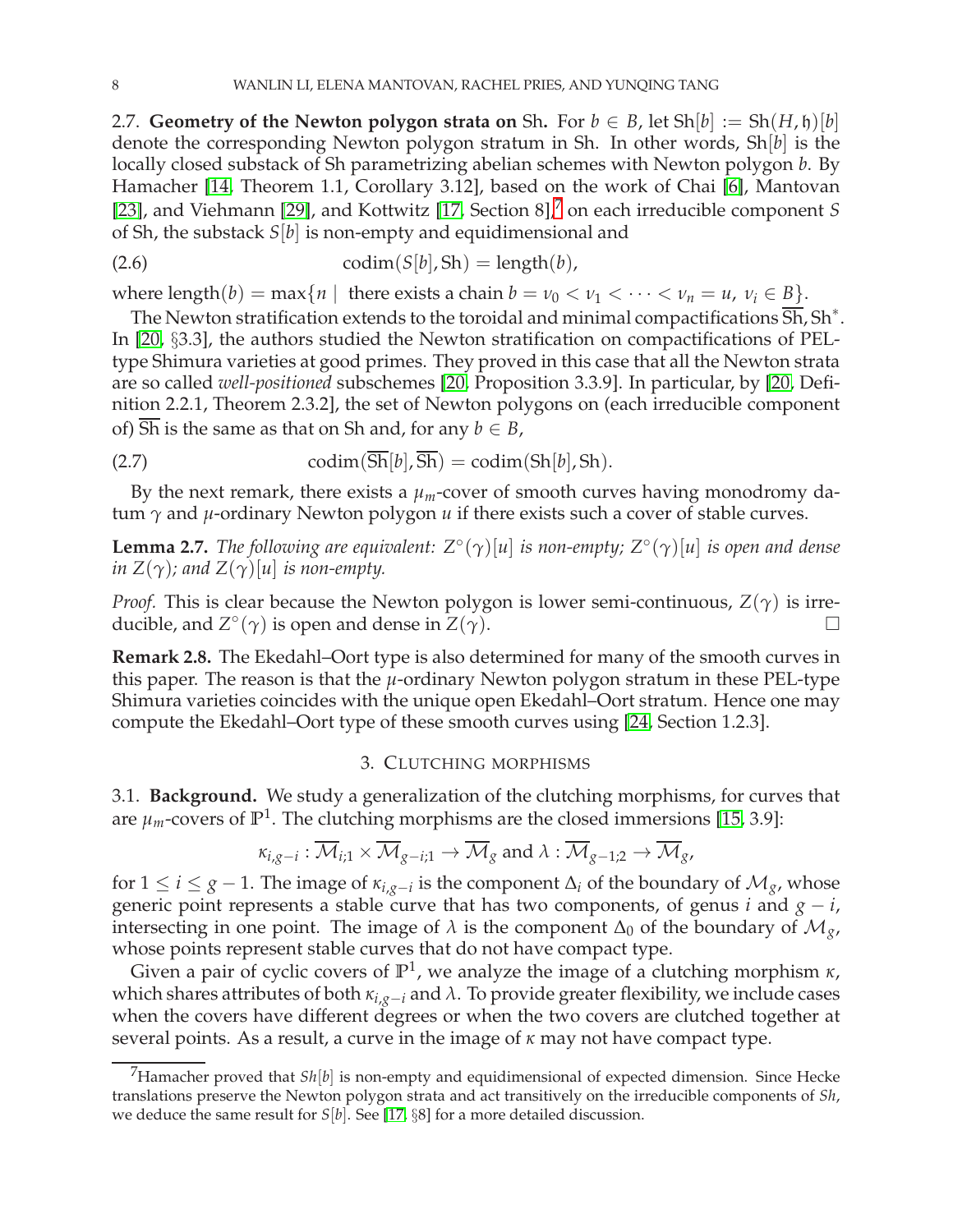2.7. **Geometry of the Newton polygon strata on** Sh. For $b \in B$, let $\mathrm{Sh}[b] := \mathrm{Sh}(H, \mathfrak{h})[b]$ denote the corresponding Newton polygon stratum in Sh. In other words, $\mathrm{Sh}[b]$ is the locally closed substack of Sh parametrizing abelian schemes with Newton polygon $b$. By Hamacher [14, Theorem 1.1, Corollary 3.12], based on the work of Chai [6], Mantovan [23], and Viehmann [29], and Kottwitz [17, Section 8],[7] on each irreducible component $S$ of Sh, the substack $S[b]$ is non-empty and equidimensional and

$$\operatorname{codim}(S[b], \mathrm{Sh}) = \operatorname{length}(b), \tag{2.6}$$

where $\operatorname{length}(b) = \max\{n \mid \text{ there exists a chain } b = \nu_0 < \nu_1 < \cdots < \nu_n = u,\ \nu_i \in B\}$.

The Newton stratification extends to the toroidal and minimal compactifications $\overline{\mathrm{Sh}}, \mathrm{Sh}^*$. In [20, §3.3], the authors studied the Newton stratification on compactifications of PEL-type Shimura varieties at good primes. They proved in this case that all the Newton strata are so called *well-positioned* subschemes [20, Proposition 3.3.9]. In particular, by [20, Definition 2.2.1, Theorem 2.3.2], the set of Newton polygons on (each irreducible component of) $\overline{\mathrm{Sh}}$ is the same as that on Sh and, for any $b \in B$,

$$\operatorname{codim}(\overline{\mathrm{Sh}}[b], \overline{\mathrm{Sh}}) = \operatorname{codim}(\mathrm{Sh}[b], \mathrm{Sh}). \tag{2.7}$$

By the next remark, there exists a $\mu_m$-cover of smooth curves having monodromy datum $\gamma$ and $\mu$-ordinary Newton polygon $u$ if there exists such a cover of stable curves.

**Lemma 2.7.** *The following are equivalent: $Z^\circ(\gamma)[u]$ is non-empty; $Z^\circ(\gamma)[u]$ is open and dense in $Z(\gamma)$; and $Z(\gamma)[u]$ is non-empty.*

*Proof.* This is clear because the Newton polygon is lower semi-continuous, $Z(\gamma)$ is irreducible, and $Z^\circ(\gamma)$ is open and dense in $Z(\gamma)$. □

**Remark 2.8.** The Ekedahl–Oort type is also determined for many of the smooth curves in this paper. The reason is that the $\mu$-ordinary Newton polygon stratum in these PEL-type Shimura varieties coincides with the unique open Ekedahl–Oort stratum. Hence one may compute the Ekedahl–Oort type of these smooth curves using [24, Section 1.2.3].

## 3. Clutching morphisms

3.1. **Background.** We study a generalization of the clutching morphisms, for curves that are $\mu_m$-covers of $\mathbb{P}^1$. The clutching morphisms are the closed immersions [15, 3.9]:

$$\kappa_{i,g-i} : \overline{\mathcal{M}}_{i;1} \times \overline{\mathcal{M}}_{g-i;1} \to \overline{\mathcal{M}}_g \text{ and } \lambda : \overline{\mathcal{M}}_{g-1;2} \to \overline{\mathcal{M}}_g,$$

for $1 \le i \le g-1$. The image of $\kappa_{i,g-i}$ is the component $\Delta_i$ of the boundary of $\mathcal{M}_g$, whose generic point represents a stable curve that has two components, of genus $i$ and $g-i$, intersecting in one point. The image of $\lambda$ is the component $\Delta_0$ of the boundary of $\mathcal{M}_g$, whose points represent stable curves that do not have compact type.

Given a pair of cyclic covers of $\mathbb{P}^1$, we analyze the image of a clutching morphism $\kappa$, which shares attributes of both $\kappa_{i,g-i}$ and $\lambda$. To provide greater flexibility, we include cases when the covers have different degrees or when the two covers are clutched together at several points. As a result, a curve in the image of $\kappa$ may not have compact type.

[7] Hamacher proved that $Sh[b]$ is non-empty and equidimensional of expected dimension. Since Hecke translations preserve the Newton polygon strata and act transitively on the irreducible components of $Sh$, we deduce the same result for $S[b]$. See [17, §8] for a more detailed discussion.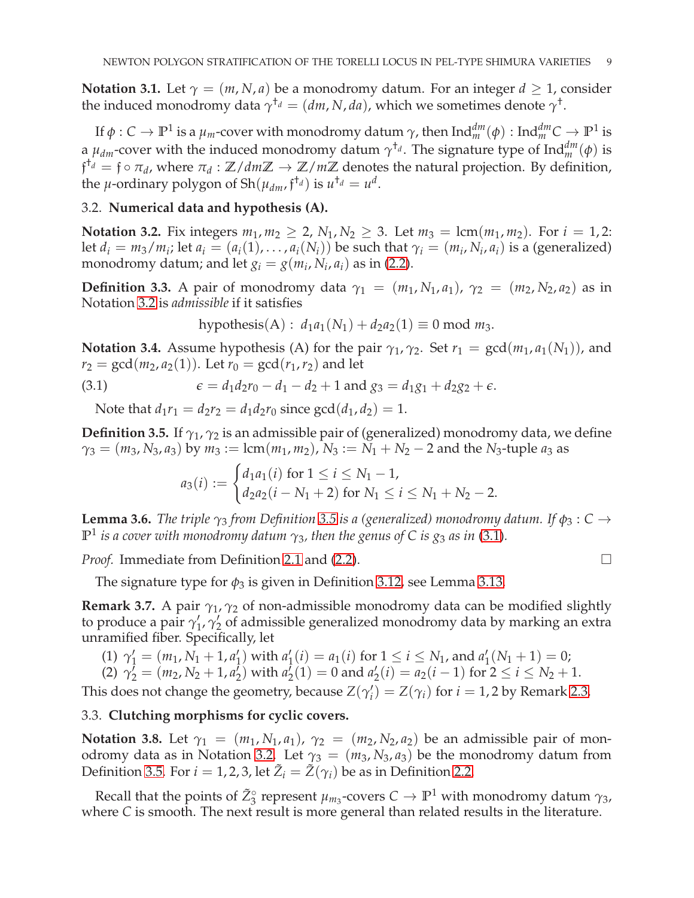**Notation 3.1.** Let $\gamma = (m, N, a)$ be a monodromy datum. For an integer $d \geq 1$, consider the induced monodromy data $\gamma^{\dagger_d} = (dm, N, da)$, which we sometimes denote $\gamma^\dagger$.

If $\phi : C \to \mathbb{P}^1$ is a $\mu_m$-cover with monodromy datum $\gamma$, then $\mathrm{Ind}_m^{dm}(\phi) : \mathrm{Ind}_m^{dm} C \to \mathbb{P}^1$ is a $\mu_{dm}$-cover with the induced monodromy datum $\gamma^{\dagger_d}$. The signature type of $\mathrm{Ind}_m^{dm}(\phi)$ is $\mathfrak{f}^{\dagger_d} = \mathfrak{f} \circ \pi_d$, where $\pi_d : \mathbb{Z}/dm\mathbb{Z} \to \mathbb{Z}/m\mathbb{Z}$ denotes the natural projection. By definition, the $\mu$-ordinary polygon of $\mathrm{Sh}(\mu_{dm}, \mathfrak{f}^{\dagger_d})$ is $u^{\dagger_d} = u^d$.

### 3.2. Numerical data and hypothesis (A).

**Notation 3.2.** Fix integers $m_1, m_2 \geq 2$, $N_1, N_2 \geq 3$. Let $m_3 = \mathrm{lcm}(m_1, m_2)$. For $i = 1, 2$: let $d_i = m_3/m_i$; let $a_i = (a_i(1), \ldots, a_i(N_i))$ be such that $\gamma_i = (m_i, N_i, a_i)$ is a (generalized) monodromy datum; and let $g_i = g(m_i, N_i, a_i)$ as in (2.2).

**Definition 3.3.** A pair of monodromy data $\gamma_1 = (m_1, N_1, a_1)$, $\gamma_2 = (m_2, N_2, a_2)$ as in Notation 3.2 is *admissible* if it satisfies

$$\text{hypothesis(A)} : \ d_1 a_1(N_1) + d_2 a_2(1) \equiv 0 \bmod m_3.$$

**Notation 3.4.** Assume hypothesis (A) for the pair $\gamma_1, \gamma_2$. Set $r_1 = \gcd(m_1, a_1(N_1))$, and $r_2 = \gcd(m_2, a_2(1))$. Let $r_0 = \gcd(r_1, r_2)$ and let

$$\epsilon = d_1 d_2 r_0 - d_1 - d_2 + 1 \text{ and } g_3 = d_1 g_1 + d_2 g_2 + \epsilon. \tag{3.1}$$

Note that $d_1 r_1 = d_2 r_2 = d_1 d_2 r_0$ since $\gcd(d_1, d_2) = 1$.

**Definition 3.5.** If $\gamma_1, \gamma_2$ is an admissible pair of (generalized) monodromy data, we define $\gamma_3 = (m_3, N_3, a_3)$ by $m_3 := \mathrm{lcm}(m_1, m_2)$, $N_3 := N_1 + N_2 - 2$ and the $N_3$-tuple $a_3$ as

$$a_3(i) := \begin{cases} d_1 a_1(i) \text{ for } 1 \leq i \leq N_1 - 1, \\ d_2 a_2(i - N_1 + 2) \text{ for } N_1 \leq i \leq N_1 + N_2 - 2. \end{cases}$$

**Lemma 3.6.** *The triple $\gamma_3$ from Definition 3.5 is a (generalized) monodromy datum. If $\phi_3 : C \to \mathbb{P}^1$ is a cover with monodromy datum $\gamma_3$, then the genus of $C$ is $g_3$ as in (3.1).*

*Proof.* Immediate from Definition 2.1 and (2.2). □

The signature type for $\phi_3$ is given in Definition 3.12, see Lemma 3.13.

**Remark 3.7.** A pair $\gamma_1, \gamma_2$ of non-admissible monodromy data can be modified slightly to produce a pair $\gamma_1', \gamma_2'$ of admissible generalized monodromy data by marking an extra unramified fiber. Specifically, let

(1) $\gamma_1' = (m_1, N_1 + 1, a_1')$ with $a_1'(i) = a_1(i)$ for $1 \leq i \leq N_1$, and $a_1'(N_1 + 1) = 0$;
(2) $\gamma_2' = (m_2, N_2 + 1, a_2')$ with $a_2'(1) = 0$ and $a_2'(i) = a_2(i - 1)$ for $2 \leq i \leq N_2 + 1$.

This does not change the geometry, because $Z(\gamma_i') = Z(\gamma_i)$ for $i = 1, 2$ by Remark 2.3.

### 3.3. Clutching morphisms for cyclic covers.

**Notation 3.8.** Let $\gamma_1 = (m_1, N_1, a_1)$, $\gamma_2 = (m_2, N_2, a_2)$ be an admissible pair of monodromy data as in Notation 3.2. Let $\gamma_3 = (m_3, N_3, a_3)$ be the monodromy datum from Definition 3.5. For $i = 1, 2, 3$, let $\tilde{Z}_i = \tilde{Z}(\gamma_i)$ be as in Definition 2.2.

Recall that the points of $\tilde{Z}_3^\circ$ represent $\mu_{m_3}$-covers $C \to \mathbb{P}^1$ with monodromy datum $\gamma_3$, where $C$ is smooth. The next result is more general than related results in the literature.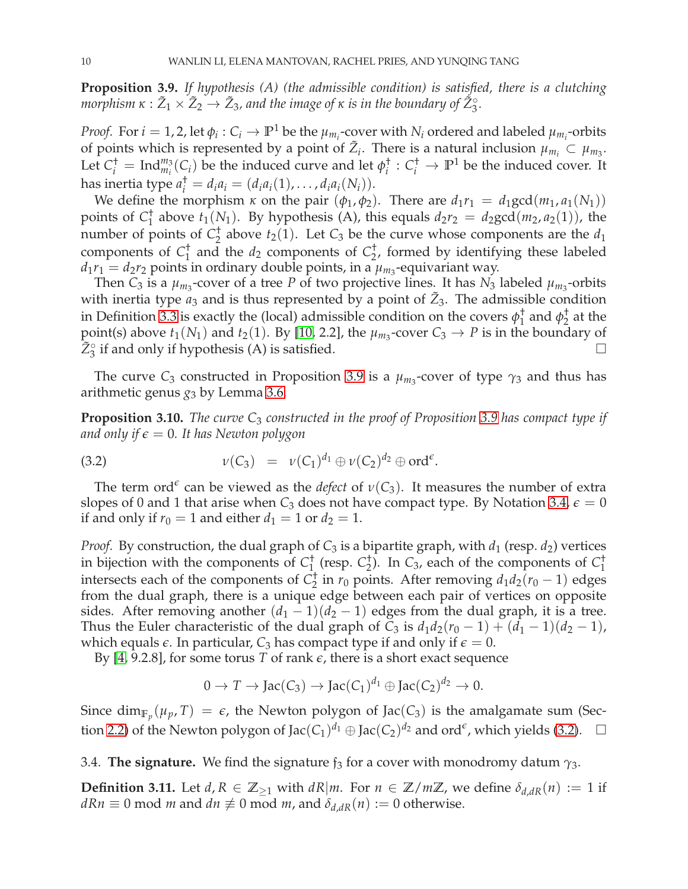**Proposition 3.9.** *If hypothesis (A) (the admissible condition) is satisfied, there is a clutching morphism $\kappa : \tilde{Z}_1 \times \tilde{Z}_2 \to \tilde{Z}_3$, and the image of $\kappa$ is in the boundary of $\tilde{Z}_3^\circ$.*

*Proof.* For $i = 1, 2$, let $\phi_i : C_i \to \mathbb{P}^1$ be the $\mu_{m_i}$-cover with $N_i$ ordered and labeled $\mu_{m_i}$-orbits of points which is represented by a point of $\tilde{Z}_i$. There is a natural inclusion $\mu_{m_i} \subset \mu_{m_3}$. Let $C_i^\dagger = \mathrm{Ind}_{m_i}^{m_3}(C_i)$ be the induced curve and let $\phi_i^\dagger : C_i^\dagger \to \mathbb{P}^1$ be the induced cover. It has inertia type $a_i^\dagger = d_i a_i = (d_i a_i(1), \dots, d_i a_i(N_i))$.

We define the morphism $\kappa$ on the pair $(\phi_1, \phi_2)$. There are $d_1 r_1 = d_1 \gcd(m_1, a_1(N_1))$ points of $C_1^\dagger$ above $t_1(N_1)$. By hypothesis (A), this equals $d_2 r_2 = d_2 \gcd(m_2, a_2(1))$, the number of points of $C_2^\dagger$ above $t_2(1)$. Let $C_3$ be the curve whose components are the $d_1$ components of $C_1^\dagger$ and the $d_2$ components of $C_2^\dagger$, formed by identifying these labeled $d_1 r_1 = d_2 r_2$ points in ordinary double points, in a $\mu_{m_3}$-equivariant way.

Then $C_3$ is a $\mu_{m_3}$-cover of a tree $P$ of two projective lines. It has $N_3$ labeled $\mu_{m_3}$-orbits with inertia type $a_3$ and is thus represented by a point of $\tilde{Z}_3$. The admissible condition in Definition 3.3 is exactly the (local) admissible condition on the covers $\phi_1^\dagger$ and $\phi_2^\dagger$ at the point(s) above $t_1(N_1)$ and $t_2(1)$. By [10, 2.2], the $\mu_{m_3}$-cover $C_3 \to P$ is in the boundary of $\tilde{Z}_3^\circ$ if and only if hypothesis (A) is satisfied. $\square$

The curve $C_3$ constructed in Proposition 3.9 is a $\mu_{m_3}$-cover of type $\gamma_3$ and thus has arithmetic genus $g_3$ by Lemma 3.6.

**Proposition 3.10.** *The curve $C_3$ constructed in the proof of Proposition 3.9 has compact type if and only if $\epsilon = 0$. It has Newton polygon*

$$\nu(C_3) \;=\; \nu(C_1)^{d_1} \oplus \nu(C_2)^{d_2} \oplus \mathrm{ord}^{\epsilon}. \tag{3.2}$$

The term $\mathrm{ord}^\epsilon$ can be viewed as the *defect* of $\nu(C_3)$. It measures the number of extra slopes of 0 and 1 that arise when $C_3$ does not have compact type. By Notation 3.4, $\epsilon = 0$ if and only if $r_0 = 1$ and either $d_1 = 1$ or $d_2 = 1$.

*Proof.* By construction, the dual graph of $C_3$ is a bipartite graph, with $d_1$ (resp. $d_2$) vertices in bijection with the components of $C_1^\dagger$ (resp. $C_2^\dagger$). In $C_3$, each of the components of $C_1^\dagger$ intersects each of the components of $C_2^\dagger$ in $r_0$ points. After removing $d_1 d_2 (r_0 - 1)$ edges from the dual graph, there is a unique edge between each pair of vertices on opposite sides. After removing another $(d_1 - 1)(d_2 - 1)$ edges from the dual graph, it is a tree. Thus the Euler characteristic of the dual graph of $C_3$ is $d_1 d_2 (r_0 - 1) + (d_1 - 1)(d_2 - 1)$, which equals $\epsilon$. In particular, $C_3$ has compact type if and only if $\epsilon = 0$.

By [4, 9.2.8], for some torus $T$ of rank $\epsilon$, there is a short exact sequence

$$0 \to T \to \mathrm{Jac}(C_3) \to \mathrm{Jac}(C_1)^{d_1} \oplus \mathrm{Jac}(C_2)^{d_2} \to 0.$$

Since $\dim_{\mathbb{F}_p}(\mu_p, T) = \epsilon$, the Newton polygon of $\mathrm{Jac}(C_3)$ is the amalgamate sum (Section 2.2) of the Newton polygon of $\mathrm{Jac}(C_1)^{d_1} \oplus \mathrm{Jac}(C_2)^{d_2}$ and $\mathrm{ord}^\epsilon$, which yields (3.2). $\square$

3.4. **The signature.** We find the signature $\mathfrak{f}_3$ for a cover with monodromy datum $\gamma_3$.

**Definition 3.11.** Let $d, R \in \mathbb{Z}_{\geq 1}$ with $dR | m$. For $n \in \mathbb{Z}/m\mathbb{Z}$, we define $\delta_{d,dR}(n) := 1$ if $dRn \equiv 0 \bmod m$ and $dn \not\equiv 0 \bmod m$, and $\delta_{d,dR}(n) := 0$ otherwise.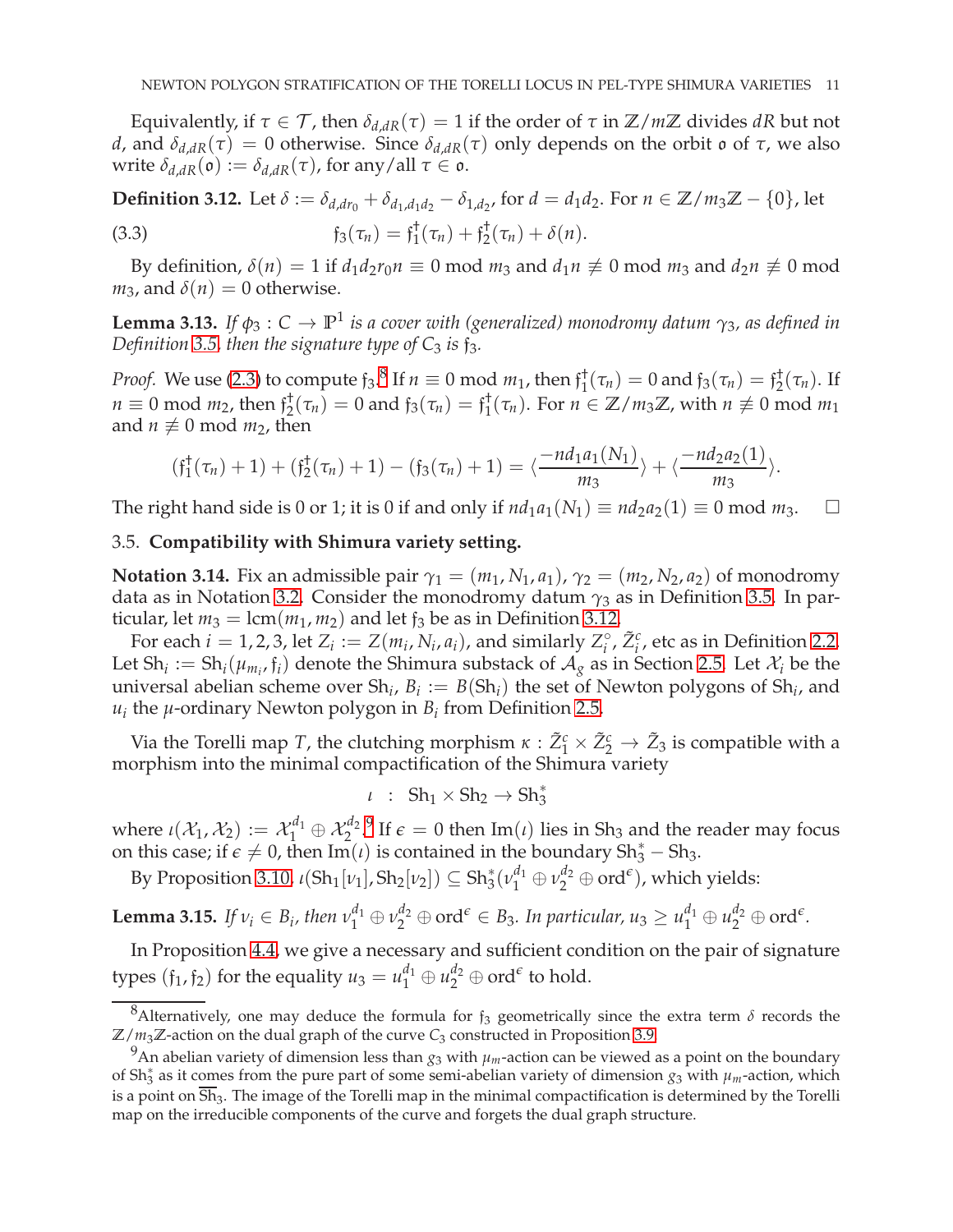Equivalently, if $\tau \in \mathcal{T}$, then $\delta_{d,dR}(\tau) = 1$ if the order of $\tau$ in $\mathbb{Z}/m\mathbb{Z}$ divides $dR$ but not $d$, and $\delta_{d,dR}(\tau) = 0$ otherwise. Since $\delta_{d,dR}(\tau)$ only depends on the orbit $\mathfrak{o}$ of $\tau$, we also write $\delta_{d,dR}(\mathfrak{o}) := \delta_{d,dR}(\tau)$, for any/all $\tau \in \mathfrak{o}$.

**Definition 3.12.** Let $\delta := \delta_{d,dr_0} + \delta_{d_1,d_1d_2} - \delta_{1,d_2}$, for $d = d_1d_2$. For $n \in \mathbb{Z}/m_3\mathbb{Z} - \{0\}$, let

$$\mathfrak{f}_3(\tau_n) = \mathfrak{f}_1^\dagger(\tau_n) + \mathfrak{f}_2^\dagger(\tau_n) + \delta(n). \tag{3.3}$$

By definition, $\delta(n) = 1$ if $d_1d_2r_0n \equiv 0 \bmod m_3$ and $d_1n \not\equiv 0 \bmod m_3$ and $d_2n \not\equiv 0 \bmod m_3$, and $\delta(n) = 0$ otherwise.

**Lemma 3.13.** *If $\phi_3 : C \to \mathbb{P}^1$ is a cover with (generalized) monodromy datum $\gamma_3$, as defined in Definition 3.5, then the signature type of $C_3$ is $\mathfrak{f}_3$.*

*Proof.* We use (2.3) to compute $\mathfrak{f}_3$.[8] If $n \equiv 0 \bmod m_1$, then $\mathfrak{f}_1^\dagger(\tau_n) = 0$ and $\mathfrak{f}_3(\tau_n) = \mathfrak{f}_2^\dagger(\tau_n)$. If $n \equiv 0 \bmod m_2$, then $\mathfrak{f}_2^\dagger(\tau_n) = 0$ and $\mathfrak{f}_3(\tau_n) = \mathfrak{f}_1^\dagger(\tau_n)$. For $n \in \mathbb{Z}/m_3\mathbb{Z}$, with $n \not\equiv 0 \bmod m_1$ and $n \not\equiv 0 \bmod m_2$, then

$$(\mathfrak{f}_1^\dagger(\tau_n) + 1) + (\mathfrak{f}_2^\dagger(\tau_n) + 1) - (\mathfrak{f}_3(\tau_n) + 1) = \langle \frac{-nd_1a_1(N_1)}{m_3} \rangle + \langle \frac{-nd_2a_2(1)}{m_3} \rangle.$$

The right hand side is 0 or 1; it is 0 if and only if $nd_1a_1(N_1) \equiv nd_2a_2(1) \equiv 0 \bmod m_3$. $\square$

### 3.5. Compatibility with Shimura variety setting.

**Notation 3.14.** Fix an admissible pair $\gamma_1 = (m_1, N_1, a_1)$, $\gamma_2 = (m_2, N_2, a_2)$ of monodromy data as in Notation 3.2. Consider the monodromy datum $\gamma_3$ as in Definition 3.5. In particular, let $m_3 = \mathrm{lcm}(m_1, m_2)$ and let $\mathfrak{f}_3$ be as in Definition 3.12.

For each $i = 1, 2, 3$, let $Z_i := Z(m_i, N_i, a_i)$, and similarly $Z_i^\circ$, $\tilde{Z}_i^c$, etc as in Definition 2.2. Let $\mathrm{Sh}_i := \mathrm{Sh}_i(\mu_{m_i}, \mathfrak{f}_i)$ denote the Shimura substack of $\mathcal{A}_g$ as in Section 2.5. Let $\mathcal{X}_i$ be the universal abelian scheme over $\mathrm{Sh}_i$, $B_i := B(\mathrm{Sh}_i)$ the set of Newton polygons of $\mathrm{Sh}_i$, and $u_i$ the $\mu$-ordinary Newton polygon in $B_i$ from Definition 2.5.

Via the Torelli map $T$, the clutching morphism $\kappa : \tilde{Z}_1^c \times \tilde{Z}_2^c \to \tilde{Z}_3$ is compatible with a morphism into the minimal compactification of the Shimura variety

$$\iota \;\; : \;\; \mathrm{Sh}_1 \times \mathrm{Sh}_2 \to \mathrm{Sh}_3^*$$

where $\iota(\mathcal{X}_1, \mathcal{X}_2) := \mathcal{X}_1^{d_1} \oplus \mathcal{X}_2^{d_2}$.[9] If $\epsilon = 0$ then $\mathrm{Im}(\iota)$ lies in $\mathrm{Sh}_3$ and the reader may focus on this case; if $\epsilon \neq 0$, then $\mathrm{Im}(\iota)$ is contained in the boundary $\mathrm{Sh}_3^* - \mathrm{Sh}_3$.

By Proposition 3.10, $\iota(\mathrm{Sh}_1[\nu_1], \mathrm{Sh}_2[\nu_2]) \subseteq \mathrm{Sh}_3^*(\nu_1^{d_1} \oplus \nu_2^{d_2} \oplus \mathrm{ord}^\epsilon)$, which yields:

**Lemma 3.15.** *If $\nu_i \in B_i$, then $\nu_1^{d_1} \oplus \nu_2^{d_2} \oplus \mathrm{ord}^\epsilon \in B_3$. In particular, $u_3 \geq u_1^{d_1} \oplus u_2^{d_2} \oplus \mathrm{ord}^\epsilon$.*

In Proposition 4.4, we give a necessary and sufficient condition on the pair of signature types $(\mathfrak{f}_1, \mathfrak{f}_2)$ for the equality $u_3 = u_1^{d_1} \oplus u_2^{d_2} \oplus \mathrm{ord}^\epsilon$ to hold.

---

[8] Alternatively, one may deduce the formula for $\mathfrak{f}_3$ geometrically since the extra term $\delta$ records the $\mathbb{Z}/m_3\mathbb{Z}$-action on the dual graph of the curve $C_3$ constructed in Proposition 3.9.

[9] An abelian variety of dimension less than $g_3$ with $\mu_m$-action can be viewed as a point on the boundary of $\mathrm{Sh}_3^*$ as it comes from the pure part of some semi-abelian variety of dimension $g_3$ with $\mu_m$-action, which is a point on $\overline{\mathrm{Sh}}_3$. The image of the Torelli map in the minimal compactification is determined by the Torelli map on the irreducible components of the curve and forgets the dual graph structure.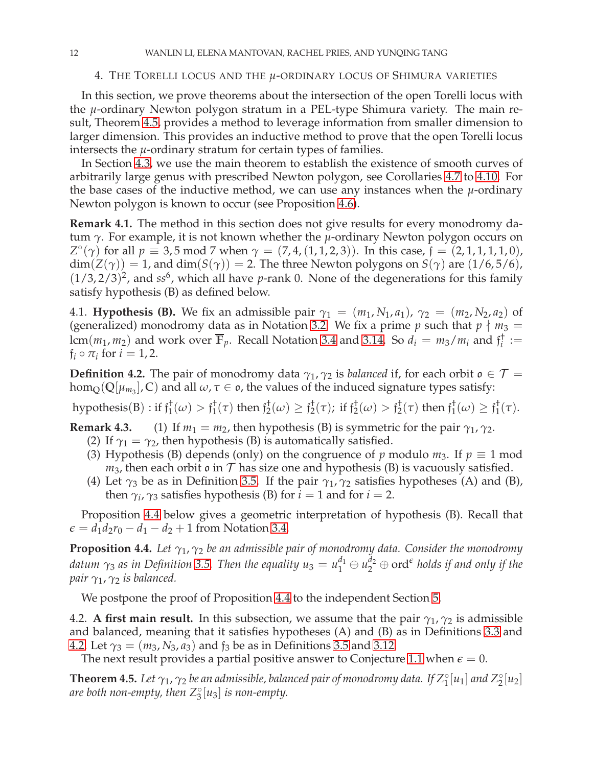## 4. The Torelli locus and the $\mu$-ordinary locus of Shimura varieties

In this section, we prove theorems about the intersection of the open Torelli locus with the $\mu$-ordinary Newton polygon stratum in a PEL-type Shimura variety. The main result, Theorem 4.5, provides a method to leverage information from smaller dimension to larger dimension. This provides an inductive method to prove that the open Torelli locus intersects the $\mu$-ordinary stratum for certain types of families.

In Section 4.3, we use the main theorem to establish the existence of smooth curves of arbitrarily large genus with prescribed Newton polygon, see Corollaries 4.7 to 4.10. For the base cases of the inductive method, we can use any instances when the $\mu$-ordinary Newton polygon is known to occur (see Proposition 4.6).

**Remark 4.1.** The method in this section does not give results for every monodromy datum $\gamma$. For example, it is not known whether the $\mu$-ordinary Newton polygon occurs on $Z^\circ(\gamma)$ for all $p \equiv 3, 5 \bmod 7$ when $\gamma = (7, 4, (1, 1, 2, 3))$. In this case, $\mathfrak{f} = (2, 1, 1, 1, 1, 0)$, $\dim(Z(\gamma)) = 1$, and $\dim(S(\gamma)) = 2$. The three Newton polygons on $S(\gamma)$ are $(1/6, 5/6)$, $(1/3, 2/3)^2$, and $ss^6$, which all have $p$-rank 0. None of the degenerations for this family satisfy hypothesis (B) as defined below.

4.1. **Hypothesis (B).** We fix an admissible pair $\gamma_1 = (m_1, N_1, a_1)$, $\gamma_2 = (m_2, N_2, a_2)$ of (generalized) monodromy data as in Notation 3.2. We fix a prime $p$ such that $p \nmid m_3 = \mathrm{lcm}(m_1, m_2)$ and work over $\overline{\mathbb{F}}_p$. Recall Notation 3.4 and 3.14. So $d_i = m_3/m_i$ and $\mathfrak{f}_i^\dagger := \mathfrak{f}_i \circ \pi_i$ for $i = 1, 2$.

**Definition 4.2.** The pair of monodromy data $\gamma_1, \gamma_2$ is *balanced* if, for each orbit $\mathfrak{o} \in \mathcal{T} = \hom_{\mathbb{Q}}(\mathbb{Q}[\mu_{m_3}], \mathbb{C})$ and all $\omega, \tau \in \mathfrak{o}$, the values of the induced signature types satisfy:

$$\text{hypothesis(B)} : \text{if } \mathfrak{f}_1^\dagger(\omega) > \mathfrak{f}_1^\dagger(\tau) \text{ then } \mathfrak{f}_2^\dagger(\omega) \geq \mathfrak{f}_2^\dagger(\tau); \text{ if } \mathfrak{f}_2^\dagger(\omega) > \mathfrak{f}_2^\dagger(\tau) \text{ then } \mathfrak{f}_1^\dagger(\omega) \geq \mathfrak{f}_1^\dagger(\tau).$$

**Remark 4.3.**
1. If $m_1 = m_2$, then hypothesis (B) is symmetric for the pair $\gamma_1, \gamma_2$.
2. If $\gamma_1 = \gamma_2$, then hypothesis (B) is automatically satisfied.
3. Hypothesis (B) depends (only) on the congruence of $p$ modulo $m_3$. If $p \equiv 1 \bmod m_3$, then each orbit $\mathfrak{o}$ in $\mathcal{T}$ has size one and hypothesis (B) is vacuously satisfied.
4. Let $\gamma_3$ be as in Definition 3.5. If the pair $\gamma_1, \gamma_2$ satisfies hypotheses (A) and (B), then $\gamma_i, \gamma_3$ satisfies hypothesis (B) for $i = 1$ and for $i = 2$.

Proposition 4.4 below gives a geometric interpretation of hypothesis (B). Recall that $\epsilon = d_1 d_2 r_0 - d_1 - d_2 + 1$ from Notation 3.4.

**Proposition 4.4.** *Let $\gamma_1, \gamma_2$ be an admissible pair of monodromy data. Consider the monodromy datum $\gamma_3$ as in Definition 3.5. Then the equality $u_3 = u_1^{d_1} \oplus u_2^{d_2} \oplus \mathrm{ord}^\epsilon$ holds if and only if the pair $\gamma_1, \gamma_2$ is balanced.*

We postpone the proof of Proposition 4.4 to the independent Section 5.

4.2. **A first main result.** In this subsection, we assume that the pair $\gamma_1, \gamma_2$ is admissible and balanced, meaning that it satisfies hypotheses (A) and (B) as in Definitions 3.3 and 4.2. Let $\gamma_3 = (m_3, N_3, a_3)$ and $\mathfrak{f}_3$ be as in Definitions 3.5 and 3.12.

The next result provides a partial positive answer to Conjecture 1.1 when $\epsilon = 0$.

**Theorem 4.5.** *Let $\gamma_1, \gamma_2$ be an admissible, balanced pair of monodromy data. If $Z_1^\circ[u_1]$ and $Z_2^\circ[u_2]$ are both non-empty, then $Z_3^\circ[u_3]$ is non-empty.*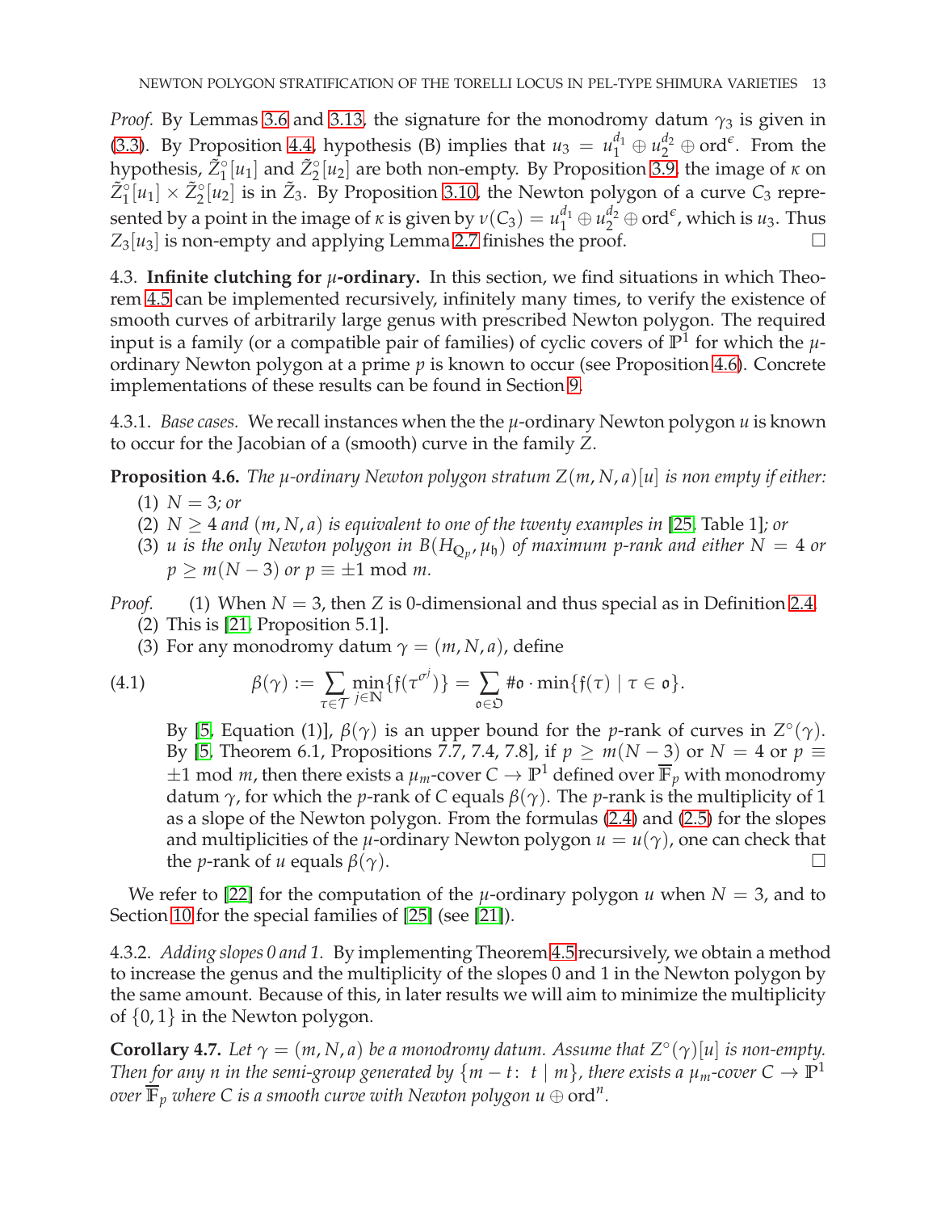*Proof.* By Lemmas 3.6 and 3.13, the signature for the monodromy datum $\gamma_3$ is given in (3.3). By Proposition 4.4, hypothesis (B) implies that $u_3 = u_1^{d_1} \oplus u_2^{d_2} \oplus \mathrm{ord}^{\epsilon}$. From the hypothesis, $\tilde{Z}_1^{\circ}[u_1]$ and $\tilde{Z}_2^{\circ}[u_2]$ are both non-empty. By Proposition 3.9, the image of $\kappa$ on $\tilde{Z}_1^{\circ}[u_1] \times \tilde{Z}_2^{\circ}[u_2]$ is in $\tilde{Z}_3$. By Proposition 3.10, the Newton polygon of a curve $C_3$ represented by a point in the image of $\kappa$ is given by $\nu(C_3) = u_1^{d_1} \oplus u_2^{d_2} \oplus \mathrm{ord}^{\epsilon}$, which is $u_3$. Thus $Z_3[u_3]$ is non-empty and applying Lemma 2.7 finishes the proof. □

4.3. **Infinite clutching for $\mu$-ordinary.** In this section, we find situations in which Theorem 4.5 can be implemented recursively, infinitely many times, to verify the existence of smooth curves of arbitrarily large genus with prescribed Newton polygon. The required input is a family (or a compatible pair of families) of cyclic covers of $\mathbb{P}^1$ for which the $\mu$-ordinary Newton polygon at a prime $p$ is known to occur (see Proposition 4.6). Concrete implementations of these results can be found in Section 9.

4.3.1. *Base cases.* We recall instances when the the $\mu$-ordinary Newton polygon $u$ is known to occur for the Jacobian of a (smooth) curve in the family $Z$.

**Proposition 4.6.** *The $\mu$-ordinary Newton polygon stratum $Z(m, N, a)[u]$ is non empty if either:*

(1) *$N = 3$; or*
(2) *$N \geq 4$ and $(m, N, a)$ is equivalent to one of the twenty examples in [25, Table 1]; or*
(3) *$u$ is the only Newton polygon in $B(H_{\mathbb{Q}_p}, \mu_{\mathfrak{h}})$ of maximum $p$-rank and either $N = 4$ or $p \geq m(N-3)$ or $p \equiv \pm 1 \bmod m$.*

*Proof.* (1) When $N = 3$, then $Z$ is 0-dimensional and thus special as in Definition 2.4.
(2) This is [21, Proposition 5.1].
(3) For any monodromy datum $\gamma = (m, N, a)$, define

$$\beta(\gamma) := \sum_{\tau \in \mathcal{T}} \min_{j \in \mathbb{N}} \{\mathfrak{f}(\tau^{\sigma^j})\} = \sum_{\mathfrak{o} \in \mathfrak{O}} \#\mathfrak{o} \cdot \min\{\mathfrak{f}(\tau) \mid \tau \in \mathfrak{o}\}. \tag{4.1}$$

By [5, Equation (1)], $\beta(\gamma)$ is an upper bound for the $p$-rank of curves in $Z^{\circ}(\gamma)$. By [5, Theorem 6.1, Propositions 7.7, 7.4, 7.8], if $p \geq m(N-3)$ or $N = 4$ or $p \equiv \pm 1 \bmod m$, then there exists a $\mu_m$-cover $C \to \mathbb{P}^1$ defined over $\overline{\mathbb{F}}_p$ with monodromy datum $\gamma$, for which the $p$-rank of $C$ equals $\beta(\gamma)$. The $p$-rank is the multiplicity of 1 as a slope of the Newton polygon. From the formulas (2.4) and (2.5) for the slopes and multiplicities of the $\mu$-ordinary Newton polygon $u = u(\gamma)$, one can check that the $p$-rank of $u$ equals $\beta(\gamma)$. □

We refer to [22] for the computation of the $\mu$-ordinary polygon $u$ when $N = 3$, and to Section 10 for the special families of [25] (see [21]).

4.3.2. *Adding slopes 0 and 1.* By implementing Theorem 4.5 recursively, we obtain a method to increase the genus and the multiplicity of the slopes 0 and 1 in the Newton polygon by the same amount. Because of this, in later results we will aim to minimize the multiplicity of $\{0, 1\}$ in the Newton polygon.

**Corollary 4.7.** *Let $\gamma = (m, N, a)$ be a monodromy datum. Assume that $Z^{\circ}(\gamma)[u]$ is non-empty. Then for any $n$ in the semi-group generated by $\{m - t \colon t \mid m\}$, there exists a $\mu_m$-cover $C \to \mathbb{P}^1$ over $\overline{\mathbb{F}}_p$ where $C$ is a smooth curve with Newton polygon $u \oplus \mathrm{ord}^n$.*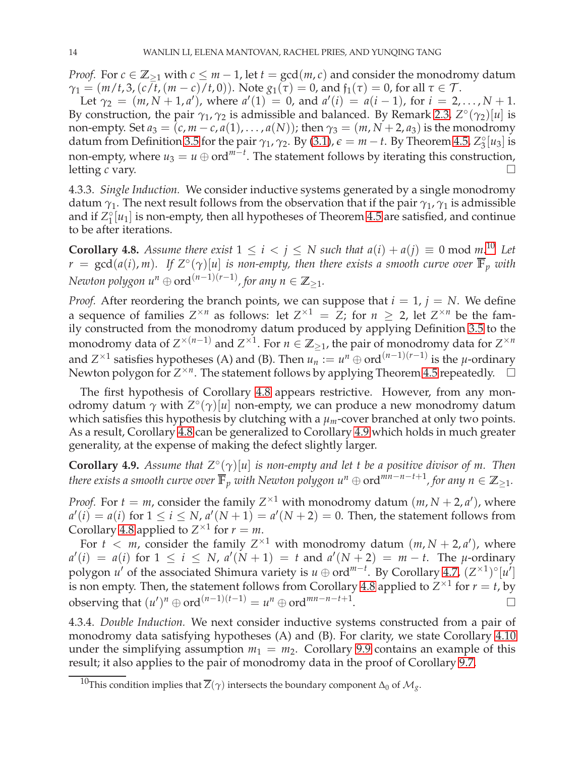*Proof.* For $c \in \mathbb{Z}_{\geq 1}$ with $c \leq m-1$, let $t = \gcd(m, c)$ and consider the monodromy datum $\gamma_1 = (m/t, 3, (c/t, (m-c)/t, 0))$. Note $g_1(\tau) = 0$, and $\mathfrak{f}_1(\tau) = 0$, for all $\tau \in \mathcal{T}$.

Let $\gamma_2 = (m, N+1, a')$, where $a'(1) = 0$, and $a'(i) = a(i-1)$, for $i = 2, \ldots, N+1$. By construction, the pair $\gamma_1, \gamma_2$ is admissible and balanced. By Remark 2.3, $Z^\circ(\gamma_2)[u]$ is non-empty. Set $a_3 = (c, m-c, a(1), \ldots, a(N))$; then $\gamma_3 = (m, N+2, a_3)$ is the monodromy datum from Definition 3.5 for the pair $\gamma_1, \gamma_2$. By (3.1), $\epsilon = m - t$. By Theorem 4.5, $Z_3^\circ[u_3]$ is non-empty, where $u_3 = u \oplus \mathrm{ord}^{m-t}$. The statement follows by iterating this construction, letting $c$ vary. $\square$

4.3.3. *Single Induction.* We consider inductive systems generated by a single monodromy datum $\gamma_1$. The next result follows from the observation that if the pair $\gamma_1, \gamma_1$ is admissible and if $Z_1^\circ[u_1]$ is non-empty, then all hypotheses of Theorem 4.5 are satisfied, and continue to be after iterations.

**Corollary 4.8.** *Assume there exist $1 \leq i < j \leq N$ such that $a(i) + a(j) \equiv 0 \bmod m$.*[10] *Let $r = \gcd(a(i), m)$. If $Z^\circ(\gamma)[u]$ is non-empty, then there exists a smooth curve over $\overline{\mathbb{F}}_p$ with Newton polygon $u^n \oplus \mathrm{ord}^{(n-1)(r-1)}$, for any $n \in \mathbb{Z}_{\geq 1}$.*

*Proof.* After reordering the branch points, we can suppose that $i = 1$, $j = N$. We define a sequence of families $Z^{\times n}$ as follows: let $Z^{\times 1} = Z$; for $n \geq 2$, let $Z^{\times n}$ be the family constructed from the monodromy datum produced by applying Definition 3.5 to the monodromy data of $Z^{\times(n-1)}$ and $Z^{\times 1}$. For $n \in \mathbb{Z}_{\geq 1}$, the pair of monodromy data for $Z^{\times n}$ and $Z^{\times 1}$ satisfies hypotheses (A) and (B). Then $u_n := u^n \oplus \mathrm{ord}^{(n-1)(r-1)}$ is the $\mu$-ordinary Newton polygon for $Z^{\times n}$. The statement follows by applying Theorem 4.5 repeatedly. $\square$

The first hypothesis of Corollary 4.8 appears restrictive. However, from any monodromy datum $\gamma$ with $Z^\circ(\gamma)[u]$ non-empty, we can produce a new monodromy datum which satisfies this hypothesis by clutching with a $\mu_m$-cover branched at only two points. As a result, Corollary 4.8 can be generalized to Corollary 4.9 which holds in much greater generality, at the expense of making the defect slightly larger.

**Corollary 4.9.** *Assume that $Z^\circ(\gamma)[u]$ is non-empty and let $t$ be a positive divisor of $m$. Then there exists a smooth curve over $\overline{\mathbb{F}}_p$ with Newton polygon $u^n \oplus \mathrm{ord}^{mn-n-t+1}$, for any $n \in \mathbb{Z}_{\geq 1}$.*

*Proof.* For $t = m$, consider the family $Z^{\times 1}$ with monodromy datum $(m, N+2, a')$, where $a'(i) = a(i)$ for $1 \leq i \leq N$, $a'(N+1) = a'(N+2) = 0$. Then, the statement follows from Corollary 4.8 applied to $Z^{\times 1}$ for $r = m$.

For $t < m$, consider the family $Z^{\times 1}$ with monodromy datum $(m, N+2, a')$, where $a'(i) = a(i)$ for $1 \leq i \leq N$, $a'(N+1) = t$ and $a'(N+2) = m - t$. The $\mu$-ordinary polygon $u'$ of the associated Shimura variety is $u \oplus \mathrm{ord}^{m-t}$. By Corollary 4.7, $(Z^{\times 1})^\circ[u']$ is non empty. Then, the statement follows from Corollary 4.8 applied to $Z^{\times 1}$ for $r = t$, by observing that $(u')^n \oplus \mathrm{ord}^{(n-1)(t-1)} = u^n \oplus \mathrm{ord}^{mn-n-t+1}$. $\square$

4.3.4. *Double Induction.* We next consider inductive systems constructed from a pair of monodromy data satisfying hypotheses (A) and (B). For clarity, we state Corollary 4.10 under the simplifying assumption $m_1 = m_2$. Corollary 9.9 contains an example of this result; it also applies to the pair of monodromy data in the proof of Corollary 9.7.

---

[10] This condition implies that $\overline{Z}(\gamma)$ intersects the boundary component $\Delta_0$ of $\mathcal{M}_g$.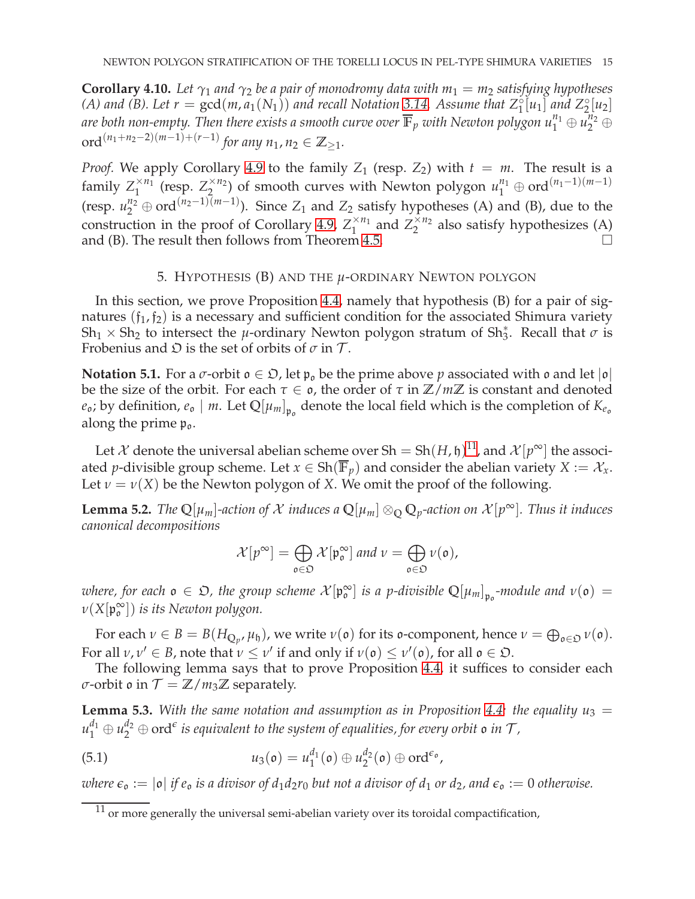**Corollary 4.10.** *Let $\gamma_1$ and $\gamma_2$ be a pair of monodromy data with $m_1 = m_2$ satisfying hypotheses (A) and (B). Let $r = \gcd(m, a_1(N_1))$ and recall Notation 3.14. Assume that $Z_1^\circ[u_1]$ and $Z_2^\circ[u_2]$ are both non-empty. Then there exists a smooth curve over $\overline{\mathbb{F}}_p$ with Newton polygon $u_1^{n_1} \oplus u_2^{n_2} \oplus \mathrm{ord}^{(n_1+n_2-2)(m-1)+(r-1)}$ for any $n_1, n_2 \in \mathbb{Z}_{\geq 1}$.*

*Proof.* We apply Corollary 4.9 to the family $Z_1$ (resp. $Z_2$) with $t = m$. The result is a family $Z_1^{\times n_1}$ (resp. $Z_2^{\times n_2}$) of smooth curves with Newton polygon $u_1^{n_1} \oplus \mathrm{ord}^{(n_1-1)(m-1)}$ (resp. $u_2^{n_2} \oplus \mathrm{ord}^{(n_2-1)(m-1)}$). Since $Z_1$ and $Z_2$ satisfy hypotheses (A) and (B), due to the construction in the proof of Corollary 4.9, $Z_1^{\times n_1}$ and $Z_2^{\times n_2}$ also satisfy hypothesizes (A) and (B). The result then follows from Theorem 4.5. □

## 5. Hypothesis (B) and the $\mu$-ordinary Newton polygon

In this section, we prove Proposition 4.4, namely that hypothesis (B) for a pair of signatures $(\mathfrak{f}_1, \mathfrak{f}_2)$ is a necessary and sufficient condition for the associated Shimura variety $\mathrm{Sh}_1 \times \mathrm{Sh}_2$ to intersect the $\mu$-ordinary Newton polygon stratum of $\mathrm{Sh}_3^*$. Recall that $\sigma$ is Frobenius and $\mathfrak{O}$ is the set of orbits of $\sigma$ in $\mathcal{T}$.

**Notation 5.1.** For a $\sigma$-orbit $\mathfrak{o} \in \mathfrak{O}$, let $\mathfrak{p}_\mathfrak{o}$ be the prime above $p$ associated with $\mathfrak{o}$ and let $|\mathfrak{o}|$ be the size of the orbit. For each $\tau \in \mathfrak{o}$, the order of $\tau$ in $\mathbb{Z}/m\mathbb{Z}$ is constant and denoted $e_\mathfrak{o}$; by definition, $e_\mathfrak{o} \mid m$. Let $\mathbb{Q}[\mu_m]_{\mathfrak{p}_\mathfrak{o}}$ denote the local field which is the completion of $K_{e_\mathfrak{o}}$ along the prime $\mathfrak{p}_\mathfrak{o}$.

Let $\mathcal{X}$ denote the universal abelian scheme over $\mathrm{Sh} = \mathrm{Sh}(H, \mathfrak{h})$[11], and $\mathcal{X}[p^\infty]$ the associated $p$-divisible group scheme. Let $x \in \mathrm{Sh}(\overline{\mathbb{F}}_p)$ and consider the abelian variety $X := \mathcal{X}_x$. Let $\nu = \nu(X)$ be the Newton polygon of $X$. We omit the proof of the following.

**Lemma 5.2.** *The $\mathbb{Q}[\mu_m]$-action of $\mathcal{X}$ induces a $\mathbb{Q}[\mu_m] \otimes_\mathbb{Q} \mathbb{Q}_p$-action on $\mathcal{X}[p^\infty]$. Thus it induces canonical decompositions*

$$\mathcal{X}[p^\infty] = \bigoplus_{\mathfrak{o} \in \mathfrak{O}} \mathcal{X}[\mathfrak{p}_\mathfrak{o}^\infty] \text{ and } \nu = \bigoplus_{\mathfrak{o} \in \mathfrak{O}} \nu(\mathfrak{o}),$$

*where, for each $\mathfrak{o} \in \mathfrak{O}$, the group scheme $\mathcal{X}[\mathfrak{p}_\mathfrak{o}^\infty]$ is a $p$-divisible $\mathbb{Q}[\mu_m]_{\mathfrak{p}_\mathfrak{o}}$-module and $\nu(\mathfrak{o}) = \nu(X[\mathfrak{p}_\mathfrak{o}^\infty])$ is its Newton polygon.*

For each $\nu \in B = B(H_{\mathbb{Q}_p}, \mu_\mathfrak{h})$, we write $\nu(\mathfrak{o})$ for its $\mathfrak{o}$-component, hence $\nu = \bigoplus_{\mathfrak{o} \in \mathfrak{O}} \nu(\mathfrak{o})$. For all $\nu, \nu' \in B$, note that $\nu \leq \nu'$ if and only if $\nu(\mathfrak{o}) \leq \nu'(\mathfrak{o})$, for all $\mathfrak{o} \in \mathfrak{O}$.

The following lemma says that to prove Proposition 4.4, it suffices to consider each $\sigma$-orbit $\mathfrak{o}$ in $\mathcal{T} = \mathbb{Z}/m_3\mathbb{Z}$ separately.

**Lemma 5.3.** *With the same notation and assumption as in Proposition 4.4: the equality $u_3 = u_1^{d_1} \oplus u_2^{d_2} \oplus \mathrm{ord}^\epsilon$ is equivalent to the system of equalities, for every orbit $\mathfrak{o}$ in $\mathcal{T}$,*

$$u_3(\mathfrak{o}) = u_1^{d_1}(\mathfrak{o}) \oplus u_2^{d_2}(\mathfrak{o}) \oplus \mathrm{ord}^{\epsilon_\mathfrak{o}}, \tag{5.1}$$

*where $\epsilon_\mathfrak{o} := |\mathfrak{o}|$ if $e_\mathfrak{o}$ is a divisor of $d_1 d_2 r_0$ but not a divisor of $d_1$ or $d_2$, and $\epsilon_\mathfrak{o} := 0$ otherwise.*

[11] or more generally the universal semi-abelian variety over its toroidal compactification,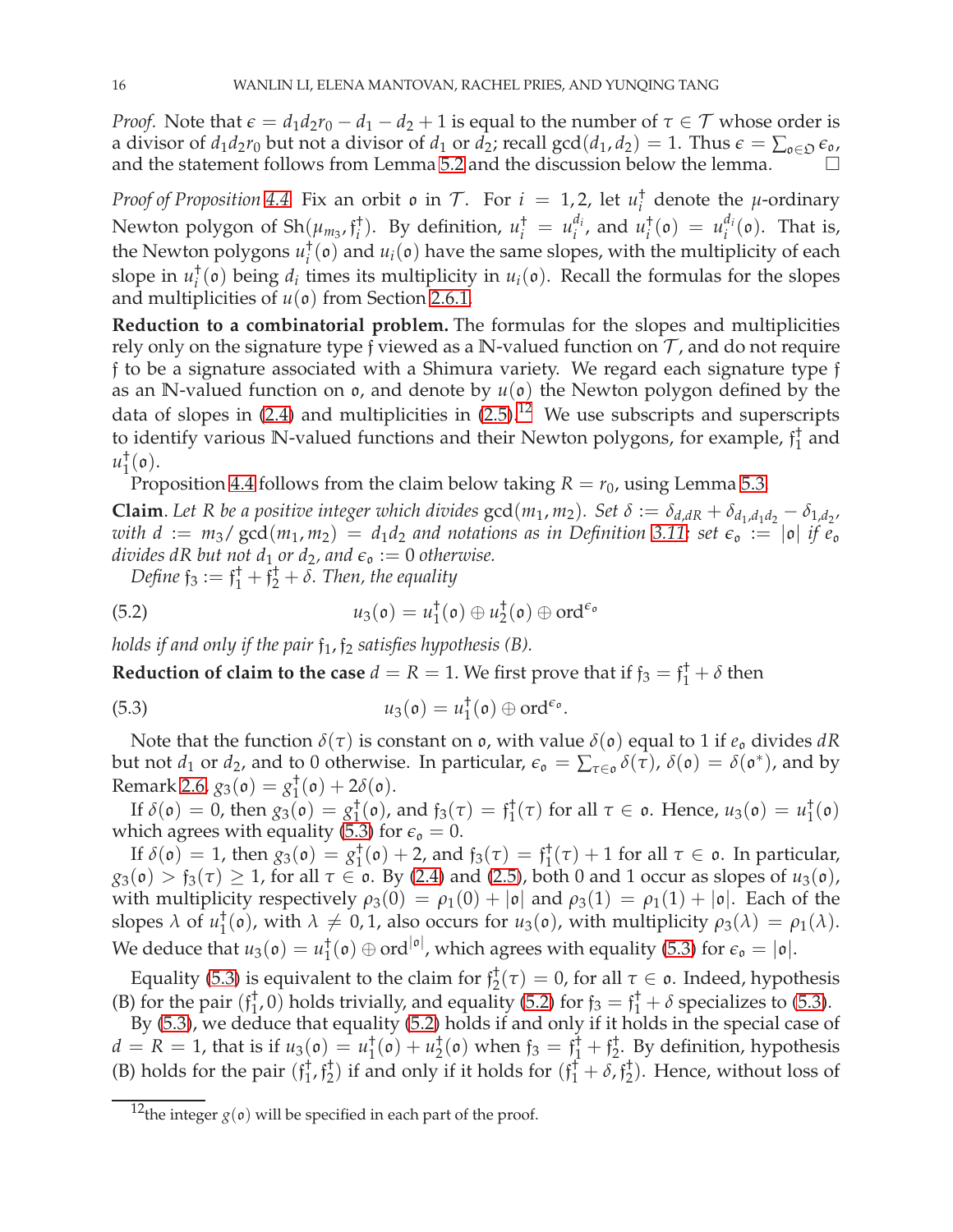*Proof.* Note that $\epsilon = d_1 d_2 r_0 - d_1 - d_2 + 1$ is equal to the number of $\tau \in \mathcal{T}$ whose order is a divisor of $d_1 d_2 r_0$ but not a divisor of $d_1$ or $d_2$; recall $\gcd(d_1, d_2) = 1$. Thus $\epsilon = \sum_{\mathfrak{o} \in \mathfrak{O}} \epsilon_{\mathfrak{o}}$, and the statement follows from Lemma 5.2 and the discussion below the lemma. □

*Proof of Proposition 4.4.* Fix an orbit $\mathfrak{o}$ in $\mathcal{T}$. For $i = 1, 2$, let $u_i^\dagger$ denote the $\mu$-ordinary Newton polygon of $\mathrm{Sh}(\mu_{m_3}, \mathfrak{f}_i^\dagger)$. By definition, $u_i^\dagger = u_i^{d_i}$, and $u_i^\dagger(\mathfrak{o}) = u_i^{d_i}(\mathfrak{o})$. That is, the Newton polygons $u_i^\dagger(\mathfrak{o})$ and $u_i(\mathfrak{o})$ have the same slopes, with the multiplicity of each slope in $u_i^\dagger(\mathfrak{o})$ being $d_i$ times its multiplicity in $u_i(\mathfrak{o})$. Recall the formulas for the slopes and multiplicities of $u(\mathfrak{o})$ from Section 2.6.1.

**Reduction to a combinatorial problem.** The formulas for the slopes and multiplicities rely only on the signature type $\mathfrak{f}$ viewed as a $\mathbb{N}$-valued function on $\mathcal{T}$, and do not require $\mathfrak{f}$ to be a signature associated with a Shimura variety. We regard each signature type $\mathfrak{f}$ as an $\mathbb{N}$-valued function on $\mathfrak{o}$, and denote by $u(\mathfrak{o})$ the Newton polygon defined by the data of slopes in (2.4) and multiplicities in (2.5).[12] We use subscripts and superscripts to identify various $\mathbb{N}$-valued functions and their Newton polygons, for example, $\mathfrak{f}_1^\dagger$ and $u_1^\dagger(\mathfrak{o})$.

Proposition 4.4 follows from the claim below taking $R = r_0$, using Lemma 5.3.

**Claim**. *Let $R$ be a positive integer which divides $\gcd(m_1, m_2)$. Set $\delta := \delta_{d,dR} + \delta_{d_1,d_1 d_2} - \delta_{1,d_2}$, with $d := m_3/\gcd(m_1, m_2) = d_1 d_2$ and notations as in Definition 3.11; set $\epsilon_{\mathfrak{o}} := |\mathfrak{o}|$ if $e_{\mathfrak{o}}$ divides $dR$ but not $d_1$ or $d_2$, and $\epsilon_{\mathfrak{o}} := 0$ otherwise.*

*Define $\mathfrak{f}_3 := \mathfrak{f}_1^\dagger + \mathfrak{f}_2^\dagger + \delta$. Then, the equality*

$$u_3(\mathfrak{o}) = u_1^\dagger(\mathfrak{o}) \oplus u_2^\dagger(\mathfrak{o}) \oplus \mathrm{ord}^{\epsilon_{\mathfrak{o}}} \tag{5.2}$$

*holds if and only if the pair $\mathfrak{f}_1, \mathfrak{f}_2$ satisfies hypothesis (B).*

**Reduction of claim to the case** $d = R = 1$. We first prove that if $\mathfrak{f}_3 = \mathfrak{f}_1^\dagger + \delta$ then

$$u_3(\mathfrak{o}) = u_1^\dagger(\mathfrak{o}) \oplus \mathrm{ord}^{\epsilon_{\mathfrak{o}}}. \tag{5.3}$$

Note that the function $\delta(\tau)$ is constant on $\mathfrak{o}$, with value $\delta(\mathfrak{o})$ equal to 1 if $e_{\mathfrak{o}}$ divides $dR$ but not $d_1$ or $d_2$, and to 0 otherwise. In particular, $\epsilon_{\mathfrak{o}} = \sum_{\tau \in \mathfrak{o}} \delta(\tau)$, $\delta(\mathfrak{o}) = \delta(\mathfrak{o}^*)$, and by Remark 2.6, $g_3(\mathfrak{o}) = g_1^\dagger(\mathfrak{o}) + 2\delta(\mathfrak{o})$.

If $\delta(\mathfrak{o}) = 0$, then $g_3(\mathfrak{o}) = g_1^\dagger(\mathfrak{o})$, and $\mathfrak{f}_3(\tau) = \mathfrak{f}_1^\dagger(\tau)$ for all $\tau \in \mathfrak{o}$. Hence, $u_3(\mathfrak{o}) = u_1^\dagger(\mathfrak{o})$ which agrees with equality (5.3) for $\epsilon_{\mathfrak{o}} = 0$.

If $\delta(\mathfrak{o}) = 1$, then $g_3(\mathfrak{o}) = g_1^\dagger(\mathfrak{o}) + 2$, and $\mathfrak{f}_3(\tau) = \mathfrak{f}_1^\dagger(\tau) + 1$ for all $\tau \in \mathfrak{o}$. In particular, $g_3(\mathfrak{o}) > \mathfrak{f}_3(\tau) \geq 1$, for all $\tau \in \mathfrak{o}$. By (2.4) and (2.5), both 0 and 1 occur as slopes of $u_3(\mathfrak{o})$, with multiplicity respectively $\rho_3(0) = \rho_1(0) + |\mathfrak{o}|$ and $\rho_3(1) = \rho_1(1) + |\mathfrak{o}|$. Each of the slopes $\lambda$ of $u_1^\dagger(\mathfrak{o})$, with $\lambda \neq 0, 1$, also occurs for $u_3(\mathfrak{o})$, with multiplicity $\rho_3(\lambda) = \rho_1(\lambda)$. We deduce that $u_3(\mathfrak{o}) = u_1^\dagger(\mathfrak{o}) \oplus \mathrm{ord}^{|\mathfrak{o}|}$, which agrees with equality (5.3) for $\epsilon_{\mathfrak{o}} = |\mathfrak{o}|$.

Equality (5.3) is equivalent to the claim for $\mathfrak{f}_2^\dagger(\tau) = 0$, for all $\tau \in \mathfrak{o}$. Indeed, hypothesis (B) for the pair $(\mathfrak{f}_1^\dagger, 0)$ holds trivially, and equality (5.2) for $\mathfrak{f}_3 = \mathfrak{f}_1^\dagger + \delta$ specializes to (5.3).

By (5.3), we deduce that equality (5.2) holds if and only if it holds in the special case of $d = R = 1$, that is if $u_3(\mathfrak{o}) = u_1^\dagger(\mathfrak{o}) + u_2^\dagger(\mathfrak{o})$ when $\mathfrak{f}_3 = \mathfrak{f}_1^\dagger + \mathfrak{f}_2^\dagger$. By definition, hypothesis (B) holds for the pair $(\mathfrak{f}_1^\dagger, \mathfrak{f}_2^\dagger)$ if and only if it holds for $(\mathfrak{f}_1^\dagger + \delta, \mathfrak{f}_2^\dagger)$. Hence, without loss of

[12] the integer $g(\mathfrak{o})$ will be specified in each part of the proof.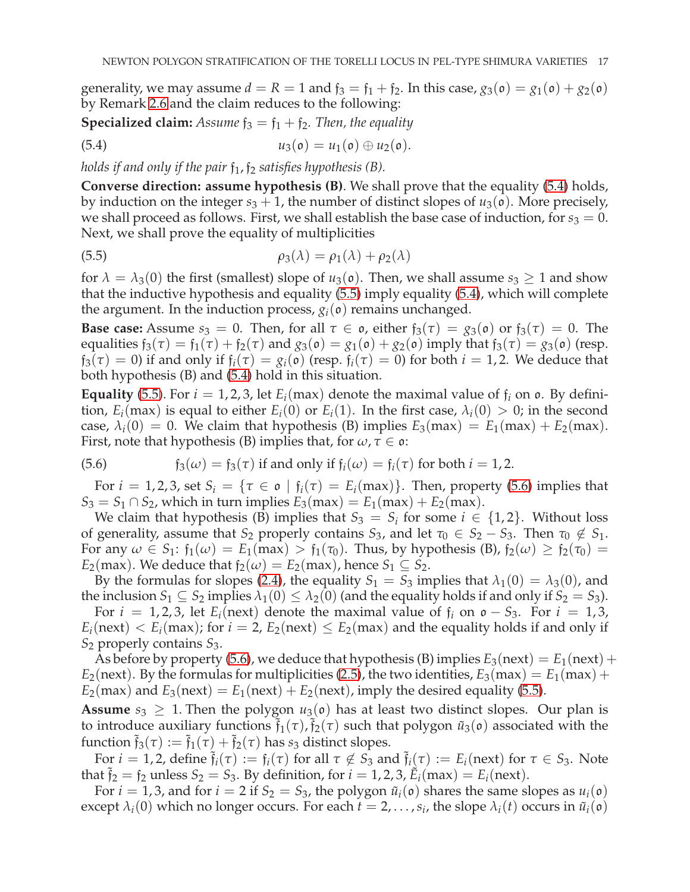generality, we may assume $d = R = 1$ and $\mathfrak{f}_3 = \mathfrak{f}_1 + \mathfrak{f}_2$. In this case, $g_3(\mathfrak{o}) = g_1(\mathfrak{o}) + g_2(\mathfrak{o})$ by Remark 2.6 and the claim reduces to the following:

**Specialized claim:** *Assume $\mathfrak{f}_3 = \mathfrak{f}_1 + \mathfrak{f}_2$. Then, the equality*

$$u_3(\mathfrak{o}) = u_1(\mathfrak{o}) \oplus u_2(\mathfrak{o}). \tag{5.4}$$

*holds if and only if the pair $\mathfrak{f}_1, \mathfrak{f}_2$ satisfies hypothesis (B).*

**Converse direction: assume hypothesis (B)**. We shall prove that the equality (5.4) holds, by induction on the integer $s_3 + 1$, the number of distinct slopes of $u_3(\mathfrak{o})$. More precisely, we shall proceed as follows. First, we shall establish the base case of induction, for $s_3 = 0$. Next, we shall prove the equality of multiplicities

$$\rho_3(\lambda) = \rho_1(\lambda) + \rho_2(\lambda) \tag{5.5}$$

for $\lambda = \lambda_3(0)$ the first (smallest) slope of $u_3(\mathfrak{o})$. Then, we shall assume $s_3 \geq 1$ and show that the inductive hypothesis and equality (5.5) imply equality (5.4), which will complete the argument. In the induction process, $g_i(\mathfrak{o})$ remains unchanged.

**Base case:** Assume $s_3 = 0$. Then, for all $\tau \in \mathfrak{o}$, either $\mathfrak{f}_3(\tau) = g_3(\mathfrak{o})$ or $\mathfrak{f}_3(\tau) = 0$. The equalities $\mathfrak{f}_3(\tau) = \mathfrak{f}_1(\tau) + \mathfrak{f}_2(\tau)$ and $g_3(\mathfrak{o}) = g_1(\mathfrak{o}) + g_2(\mathfrak{o})$ imply that $\mathfrak{f}_3(\tau) = g_3(\mathfrak{o})$ (resp. $\mathfrak{f}_3(\tau) = 0$) if and only if $\mathfrak{f}_i(\tau) = g_i(\mathfrak{o})$ (resp. $\mathfrak{f}_i(\tau) = 0$) for both $i = 1, 2$. We deduce that both hypothesis (B) and (5.4) hold in this situation.

**Equality (5.5).** For $i = 1, 2, 3$, let $E_i(\max)$ denote the maximal value of $\mathfrak{f}_i$ on $\mathfrak{o}$. By definition, $E_i(\max)$ is equal to either $E_i(0)$ or $E_i(1)$. In the first case, $\lambda_i(0) > 0$; in the second case, $\lambda_i(0) = 0$. We claim that hypothesis (B) implies $E_3(\max) = E_1(\max) + E_2(\max)$. First, note that hypothesis (B) implies that, for $\omega, \tau \in \mathfrak{o}$:

$$\mathfrak{f}_3(\omega) = \mathfrak{f}_3(\tau) \text{ if and only if } \mathfrak{f}_i(\omega) = \mathfrak{f}_i(\tau) \text{ for both } i = 1, 2. \tag{5.6}$$

For $i = 1, 2, 3$, set $S_i = \{\tau \in \mathfrak{o} \mid \mathfrak{f}_i(\tau) = E_i(\max)\}$. Then, property (5.6) implies that $S_3 = S_1 \cap S_2$, which in turn implies $E_3(\max) = E_1(\max) + E_2(\max)$.

We claim that hypothesis (B) implies that $S_3 = S_i$ for some $i \in \{1, 2\}$. Without loss of generality, assume that $S_2$ properly contains $S_3$, and let $\tau_0 \in S_2 - S_3$. Then $\tau_0 \notin S_1$. For any $\omega \in S_1$: $\mathfrak{f}_1(\omega) = E_1(\max) > \mathfrak{f}_1(\tau_0)$. Thus, by hypothesis (B), $\mathfrak{f}_2(\omega) \geq \mathfrak{f}_2(\tau_0) = E_2(\max)$. We deduce that $\mathfrak{f}_2(\omega) = E_2(\max)$, hence $S_1 \subseteq S_2$.

By the formulas for slopes (2.4), the equality $S_1 = S_3$ implies that $\lambda_1(0) = \lambda_3(0)$, and the inclusion $S_1 \subseteq S_2$ implies $\lambda_1(0) \leq \lambda_2(0)$ (and the equality holds if and only if $S_2 = S_3$).

For $i = 1, 2, 3$, let $E_i(\text{next})$ denote the maximal value of $\mathfrak{f}_i$ on $\mathfrak{o} - S_3$. For $i = 1, 3$, $E_i(\text{next}) < E_i(\max)$; for $i = 2$, $E_2(\text{next}) \leq E_2(\max)$ and the equality holds if and only if $S_2$ properly contains $S_3$.

As before by property (5.6), we deduce that hypothesis (B) implies $E_3(\text{next}) = E_1(\text{next}) + E_2(\text{next})$. By the formulas for multiplicities (2.5), the two identities, $E_3(\max) = E_1(\max) + E_2(\max)$ and $E_3(\text{next}) = E_1(\text{next}) + E_2(\text{next})$, imply the desired equality (5.5).

**Assume** $s_3 \geq 1$. Then the polygon $u_3(\mathfrak{o})$ has at least two distinct slopes. Our plan is to introduce auxiliary functions $\tilde{\mathfrak{f}}_1(\tau), \tilde{\mathfrak{f}}_2(\tau)$ such that polygon $\tilde{u}_3(\mathfrak{o})$ associated with the function $\tilde{\mathfrak{f}}_3(\tau) := \tilde{\mathfrak{f}}_1(\tau) + \tilde{\mathfrak{f}}_2(\tau)$ has $s_3$ distinct slopes.

For $i = 1, 2$, define $\tilde{\mathfrak{f}}_i(\tau) := \mathfrak{f}_i(\tau)$ for all $\tau \notin S_3$ and $\tilde{\mathfrak{f}}_i(\tau) := E_i(\text{next})$ for $\tau \in S_3$. Note that $\tilde{\mathfrak{f}}_2 = \mathfrak{f}_2$ unless $S_2 = S_3$. By definition, for $i = 1, 2, 3$, $\tilde{E}_i(\max) = E_i(\text{next})$.

For $i = 1, 3$, and for $i = 2$ if $S_2 = S_3$, the polygon $\tilde{u}_i(\mathfrak{o})$ shares the same slopes as $u_i(\mathfrak{o})$ except $\lambda_i(0)$ which no longer occurs. For each $t = 2, \dots, s_i$, the slope $\lambda_i(t)$ occurs in $\tilde{u}_i(\mathfrak{o})$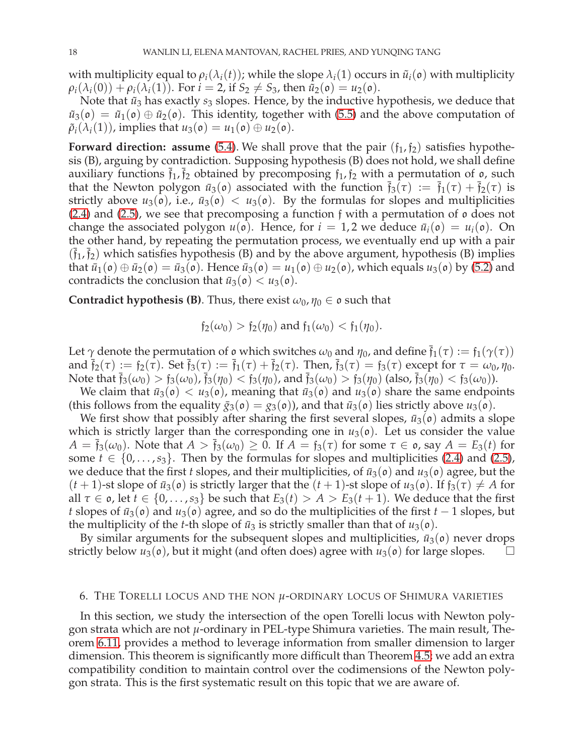with multiplicity equal to $\rho_i(\lambda_i(t))$; while the slope $\lambda_i(1)$ occurs in $\tilde{u}_i(\mathfrak{o})$ with multiplicity $\rho_i(\lambda_i(0)) + \rho_i(\lambda_i(1))$. For $i = 2$, if $S_2 \neq S_3$, then $\tilde{u}_2(\mathfrak{o}) = u_2(\mathfrak{o})$.

Note that $\tilde{u}_3$ has exactly $s_3$ slopes. Hence, by the inductive hypothesis, we deduce that $\tilde{u}_3(\mathfrak{o}) = \tilde{u}_1(\mathfrak{o}) \oplus \tilde{u}_2(\mathfrak{o})$. This identity, together with (5.5) and the above computation of $\tilde{\rho}_i(\lambda_i(1))$, implies that $u_3(\mathfrak{o}) = u_1(\mathfrak{o}) \oplus u_2(\mathfrak{o})$.

**Forward direction: assume** (5.4). We shall prove that the pair $(\mathfrak{f}_1, \mathfrak{f}_2)$ satisfies hypothesis (B), arguing by contradiction. Supposing hypothesis (B) does not hold, we shall define auxiliary functions $\bar{\mathfrak{f}}_1, \bar{\mathfrak{f}}_2$ obtained by precomposing $\mathfrak{f}_1, \mathfrak{f}_2$ with a permutation of $\mathfrak{o}$, such that the Newton polygon $\bar{u}_3(\mathfrak{o})$ associated with the function $\bar{\mathfrak{f}}_3(\tau) := \bar{\mathfrak{f}}_1(\tau) + \bar{\mathfrak{f}}_2(\tau)$ is strictly above $u_3(\mathfrak{o})$, i.e., $\bar{u}_3(\mathfrak{o}) < u_3(\mathfrak{o})$. By the formulas for slopes and multiplicities (2.4) and (2.5), we see that precomposing a function $\mathfrak{f}$ with a permutation of $\mathfrak{o}$ does not change the associated polygon $u(\mathfrak{o})$. Hence, for $i = 1, 2$ we deduce $\bar{u}_i(\mathfrak{o}) = u_i(\mathfrak{o})$. On the other hand, by repeating the permutation process, we eventually end up with a pair $(\bar{\mathfrak{f}}_1, \bar{\mathfrak{f}}_2)$ which satisfies hypothesis (B) and by the above argument, hypothesis (B) implies that $\bar{u}_1(\mathfrak{o}) \oplus \bar{u}_2(\mathfrak{o}) = \bar{u}_3(\mathfrak{o})$. Hence $\bar{u}_3(\mathfrak{o}) = u_1(\mathfrak{o}) \oplus u_2(\mathfrak{o})$, which equals $u_3(\mathfrak{o})$ by (5.2) and contradicts the conclusion that $\bar{u}_3(\mathfrak{o}) < u_3(\mathfrak{o})$.

**Contradict hypothesis (B)**. Thus, there exist $\omega_0, \eta_0 \in \mathfrak{o}$ such that

$$\mathfrak{f}_2(\omega_0) > \mathfrak{f}_2(\eta_0) \text{ and } \mathfrak{f}_1(\omega_0) < \mathfrak{f}_1(\eta_0).$$

Let $\gamma$ denote the permutation of $\mathfrak{o}$ which switches $\omega_0$ and $\eta_0$, and define $\bar{\mathfrak{f}}_1(\tau) := \mathfrak{f}_1(\gamma(\tau))$ and $\bar{\mathfrak{f}}_2(\tau) := \mathfrak{f}_2(\tau)$. Set $\bar{\mathfrak{f}}_3(\tau) := \bar{\mathfrak{f}}_1(\tau) + \bar{\mathfrak{f}}_2(\tau)$. Then, $\bar{\mathfrak{f}}_3(\tau) = \mathfrak{f}_3(\tau)$ except for $\tau = \omega_0, \eta_0$. Note that $\bar{\mathfrak{f}}_3(\omega_0) > \mathfrak{f}_3(\omega_0)$, $\bar{\mathfrak{f}}_3(\eta_0) < \mathfrak{f}_3(\eta_0)$, and $\bar{\mathfrak{f}}_3(\omega_0) > \mathfrak{f}_3(\eta_0)$ (also, $\bar{\mathfrak{f}}_3(\eta_0) < \mathfrak{f}_3(\omega_0)$).

We claim that $\bar{u}_3(\mathfrak{o}) < u_3(\mathfrak{o})$, meaning that $\bar{u}_3(\mathfrak{o})$ and $u_3(\mathfrak{o})$ share the same endpoints (this follows from the equality $\bar{g}_3(\mathfrak{o}) = g_3(\mathfrak{o})$), and that $\bar{u}_3(\mathfrak{o})$ lies strictly above $u_3(\mathfrak{o})$.

We first show that possibly after sharing the first several slopes, $\bar{u}_3(\mathfrak{o})$ admits a slope which is strictly larger than the corresponding one in $u_3(\mathfrak{o})$. Let us consider the value $A = \bar{\mathfrak{f}}_3(\omega_0)$. Note that $A > \bar{\mathfrak{f}}_3(\omega_0) \geq 0$. If $A = \mathfrak{f}_3(\tau)$ for some $\tau \in \mathfrak{o}$, say $A = E_3(t)$ for some $t \in \{0, \ldots, s_3\}$. Then by the formulas for slopes and multiplicities (2.4) and (2.5), we deduce that the first $t$ slopes, and their multiplicities, of $\bar{u}_3(\mathfrak{o})$ and $u_3(\mathfrak{o})$ agree, but the $(t+1)$-st slope of $\bar{u}_3(\mathfrak{o})$ is strictly larger that the $(t+1)$-st slope of $u_3(\mathfrak{o})$. If $\mathfrak{f}_3(\tau) \neq A$ for all $\tau \in \mathfrak{o}$, let $t \in \{0, \ldots, s_3\}$ be such that $E_3(t) > A > E_3(t+1)$. We deduce that the first $t$ slopes of $\bar{u}_3(\mathfrak{o})$ and $u_3(\mathfrak{o})$ agree, and so do the multiplicities of the first $t-1$ slopes, but the multiplicity of the $t$-th slope of $\bar{u}_3$ is strictly smaller than that of $u_3(\mathfrak{o})$.

By similar arguments for the subsequent slopes and multiplicities, $\bar{u}_3(\mathfrak{o})$ never drops strictly below $u_3(\mathfrak{o})$, but it might (and often does) agree with $u_3(\mathfrak{o})$ for large slopes. $\square$

## 6. The Torelli locus and the non $\mu$-ordinary locus of Shimura varieties

In this section, we study the intersection of the open Torelli locus with Newton polygon strata which are not $\mu$-ordinary in PEL-type Shimura varieties. The main result, Theorem 6.11, provides a method to leverage information from smaller dimension to larger dimension. This theorem is significantly more difficult than Theorem 4.5; we add an extra compatibility condition to maintain control over the codimensions of the Newton polygon strata. This is the first systematic result on this topic that we are aware of.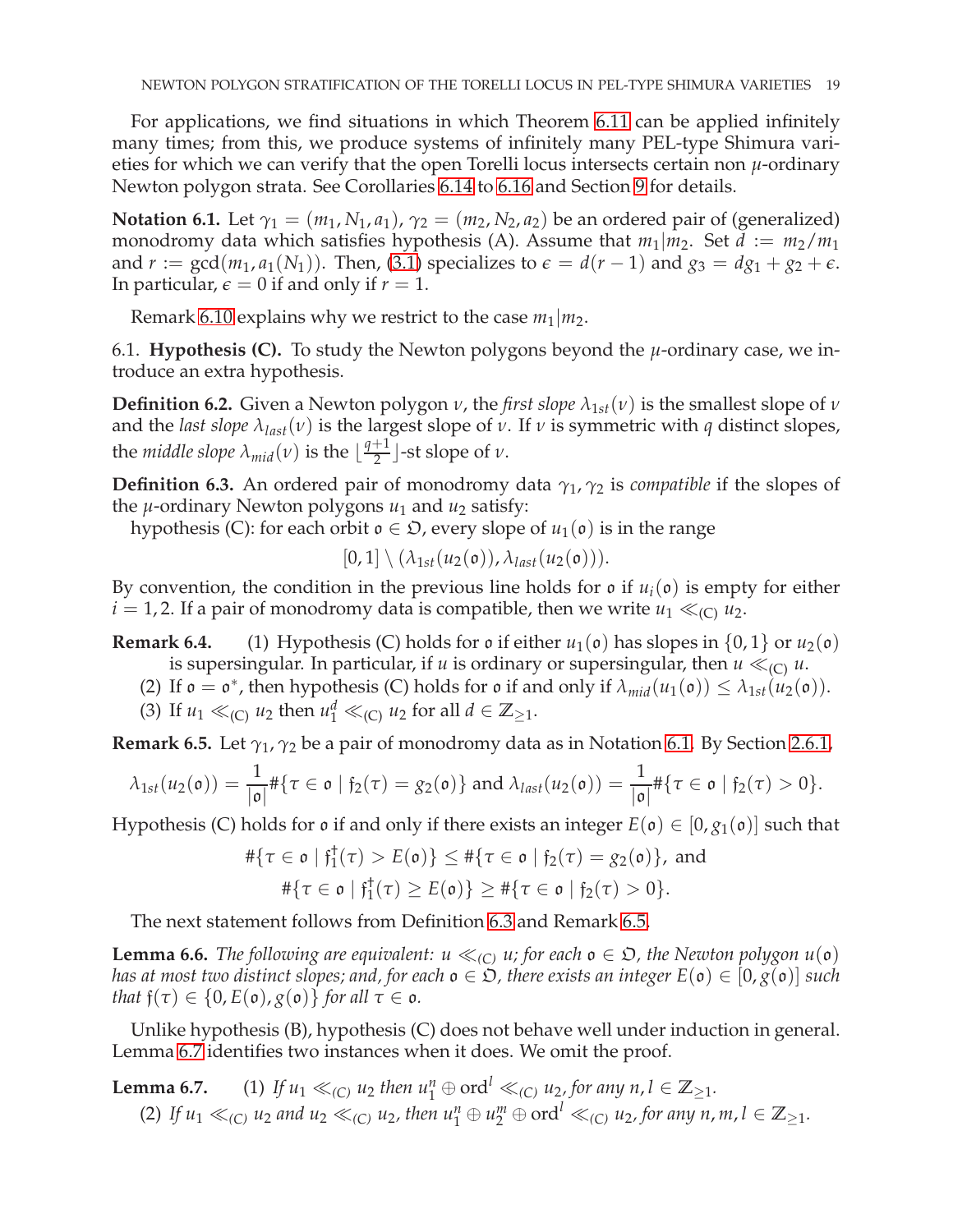For applications, we find situations in which Theorem 6.11 can be applied infinitely many times; from this, we produce systems of infinitely many PEL-type Shimura varieties for which we can verify that the open Torelli locus intersects certain non $\mu$-ordinary Newton polygon strata. See Corollaries 6.14 to 6.16 and Section 9 for details.

**Notation 6.1.** Let $\gamma_1 = (m_1, N_1, a_1)$, $\gamma_2 = (m_2, N_2, a_2)$ be an ordered pair of (generalized) monodromy data which satisfies hypothesis (A). Assume that $m_1 | m_2$. Set $d := m_2/m_1$ and $r := \gcd(m_1, a_1(N_1))$. Then, (3.1) specializes to $\epsilon = d(r-1)$ and $g_3 = dg_1 + g_2 + \epsilon$. In particular, $\epsilon = 0$ if and only if $r = 1$.

Remark 6.10 explains why we restrict to the case $m_1 | m_2$.

## 6.1. Hypothesis (C).

To study the Newton polygons beyond the $\mu$-ordinary case, we introduce an extra hypothesis.

**Definition 6.2.** Given a Newton polygon $\nu$, the *first slope* $\lambda_{1st}(\nu)$ is the smallest slope of $\nu$ and the *last slope* $\lambda_{last}(\nu)$ is the largest slope of $\nu$. If $\nu$ is symmetric with $q$ distinct slopes, the *middle slope* $\lambda_{mid}(\nu)$ is the $\lfloor \frac{q+1}{2} \rfloor$-st slope of $\nu$.

**Definition 6.3.** An ordered pair of monodromy data $\gamma_1, \gamma_2$ is *compatible* if the slopes of the $\mu$-ordinary Newton polygons $u_1$ and $u_2$ satisfy:

hypothesis (C): for each orbit $\mathfrak{o} \in \mathfrak{O}$, every slope of $u_1(\mathfrak{o})$ is in the range

$$[0,1] \setminus (\lambda_{1st}(u_2(\mathfrak{o})), \lambda_{last}(u_2(\mathfrak{o}))).$$

By convention, the condition in the previous line holds for $\mathfrak{o}$ if $u_i(\mathfrak{o})$ is empty for either $i = 1, 2$. If a pair of monodromy data is compatible, then we write $u_1 \ll_{(C)} u_2$.

**Remark 6.4.**
1. Hypothesis (C) holds for $\mathfrak{o}$ if either $u_1(\mathfrak{o})$ has slopes in $\{0, 1\}$ or $u_2(\mathfrak{o})$ is supersingular. In particular, if $u$ is ordinary or supersingular, then $u \ll_{(C)} u$.
2. If $\mathfrak{o} = \mathfrak{o}^*$, then hypothesis (C) holds for $\mathfrak{o}$ if and only if $\lambda_{mid}(u_1(\mathfrak{o})) \leq \lambda_{1st}(u_2(\mathfrak{o}))$.
3. If $u_1 \ll_{(C)} u_2$ then $u_1^d \ll_{(C)} u_2$ for all $d \in \mathbb{Z}_{\geq 1}$.

**Remark 6.5.** Let $\gamma_1, \gamma_2$ be a pair of monodromy data as in Notation 6.1. By Section 2.6.1,

$$\lambda_{1st}(u_2(\mathfrak{o})) = \frac{1}{|\mathfrak{o}|} \#\{\tau \in \mathfrak{o} \mid \mathfrak{f}_2(\tau) = g_2(\mathfrak{o})\} \text{ and } \lambda_{last}(u_2(\mathfrak{o})) = \frac{1}{|\mathfrak{o}|} \#\{\tau \in \mathfrak{o} \mid \mathfrak{f}_2(\tau) > 0\}.$$

Hypothesis (C) holds for $\mathfrak{o}$ if and only if there exists an integer $E(\mathfrak{o}) \in [0, g_1(\mathfrak{o})]$ such that

$$\#\{\tau \in \mathfrak{o} \mid \mathfrak{f}_1^\dagger(\tau) > E(\mathfrak{o})\} \leq \#\{\tau \in \mathfrak{o} \mid \mathfrak{f}_2(\tau) = g_2(\mathfrak{o})\}, \text{ and}$$
$$\#\{\tau \in \mathfrak{o} \mid \mathfrak{f}_1^\dagger(\tau) \geq E(\mathfrak{o})\} \geq \#\{\tau \in \mathfrak{o} \mid \mathfrak{f}_2(\tau) > 0\}.$$

The next statement follows from Definition 6.3 and Remark 6.5.

**Lemma 6.6.** *The following are equivalent: $u \ll_{(C)} u$; for each $\mathfrak{o} \in \mathfrak{O}$, the Newton polygon $u(\mathfrak{o})$ has at most two distinct slopes; and, for each $\mathfrak{o} \in \mathfrak{O}$, there exists an integer $E(\mathfrak{o}) \in [0, g(\mathfrak{o})]$ such that $\mathfrak{f}(\tau) \in \{0, E(\mathfrak{o}), g(\mathfrak{o})\}$ for all $\tau \in \mathfrak{o}$.*

Unlike hypothesis (B), hypothesis (C) does not behave well under induction in general. Lemma 6.7 identifies two instances when it does. We omit the proof.

**Lemma 6.7.**
1. *If $u_1 \ll_{(C)} u_2$ then $u_1^n \oplus \mathrm{ord}^l \ll_{(C)} u_2$, for any $n, l \in \mathbb{Z}_{\geq 1}$.*
2. *If $u_1 \ll_{(C)} u_2$ and $u_2 \ll_{(C)} u_2$, then $u_1^n \oplus u_2^m \oplus \mathrm{ord}^l \ll_{(C)} u_2$, for any $n, m, l \in \mathbb{Z}_{\geq 1}$.*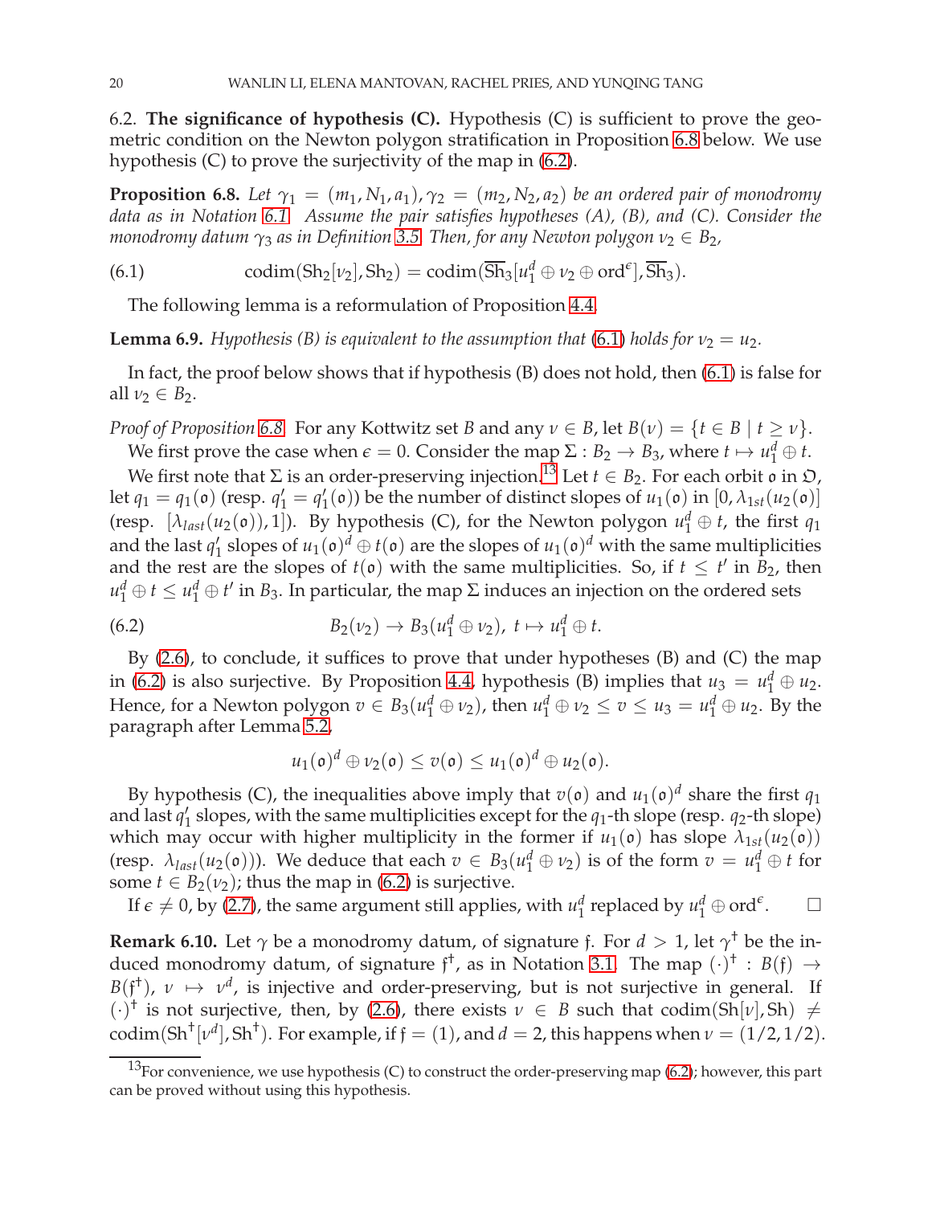6.2. **The significance of hypothesis (C).** Hypothesis (C) is sufficient to prove the geometric condition on the Newton polygon stratification in Proposition 6.8 below. We use hypothesis (C) to prove the surjectivity of the map in (6.2).

**Proposition 6.8.** *Let $\gamma_1 = (m_1, N_1, a_1), \gamma_2 = (m_2, N_2, a_2)$ be an ordered pair of monodromy data as in Notation 6.1. Assume the pair satisfies hypotheses (A), (B), and (C). Consider the monodromy datum $\gamma_3$ as in Definition 3.5. Then, for any Newton polygon $\nu_2 \in B_2$,*

$$\operatorname{codim}(\mathrm{Sh}_2[\nu_2], \mathrm{Sh}_2) = \operatorname{codim}(\overline{\mathrm{Sh}}_3[u_1^d \oplus \nu_2 \oplus \mathrm{ord}^\epsilon], \overline{\mathrm{Sh}}_3). \tag{6.1}$$

The following lemma is a reformulation of Proposition 4.4.

**Lemma 6.9.** *Hypothesis (B) is equivalent to the assumption that (6.1) holds for $\nu_2 = u_2$.*

In fact, the proof below shows that if hypothesis (B) does not hold, then (6.1) is false for all $\nu_2 \in B_2$.

*Proof of Proposition 6.8.* For any Kottwitz set $B$ and any $\nu \in B$, let $B(\nu) = \{t \in B \mid t \geq \nu\}$.

We first prove the case when $\epsilon = 0$. Consider the map $\Sigma : B_2 \to B_3$, where $t \mapsto u_1^d \oplus t$.

We first note that $\Sigma$ is an order-preserving injection.[13] Let $t \in B_2$. For each orbit $\mathfrak{o}$ in $\mathfrak{O}$, let $q_1 = q_1(\mathfrak{o})$ (resp. $q_1' = q_1'(\mathfrak{o})$) be the number of distinct slopes of $u_1(\mathfrak{o})$ in $[0, \lambda_{1st}(u_2(\mathfrak{o}))]$ (resp. $[\lambda_{last}(u_2(\mathfrak{o})), 1]$). By hypothesis (C), for the Newton polygon $u_1^d \oplus t$, the first $q_1$ and the last $q_1'$ slopes of $u_1(\mathfrak{o})^d \oplus t(\mathfrak{o})$ are the slopes of $u_1(\mathfrak{o})^d$ with the same multiplicities and the rest are the slopes of $t(\mathfrak{o})$ with the same multiplicities. So, if $t \leq t'$ in $B_2$, then $u_1^d \oplus t \leq u_1^d \oplus t'$ in $B_3$. In particular, the map $\Sigma$ induces an injection on the ordered sets

$$B_2(\nu_2) \to B_3(u_1^d \oplus \nu_2), \; t \mapsto u_1^d \oplus t. \tag{6.2}$$

By (2.6), to conclude, it suffices to prove that under hypotheses (B) and (C) the map in (6.2) is also surjective. By Proposition 4.4, hypothesis (B) implies that $u_3 = u_1^d \oplus u_2$. Hence, for a Newton polygon $v \in B_3(u_1^d \oplus \nu_2)$, then $u_1^d \oplus \nu_2 \leq v \leq u_3 = u_1^d \oplus u_2$. By the paragraph after Lemma 5.2,

$$u_1(\mathfrak{o})^d \oplus \nu_2(\mathfrak{o}) \leq v(\mathfrak{o}) \leq u_1(\mathfrak{o})^d \oplus u_2(\mathfrak{o}).$$

By hypothesis (C), the inequalities above imply that $v(\mathfrak{o})$ and $u_1(\mathfrak{o})^d$ share the first $q_1$ and last $q_1'$ slopes, with the same multiplicities except for the $q_1$-th slope (resp. $q_2$-th slope) which may occur with higher multiplicity in the former if $u_1(\mathfrak{o})$ has slope $\lambda_{1st}(u_2(\mathfrak{o}))$ (resp. $\lambda_{last}(u_2(\mathfrak{o}))$). We deduce that each $v \in B_3(u_1^d \oplus \nu_2)$ is of the form $v = u_1^d \oplus t$ for some $t \in B_2(\nu_2)$; thus the map in (6.2) is surjective.

If $\epsilon \neq 0$, by (2.7), the same argument still applies, with $u_1^d$ replaced by $u_1^d \oplus \mathrm{ord}^\epsilon$. $\square$

**Remark 6.10.** Let $\gamma$ be a monodromy datum, of signature $\mathfrak{f}$. For $d > 1$, let $\gamma^\dagger$ be the induced monodromy datum, of signature $\mathfrak{f}^\dagger$, as in Notation 3.1. The map $(\cdot)^\dagger : B(\mathfrak{f}) \to B(\mathfrak{f}^\dagger)$, $\nu \mapsto \nu^d$, is injective and order-preserving, but is not surjective in general. If $(\cdot)^\dagger$ is not surjective, then, by (2.6), there exists $\nu \in B$ such that $\operatorname{codim}(\mathrm{Sh}[\nu], \mathrm{Sh}) \neq \operatorname{codim}(\mathrm{Sh}^\dagger[\nu^d], \mathrm{Sh}^\dagger)$. For example, if $\mathfrak{f} = (1)$, and $d = 2$, this happens when $\nu = (1/2, 1/2)$.

[13] For convenience, we use hypothesis (C) to construct the order-preserving map (6.2); however, this part can be proved without using this hypothesis.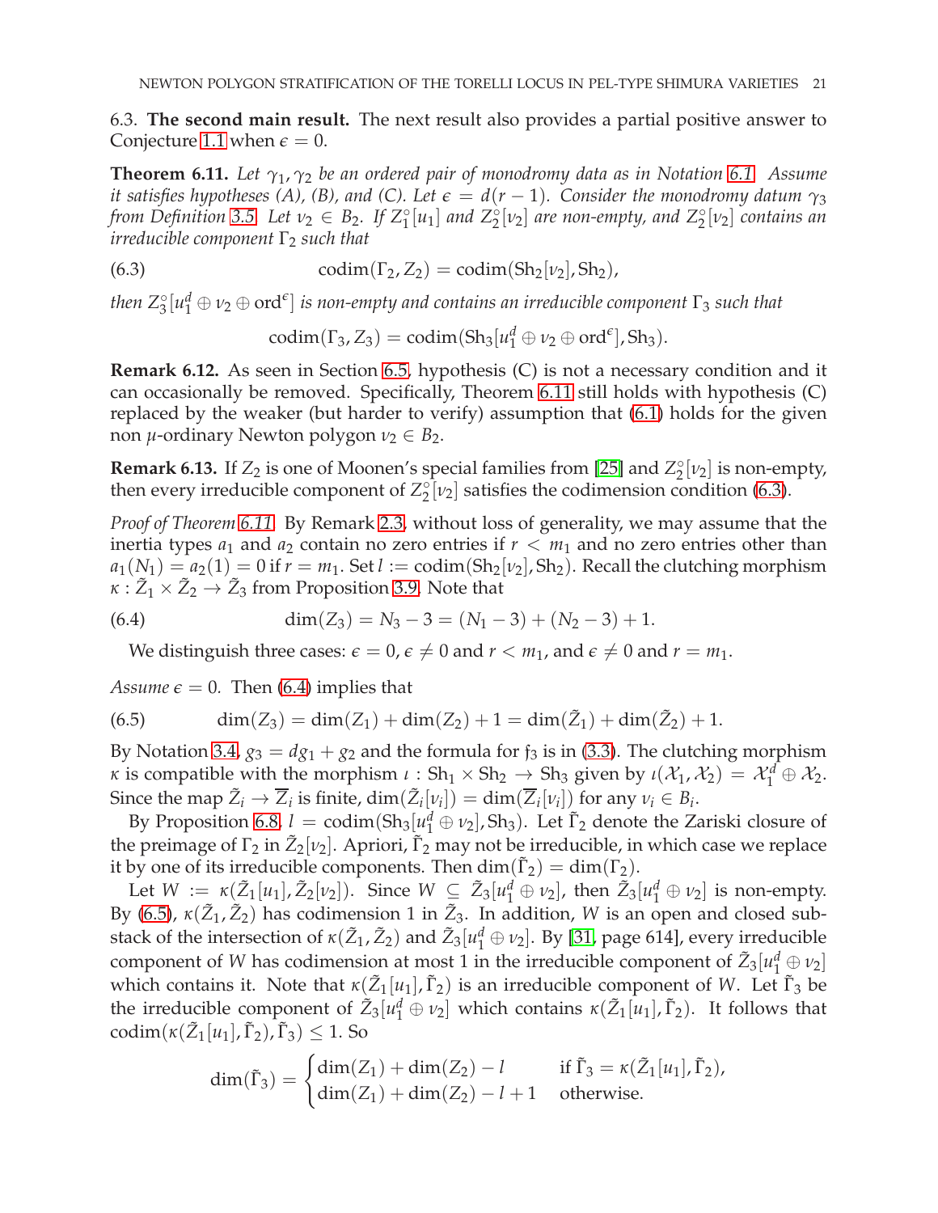6.3. **The second main result.** The next result also provides a partial positive answer to Conjecture 1.1 when $\epsilon = 0$.

**Theorem 6.11.** *Let $\gamma_1, \gamma_2$ be an ordered pair of monodromy data as in Notation 6.1. Assume it satisfies hypotheses (A), (B), and (C). Let $\epsilon = d(r-1)$. Consider the monodromy datum $\gamma_3$ from Definition 3.5. Let $\nu_2 \in B_2$. If $Z_1^\circ[u_1]$ and $Z_2^\circ[\nu_2]$ are non-empty, and $Z_2^\circ[\nu_2]$ contains an irreducible component $\Gamma_2$ such that*

$$\operatorname{codim}(\Gamma_2, Z_2) = \operatorname{codim}(\mathrm{Sh}_2[\nu_2], \mathrm{Sh}_2), \tag{6.3}$$

*then $Z_3^\circ[u_1^d \oplus \nu_2 \oplus \mathrm{ord}^\epsilon]$ is non-empty and contains an irreducible component $\Gamma_3$ such that*

$$\operatorname{codim}(\Gamma_3, Z_3) = \operatorname{codim}(\mathrm{Sh}_3[u_1^d \oplus \nu_2 \oplus \mathrm{ord}^\epsilon], \mathrm{Sh}_3).$$

**Remark 6.12.** As seen in Section 6.5, hypothesis (C) is not a necessary condition and it can occasionally be removed. Specifically, Theorem 6.11 still holds with hypothesis (C) replaced by the weaker (but harder to verify) assumption that (6.1) holds for the given non $\mu$-ordinary Newton polygon $\nu_2 \in B_2$.

**Remark 6.13.** If $Z_2$ is one of Moonen's special families from [25] and $Z_2^\circ[\nu_2]$ is non-empty, then every irreducible component of $Z_2^\circ[\nu_2]$ satisfies the codimension condition (6.3).

*Proof of Theorem 6.11.* By Remark 2.3, without loss of generality, we may assume that the inertia types $a_1$ and $a_2$ contain no zero entries if $r < m_1$ and no zero entries other than $a_1(N_1) = a_2(1) = 0$ if $r = m_1$. Set $l := \operatorname{codim}(\mathrm{Sh}_2[\nu_2], \mathrm{Sh}_2)$. Recall the clutching morphism $\kappa : \tilde{Z}_1 \times \tilde{Z}_2 \to \tilde{Z}_3$ from Proposition 3.9. Note that

$$\dim(Z_3) = N_3 - 3 = (N_1 - 3) + (N_2 - 3) + 1. \tag{6.4}$$

We distinguish three cases: $\epsilon = 0$, $\epsilon \neq 0$ and $r < m_1$, and $\epsilon \neq 0$ and $r = m_1$.

*Assume $\epsilon = 0$.* Then (6.4) implies that

$$\dim(Z_3) = \dim(Z_1) + \dim(Z_2) + 1 = \dim(\tilde{Z}_1) + \dim(\tilde{Z}_2) + 1. \tag{6.5}$$

By Notation 3.4, $g_3 = dg_1 + g_2$ and the formula for $\mathfrak{f}_3$ is in (3.3). The clutching morphism $\kappa$ is compatible with the morphism $\iota : \mathrm{Sh}_1 \times \mathrm{Sh}_2 \to \mathrm{Sh}_3$ given by $\iota(\mathcal{X}_1, \mathcal{X}_2) = \mathcal{X}_1^d \oplus \mathcal{X}_2$. Since the map $\tilde{Z}_i \to \overline{Z}_i$ is finite, $\dim(\tilde{Z}_i[\nu_i]) = \dim(\overline{Z}_i[\nu_i])$ for any $\nu_i \in B_i$.

By Proposition 6.8, $l = \operatorname{codim}(\mathrm{Sh}_3[u_1^d \oplus \nu_2], \mathrm{Sh}_3)$. Let $\tilde{\Gamma}_2$ denote the Zariski closure of the preimage of $\Gamma_2$ in $\tilde{Z}_2[\nu_2]$. Apriori, $\tilde{\Gamma}_2$ may not be irreducible, in which case we replace it by one of its irreducible components. Then $\dim(\tilde{\Gamma}_2) = \dim(\Gamma_2)$.

Let $W := \kappa(\tilde{Z}_1[u_1], \tilde{Z}_2[\nu_2])$. Since $W \subseteq \tilde{Z}_3[u_1^d \oplus \nu_2]$, then $\tilde{Z}_3[u_1^d \oplus \nu_2]$ is non-empty. By (6.5), $\kappa(\tilde{Z}_1, \tilde{Z}_2)$ has codimension 1 in $\tilde{Z}_3$. In addition, $W$ is an open and closed substack of the intersection of $\kappa(\tilde{Z}_1, \tilde{Z}_2)$ and $\tilde{Z}_3[u_1^d \oplus \nu_2]$. By [31, page 614], every irreducible component of $W$ has codimension at most 1 in the irreducible component of $\tilde{Z}_3[u_1^d \oplus \nu_2]$ which contains it. Note that $\kappa(\tilde{Z}_1[u_1], \tilde{\Gamma}_2)$ is an irreducible component of $W$. Let $\tilde{\Gamma}_3$ be the irreducible component of $\tilde{Z}_3[u_1^d \oplus \nu_2]$ which contains $\kappa(\tilde{Z}_1[u_1], \tilde{\Gamma}_2)$. It follows that $\operatorname{codim}(\kappa(\tilde{Z}_1[u_1], \tilde{\Gamma}_2), \tilde{\Gamma}_3) \leq 1$. So

$$\dim(\tilde{\Gamma}_3) = \begin{cases} \dim(Z_1) + \dim(Z_2) - l & \text{if } \tilde{\Gamma}_3 = \kappa(\tilde{Z}_1[u_1], \tilde{\Gamma}_2), \\ \dim(Z_1) + \dim(Z_2) - l + 1 & \text{otherwise.} \end{cases}$$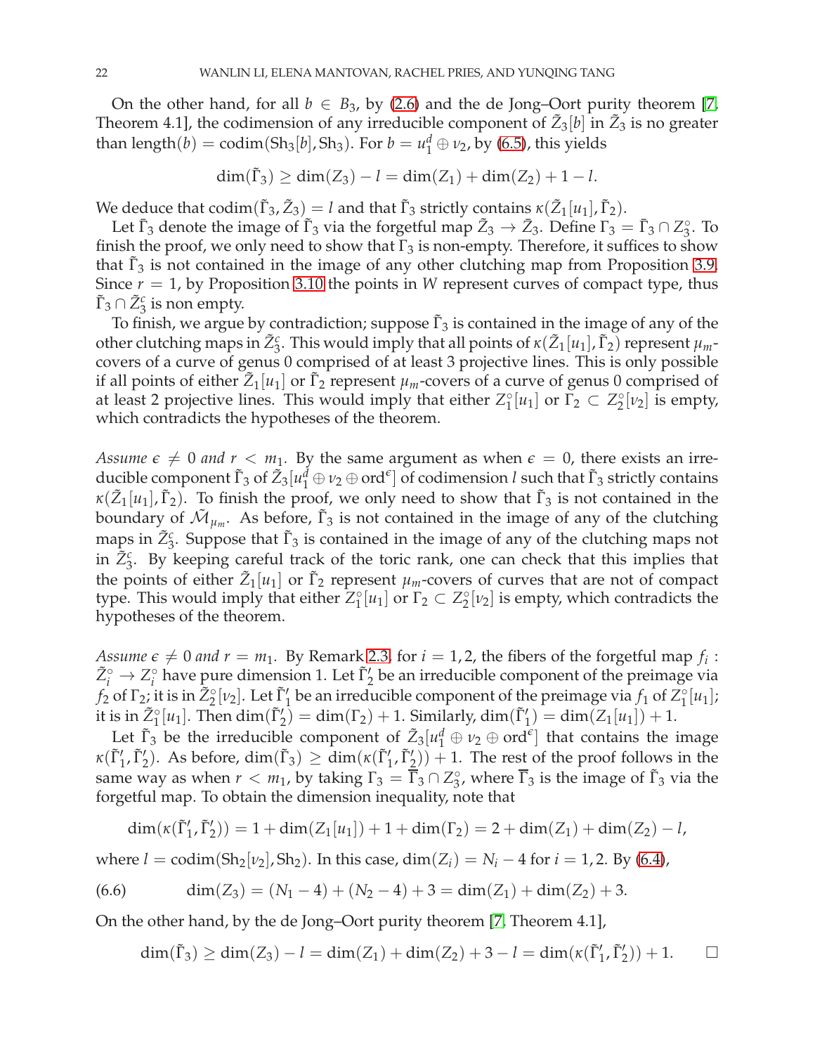On the other hand, for all $b \in B_3$, by (2.6) and the de Jong–Oort purity theorem [7, Theorem 4.1], the codimension of any irreducible component of $\tilde{Z}_3[b]$ in $\tilde{Z}_3$ is no greater than $\mathrm{length}(b) = \mathrm{codim}(\mathrm{Sh}_3[b], \mathrm{Sh}_3)$. For $b = u_1^d \oplus \nu_2$, by (6.5), this yields

$$\dim(\tilde{\Gamma}_3) \geq \dim(Z_3) - l = \dim(Z_1) + \dim(Z_2) + 1 - l.$$

We deduce that $\mathrm{codim}(\tilde{\Gamma}_3, \tilde{Z}_3) = l$ and that $\tilde{\Gamma}_3$ strictly contains $\kappa(\tilde{Z}_1[u_1], \tilde{\Gamma}_2)$.

Let $\bar{\Gamma}_3$ denote the image of $\tilde{\Gamma}_3$ via the forgetful map $\tilde{Z}_3 \to \bar{Z}_3$. Define $\Gamma_3 = \bar{\Gamma}_3 \cap Z_3^\circ$. To finish the proof, we only need to show that $\Gamma_3$ is non-empty. Therefore, it suffices to show that $\tilde{\Gamma}_3$ is not contained in the image of any other clutching map from Proposition 3.9. Since $r = 1$, by Proposition 3.10 the points in $W$ represent curves of compact type, thus $\tilde{\Gamma}_3 \cap \tilde{Z}_3^c$ is non empty.

To finish, we argue by contradiction; suppose $\tilde{\Gamma}_3$ is contained in the image of any of the other clutching maps in $\tilde{Z}_3^c$. This would imply that all points of $\kappa(\tilde{Z}_1[u_1], \tilde{\Gamma}_2)$ represent $\mu_m$-covers of a curve of genus 0 comprised of at least 3 projective lines. This is only possible if all points of either $\tilde{Z}_1[u_1]$ or $\tilde{\Gamma}_2$ represent $\mu_m$-covers of a curve of genus 0 comprised of at least 2 projective lines. This would imply that either $Z_1^\circ[u_1]$ or $\Gamma_2 \subset Z_2^\circ[\nu_2]$ is empty, which contradicts the hypotheses of the theorem.

*Assume $\epsilon \neq 0$ and $r < m_1$.* By the same argument as when $\epsilon = 0$, there exists an irreducible component $\tilde{\Gamma}_3$ of $\tilde{Z}_3[u_1^d \oplus \nu_2 \oplus \mathrm{ord}^\epsilon]$ of codimension $l$ such that $\tilde{\Gamma}_3$ strictly contains $\kappa(\tilde{Z}_1[u_1], \tilde{\Gamma}_2)$. To finish the proof, we only need to show that $\tilde{\Gamma}_3$ is not contained in the boundary of $\tilde{\mathcal{M}}_{\mu_m}$. As before, $\tilde{\Gamma}_3$ is not contained in the image of any of the clutching maps in $\tilde{Z}_3^c$. Suppose that $\tilde{\Gamma}_3$ is contained in the image of any of the clutching maps not in $\tilde{Z}_3^c$. By keeping careful track of the toric rank, one can check that this implies that the points of either $\tilde{Z}_1[u_1]$ or $\tilde{\Gamma}_2$ represent $\mu_m$-covers of curves that are not of compact type. This would imply that either $Z_1^\circ[u_1]$ or $\Gamma_2 \subset Z_2^\circ[\nu_2]$ is empty, which contradicts the hypotheses of the theorem.

*Assume $\epsilon \neq 0$ and $r = m_1$.* By Remark 2.3, for $i = 1, 2$, the fibers of the forgetful map $f_i : \tilde{Z}_i^\circ \to Z_i^\circ$ have pure dimension 1. Let $\tilde{\Gamma}_2'$ be an irreducible component of the preimage via $f_2$ of $\Gamma_2$; it is in $\tilde{Z}_2^\circ[\nu_2]$. Let $\tilde{\Gamma}_1'$ be an irreducible component of the preimage via $f_1$ of $Z_1^\circ[u_1]$; it is in $\tilde{Z}_1^\circ[u_1]$. Then $\dim(\tilde{\Gamma}_2') = \dim(\Gamma_2) + 1$. Similarly, $\dim(\tilde{\Gamma}_1') = \dim(Z_1[u_1]) + 1$.

Let $\tilde{\Gamma}_3$ be the irreducible component of $\tilde{Z}_3[u_1^d \oplus \nu_2 \oplus \mathrm{ord}^\epsilon]$ that contains the image $\kappa(\tilde{\Gamma}_1', \tilde{\Gamma}_2')$. As before, $\dim(\tilde{\Gamma}_3) \geq \dim(\kappa(\tilde{\Gamma}_1', \tilde{\Gamma}_2')) + 1$. The rest of the proof follows in the same way as when $r < m_1$, by taking $\Gamma_3 = \overline{\Gamma}_3 \cap Z_3^\circ$, where $\overline{\Gamma}_3$ is the image of $\tilde{\Gamma}_3$ via the forgetful map. To obtain the dimension inequality, note that

$$\dim(\kappa(\tilde{\Gamma}_1', \tilde{\Gamma}_2')) = 1 + \dim(Z_1[u_1]) + 1 + \dim(\Gamma_2) = 2 + \dim(Z_1) + \dim(Z_2) - l,$$

where $l = \mathrm{codim}(\mathrm{Sh}_2[\nu_2], \mathrm{Sh}_2)$. In this case, $\dim(Z_i) = N_i - 4$ for $i = 1, 2$. By (6.4),

$$\dim(Z_3) = (N_1 - 4) + (N_2 - 4) + 3 = \dim(Z_1) + \dim(Z_2) + 3. \tag{6.6}$$

On the other hand, by the de Jong–Oort purity theorem [7, Theorem 4.1],

$$\dim(\tilde{\Gamma}_3) \geq \dim(Z_3) - l = \dim(Z_1) + \dim(Z_2) + 3 - l = \dim(\kappa(\tilde{\Gamma}_1', \tilde{\Gamma}_2')) + 1. \qquad \square$$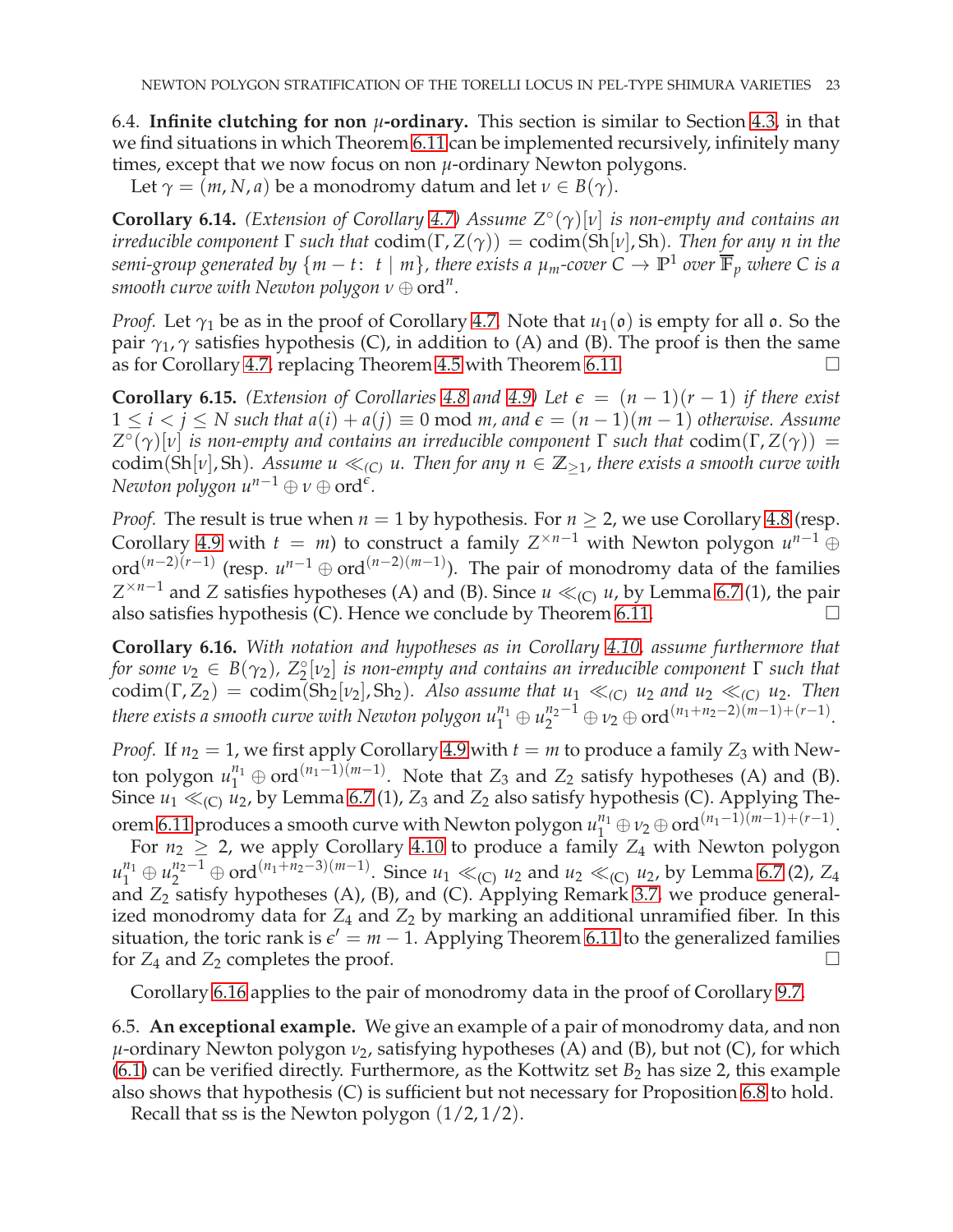6.4. **Infinite clutching for non $\mu$-ordinary.** This section is similar to Section 4.3, in that we find situations in which Theorem 6.11 can be implemented recursively, infinitely many times, except that we now focus on non $\mu$-ordinary Newton polygons.

Let $\gamma = (m, N, a)$ be a monodromy datum and let $\nu \in B(\gamma)$.

**Corollary 6.14.** *(Extension of Corollary 4.7) Assume $Z^\circ(\gamma)[\nu]$ is non-empty and contains an irreducible component $\Gamma$ such that $\operatorname{codim}(\Gamma, Z(\gamma)) = \operatorname{codim}(\mathrm{Sh}[\nu], \mathrm{Sh})$. Then for any $n$ in the semi-group generated by $\{m - t \colon\ t \mid m\}$, there exists a $\mu_m$-cover $C \to \mathbb{P}^1$ over $\overline{\mathbb{F}}_p$ where $C$ is a smooth curve with Newton polygon $\nu \oplus \mathrm{ord}^n$.*

*Proof.* Let $\gamma_1$ be as in the proof of Corollary 4.7. Note that $u_1(\mathfrak{o})$ is empty for all $\mathfrak{o}$. So the pair $\gamma_1, \gamma$ satisfies hypothesis (C), in addition to (A) and (B). The proof is then the same as for Corollary 4.7, replacing Theorem 4.5 with Theorem 6.11. $\square$

**Corollary 6.15.** *(Extension of Corollaries 4.8 and 4.9) Let $\epsilon = (n-1)(r-1)$ if there exist $1 \leq i < j \leq N$ such that $a(i) + a(j) \equiv 0 \bmod m$, and $\epsilon = (n-1)(m-1)$ otherwise. Assume $Z^\circ(\gamma)[\nu]$ is non-empty and contains an irreducible component $\Gamma$ such that $\operatorname{codim}(\Gamma, Z(\gamma)) = \operatorname{codim}(\mathrm{Sh}[\nu], \mathrm{Sh})$. Assume $u \ll_{(C)} u$. Then for any $n \in \mathbb{Z}_{\geq 1}$, there exists a smooth curve with Newton polygon $u^{n-1} \oplus \nu \oplus \mathrm{ord}^{\epsilon}$.*

*Proof.* The result is true when $n = 1$ by hypothesis. For $n \geq 2$, we use Corollary 4.8 (resp. Corollary 4.9 with $t = m$) to construct a family $Z^{\times n-1}$ with Newton polygon $u^{n-1} \oplus \mathrm{ord}^{(n-2)(r-1)}$ (resp. $u^{n-1} \oplus \mathrm{ord}^{(n-2)(m-1)}$). The pair of monodromy data of the families $Z^{\times n-1}$ and $Z$ satisfies hypotheses (A) and (B). Since $u \ll_{(C)} u$, by Lemma 6.7 (1), the pair also satisfies hypothesis (C). Hence we conclude by Theorem 6.11. $\square$

**Corollary 6.16.** *With notation and hypotheses as in Corollary 4.10, assume furthermore that for some $\nu_2 \in B(\gamma_2)$, $Z_2^\circ[\nu_2]$ is non-empty and contains an irreducible component $\Gamma$ such that $\operatorname{codim}(\Gamma, Z_2) = \operatorname{codim}(\mathrm{Sh}_2[\nu_2], \mathrm{Sh}_2)$. Also assume that $u_1 \ll_{(C)} u_2$ and $u_2 \ll_{(C)} u_2$. Then there exists a smooth curve with Newton polygon $u_1^{n_1} \oplus u_2^{n_2-1} \oplus \nu_2 \oplus \mathrm{ord}^{(n_1+n_2-2)(m-1)+(r-1)}$.*

*Proof.* If $n_2 = 1$, we first apply Corollary 4.9 with $t = m$ to produce a family $Z_3$ with Newton polygon $u_1^{n_1} \oplus \mathrm{ord}^{(n_1-1)(m-1)}$. Note that $Z_3$ and $Z_2$ satisfy hypotheses (A) and (B). Since $u_1 \ll_{(C)} u_2$, by Lemma 6.7 (1), $Z_3$ and $Z_2$ also satisfy hypothesis (C). Applying Theorem 6.11 produces a smooth curve with Newton polygon $u_1^{n_1} \oplus \nu_2 \oplus \mathrm{ord}^{(n_1-1)(m-1)+(r-1)}$.

For $n_2 \geq 2$, we apply Corollary 4.10 to produce a family $Z_4$ with Newton polygon $u_1^{n_1} \oplus u_2^{n_2-1} \oplus \mathrm{ord}^{(n_1+n_2-3)(m-1)}$. Since $u_1 \ll_{(C)} u_2$ and $u_2 \ll_{(C)} u_2$, by Lemma 6.7 (2), $Z_4$ and $Z_2$ satisfy hypotheses (A), (B), and (C). Applying Remark 3.7, we produce generalized monodromy data for $Z_4$ and $Z_2$ by marking an additional unramified fiber. In this situation, the toric rank is $\epsilon' = m - 1$. Applying Theorem 6.11 to the generalized families for $Z_4$ and $Z_2$ completes the proof. $\square$

Corollary 6.16 applies to the pair of monodromy data in the proof of Corollary 9.7.

6.5. **An exceptional example.** We give an example of a pair of monodromy data, and non $\mu$-ordinary Newton polygon $\nu_2$, satisfying hypotheses (A) and (B), but not (C), for which (6.1) can be verified directly. Furthermore, as the Kottwitz set $B_2$ has size 2, this example also shows that hypothesis (C) is sufficient but not necessary for Proposition 6.8 to hold.

Recall that ss is the Newton polygon $(1/2, 1/2)$.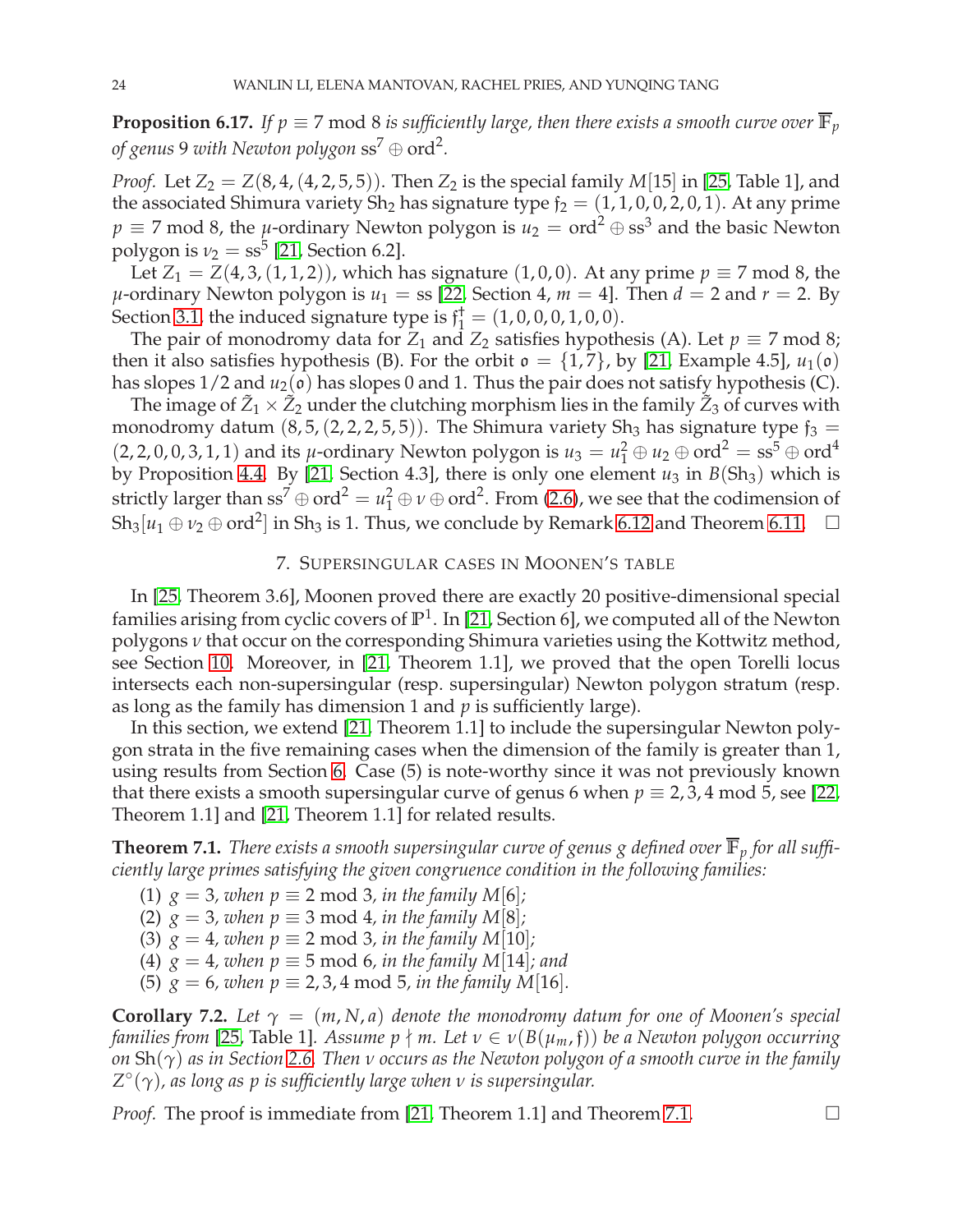**Proposition 6.17.** *If $p \equiv 7 \bmod 8$ is sufficiently large, then there exists a smooth curve over $\overline{\mathbb{F}}_p$ of genus 9 with Newton polygon $\mathrm{ss}^7 \oplus \mathrm{ord}^2$.*

*Proof.* Let $Z_2 = Z(8, 4, (4, 2, 5, 5))$. Then $Z_2$ is the special family $M[15]$ in [25, Table 1], and the associated Shimura variety $\mathrm{Sh}_2$ has signature type $\mathfrak{f}_2 = (1, 1, 0, 0, 2, 0, 1)$. At any prime $p \equiv 7 \bmod 8$, the $\mu$-ordinary Newton polygon is $u_2 = \mathrm{ord}^2 \oplus \mathrm{ss}^3$ and the basic Newton polygon is $\nu_2 = \mathrm{ss}^5$ [21, Section 6.2].

Let $Z_1 = Z(4, 3, (1, 1, 2))$, which has signature $(1, 0, 0)$. At any prime $p \equiv 7 \bmod 8$, the $\mu$-ordinary Newton polygon is $u_1 = \mathrm{ss}$ [22, Section 4, $m = 4$]. Then $d = 2$ and $r = 2$. By Section 3.1, the induced signature type is $\mathfrak{f}_1^\dagger = (1, 0, 0, 0, 1, 0, 0)$.

The pair of monodromy data for $Z_1$ and $Z_2$ satisfies hypothesis (A). Let $p \equiv 7 \bmod 8$; then it also satisfies hypothesis (B). For the orbit $\mathfrak{o} = \{1, 7\}$, by [21, Example 4.5], $u_1(\mathfrak{o})$ has slopes $1/2$ and $u_2(\mathfrak{o})$ has slopes 0 and 1. Thus the pair does not satisfy hypothesis (C).

The image of $\tilde{Z}_1 \times \tilde{Z}_2$ under the clutching morphism lies in the family $\tilde{Z}_3$ of curves with monodromy datum $(8, 5, (2, 2, 2, 5, 5))$. The Shimura variety $\mathrm{Sh}_3$ has signature type $\mathfrak{f}_3 = (2, 2, 0, 0, 3, 1, 1)$ and its $\mu$-ordinary Newton polygon is $u_3 = u_1^2 \oplus u_2 \oplus \mathrm{ord}^2 = \mathrm{ss}^5 \oplus \mathrm{ord}^4$ by Proposition 4.4. By [21, Section 4.3], there is only one element $u_3$ in $B(\mathrm{Sh}_3)$ which is strictly larger than $\mathrm{ss}^7 \oplus \mathrm{ord}^2 = u_1^2 \oplus \nu \oplus \mathrm{ord}^2$. From (2.6), we see that the codimension of $\mathrm{Sh}_3[u_1 \oplus \nu_2 \oplus \mathrm{ord}^2]$ in $\mathrm{Sh}_3$ is 1. Thus, we conclude by Remark 6.12 and Theorem 6.11. $\square$

## 7. Supersingular cases in Moonen's table

In [25, Theorem 3.6], Moonen proved there are exactly 20 positive-dimensional special families arising from cyclic covers of $\mathbb{P}^1$. In [21, Section 6], we computed all of the Newton polygons $\nu$ that occur on the corresponding Shimura varieties using the Kottwitz method, see Section 10. Moreover, in [21, Theorem 1.1], we proved that the open Torelli locus intersects each non-supersingular (resp. supersingular) Newton polygon stratum (resp. as long as the family has dimension 1 and $p$ is sufficiently large).

In this section, we extend [21, Theorem 1.1] to include the supersingular Newton polygon strata in the five remaining cases when the dimension of the family is greater than 1, using results from Section 6. Case (5) is note-worthy since it was not previously known that there exists a smooth supersingular curve of genus 6 when $p \equiv 2, 3, 4 \bmod 5$, see [22, Theorem 1.1] and [21, Theorem 1.1] for related results.

**Theorem 7.1.** *There exists a smooth supersingular curve of genus $g$ defined over $\overline{\mathbb{F}}_p$ for all sufficiently large primes satisfying the given congruence condition in the following families:*

1. *$g = 3$, when $p \equiv 2 \bmod 3$, in the family $M[6]$;*
2. *$g = 3$, when $p \equiv 3 \bmod 4$, in the family $M[8]$;*
3. *$g = 4$, when $p \equiv 2 \bmod 3$, in the family $M[10]$;*
4. *$g = 4$, when $p \equiv 5 \bmod 6$, in the family $M[14]$; and*
5. *$g = 6$, when $p \equiv 2, 3, 4 \bmod 5$, in the family $M[16]$.*

**Corollary 7.2.** *Let $\gamma = (m, N, a)$ denote the monodromy datum for one of Moonen's special families from [25, Table 1]. Assume $p \nmid m$. Let $\nu \in \nu(B(\mu_m, \mathfrak{f}))$ be a Newton polygon occurring on $\mathrm{Sh}(\gamma)$ as in Section 2.6. Then $\nu$ occurs as the Newton polygon of a smooth curve in the family $Z^\circ(\gamma)$, as long as $p$ is sufficiently large when $\nu$ is supersingular.*

*Proof.* The proof is immediate from [21, Theorem 1.1] and Theorem 7.1. $\square$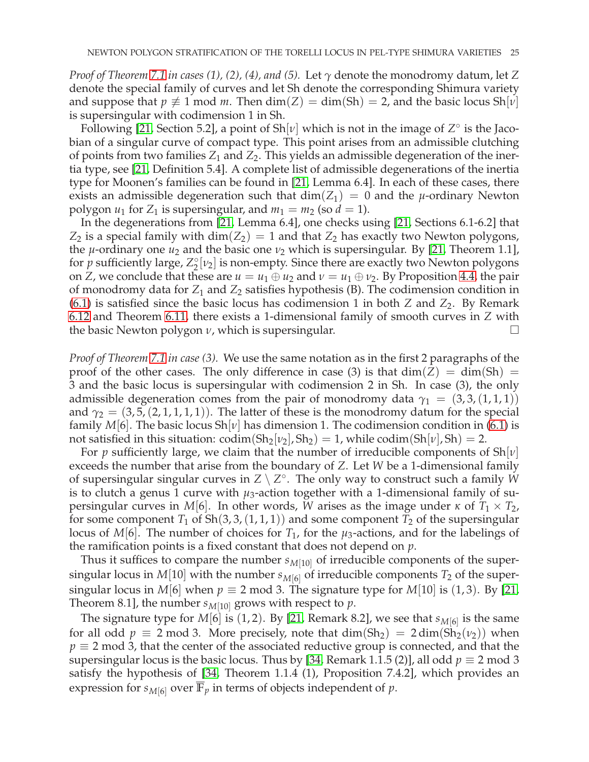*Proof of Theorem 7.1 in cases (1), (2), (4), and (5).* Let $\gamma$ denote the monodromy datum, let $Z$ denote the special family of curves and let Sh denote the corresponding Shimura variety and suppose that $p \not\equiv 1 \bmod m$. Then $\dim(Z) = \dim(\mathrm{Sh}) = 2$, and the basic locus $\mathrm{Sh}[\nu]$ is supersingular with codimension 1 in Sh.

Following [21, Section 5.2], a point of $\mathrm{Sh}[\nu]$ which is not in the image of $Z^\circ$ is the Jacobian of a singular curve of compact type. This point arises from an admissible clutching of points from two families $Z_1$ and $Z_2$. This yields an admissible degeneration of the inertia type, see [21, Definition 5.4]. A complete list of admissible degenerations of the inertia type for Moonen's families can be found in [21, Lemma 6.4]. In each of these cases, there exists an admissible degeneration such that $\dim(Z_1) = 0$ and the $\mu$-ordinary Newton polygon $u_1$ for $Z_1$ is supersingular, and $m_1 = m_2$ (so $d = 1$).

In the degenerations from [21, Lemma 6.4], one checks using [21, Sections 6.1-6.2] that $Z_2$ is a special family with $\dim(Z_2) = 1$ and that $Z_2$ has exactly two Newton polygons, the $\mu$-ordinary one $u_2$ and the basic one $\nu_2$ which is supersingular. By [21, Theorem 1.1], for $p$ sufficiently large, $Z_2^\circ[\nu_2]$ is non-empty. Since there are exactly two Newton polygons on $Z$, we conclude that these are $u = u_1 \oplus u_2$ and $\nu = u_1 \oplus \nu_2$. By Proposition 4.4, the pair of monodromy data for $Z_1$ and $Z_2$ satisfies hypothesis (B). The codimension condition in (6.1) is satisfied since the basic locus has codimension 1 in both $Z$ and $Z_2$. By Remark 6.12 and Theorem 6.11, there exists a 1-dimensional family of smooth curves in $Z$ with the basic Newton polygon $\nu$, which is supersingular. □

*Proof of Theorem 7.1 in case (3).* We use the same notation as in the first 2 paragraphs of the proof of the other cases. The only difference in case (3) is that $\dim(Z) = \dim(\mathrm{Sh}) = 3$ and the basic locus is supersingular with codimension 2 in Sh. In case (3), the only admissible degeneration comes from the pair of monodromy data $\gamma_1 = (3, 3, (1, 1, 1))$ and $\gamma_2 = (3, 5, (2, 1, 1, 1, 1))$. The latter of these is the monodromy datum for the special family $M[6]$. The basic locus $\mathrm{Sh}[\nu]$ has dimension 1. The codimension condition in (6.1) is not satisfied in this situation: $\mathrm{codim}(\mathrm{Sh}_2[\nu_2], \mathrm{Sh}_2) = 1$, while $\mathrm{codim}(\mathrm{Sh}[\nu], \mathrm{Sh}) = 2$.

For $p$ sufficiently large, we claim that the number of irreducible components of $\mathrm{Sh}[\nu]$ exceeds the number that arise from the boundary of $Z$. Let $W$ be a 1-dimensional family of supersingular singular curves in $Z \setminus Z^\circ$. The only way to construct such a family $W$ is to clutch a genus 1 curve with $\mu_3$-action together with a 1-dimensional family of supersingular curves in $M[6]$. In other words, $W$ arises as the image under $\kappa$ of $T_1 \times T_2$, for some component $T_1$ of $\mathrm{Sh}(3, 3, (1, 1, 1))$ and some component $T_2$ of the supersingular locus of $M[6]$. The number of choices for $T_1$, for the $\mu_3$-actions, and for the labelings of the ramification points is a fixed constant that does not depend on $p$.

Thus it suffices to compare the number $s_{M[10]}$ of irreducible components of the supersingular locus in $M[10]$ with the number $s_{M[6]}$ of irreducible components $T_2$ of the supersingular locus in $M[6]$ when $p \equiv 2 \bmod 3$. The signature type for $M[10]$ is $(1, 3)$. By [21, Theorem 8.1], the number $s_{M[10]}$ grows with respect to $p$.

The signature type for $M[6]$ is $(1, 2)$. By [21, Remark 8.2], we see that $s_{M[6]}$ is the same for all odd $p \equiv 2 \bmod 3$. More precisely, note that $\dim(\mathrm{Sh}_2) = 2\dim(\mathrm{Sh}_2(\nu_2))$ when $p \equiv 2 \bmod 3$, that the center of the associated reductive group is connected, and that the supersingular locus is the basic locus. Thus by [34, Remark 1.1.5 (2)], all odd $p \equiv 2 \bmod 3$ satisfy the hypothesis of [34, Theorem 1.1.4 (1), Proposition 7.4.2], which provides an expression for $s_{M[6]}$ over $\overline{\mathbb{F}}_p$ in terms of objects independent of $p$.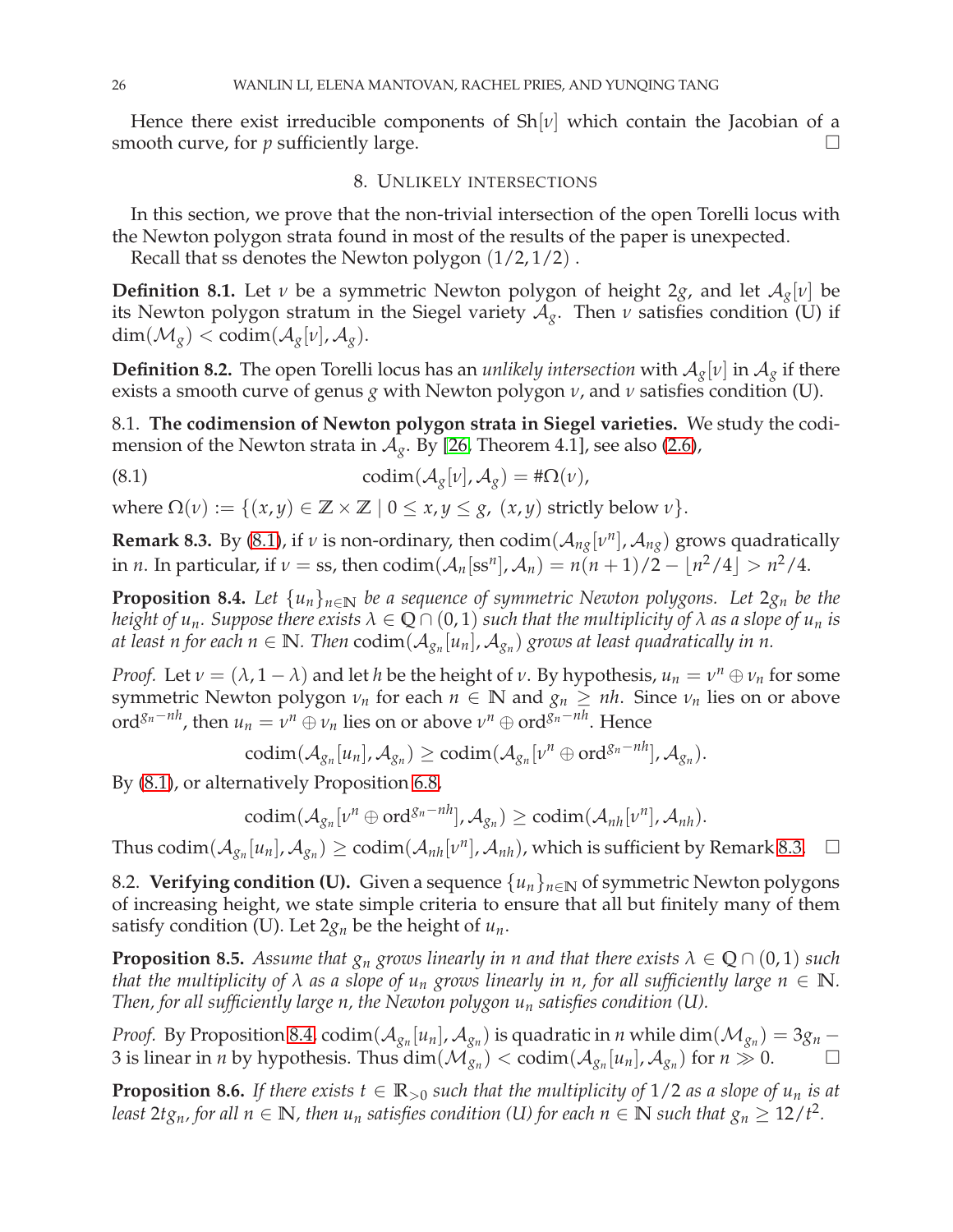Hence there exist irreducible components of $\mathrm{Sh}[\nu]$ which contain the Jacobian of a smooth curve, for $p$ sufficiently large. □

## 8. Unlikely intersections

In this section, we prove that the non-trivial intersection of the open Torelli locus with the Newton polygon strata found in most of the results of the paper is unexpected.

Recall that ss denotes the Newton polygon $(1/2, 1/2)$ .

**Definition 8.1.** Let $\nu$ be a symmetric Newton polygon of height $2g$, and let $\mathcal{A}_g[\nu]$ be its Newton polygon stratum in the Siegel variety $\mathcal{A}_g$. Then $\nu$ satisfies condition (U) if $\dim(\mathcal{M}_g) < \mathrm{codim}(\mathcal{A}_g[\nu], \mathcal{A}_g)$.

**Definition 8.2.** The open Torelli locus has an *unlikely intersection* with $\mathcal{A}_g[\nu]$ in $\mathcal{A}_g$ if there exists a smooth curve of genus $g$ with Newton polygon $\nu$, and $\nu$ satisfies condition (U).

8.1. **The codimension of Newton polygon strata in Siegel varieties.** We study the codimension of the Newton strata in $\mathcal{A}_g$. By [26, Theorem 4.1], see also (2.6),

$$\mathrm{codim}(\mathcal{A}_g[\nu], \mathcal{A}_g) = \#\Omega(\nu), \tag{8.1}$$

where $\Omega(\nu) := \{(x, y) \in \mathbb{Z} \times \mathbb{Z} \mid 0 \leq x, y \leq g,\ (x, y) \text{ strictly below } \nu\}$.

**Remark 8.3.** By (8.1), if $\nu$ is non-ordinary, then $\mathrm{codim}(\mathcal{A}_{ng}[\nu^n], \mathcal{A}_{ng})$ grows quadratically in $n$. In particular, if $\nu = \mathrm{ss}$, then $\mathrm{codim}(\mathcal{A}_n[\mathrm{ss}^n], \mathcal{A}_n) = n(n+1)/2 - \lfloor n^2/4 \rfloor > n^2/4$.

**Proposition 8.4.** *Let $\{u_n\}_{n\in\mathbb{N}}$ be a sequence of symmetric Newton polygons. Let $2g_n$ be the height of $u_n$. Suppose there exists $\lambda \in \mathbb{Q} \cap (0, 1)$ such that the multiplicity of $\lambda$ as a slope of $u_n$ is at least $n$ for each $n \in \mathbb{N}$. Then $\mathrm{codim}(\mathcal{A}_{g_n}[u_n], \mathcal{A}_{g_n})$ grows at least quadratically in $n$.*

*Proof.* Let $\nu = (\lambda, 1-\lambda)$ and let $h$ be the height of $\nu$. By hypothesis, $u_n = \nu^n \oplus \nu_n$ for some symmetric Newton polygon $\nu_n$ for each $n \in \mathbb{N}$ and $g_n \geq nh$. Since $\nu_n$ lies on or above $\mathrm{ord}^{g_n - nh}$, then $u_n = \nu^n \oplus \nu_n$ lies on or above $\nu^n \oplus \mathrm{ord}^{g_n - nh}$. Hence

$$\mathrm{codim}(\mathcal{A}_{g_n}[u_n], \mathcal{A}_{g_n}) \geq \mathrm{codim}(\mathcal{A}_{g_n}[\nu^n \oplus \mathrm{ord}^{g_n - nh}], \mathcal{A}_{g_n}).$$

By (8.1), or alternatively Proposition 6.8,

$$\mathrm{codim}(\mathcal{A}_{g_n}[\nu^n \oplus \mathrm{ord}^{g_n - nh}], \mathcal{A}_{g_n}) \geq \mathrm{codim}(\mathcal{A}_{nh}[\nu^n], \mathcal{A}_{nh}).$$

Thus $\mathrm{codim}(\mathcal{A}_{g_n}[u_n], \mathcal{A}_{g_n}) \geq \mathrm{codim}(\mathcal{A}_{nh}[\nu^n], \mathcal{A}_{nh})$, which is sufficient by Remark 8.3. □

8.2. **Verifying condition (U).** Given a sequence $\{u_n\}_{n\in\mathbb{N}}$ of symmetric Newton polygons of increasing height, we state simple criteria to ensure that all but finitely many of them satisfy condition (U). Let $2g_n$ be the height of $u_n$.

**Proposition 8.5.** *Assume that $g_n$ grows linearly in $n$ and that there exists $\lambda \in \mathbb{Q} \cap (0, 1)$ such that the multiplicity of $\lambda$ as a slope of $u_n$ grows linearly in $n$, for all sufficiently large $n \in \mathbb{N}$. Then, for all sufficiently large $n$, the Newton polygon $u_n$ satisfies condition (U).*

*Proof.* By Proposition 8.4, $\mathrm{codim}(\mathcal{A}_{g_n}[u_n], \mathcal{A}_{g_n})$ is quadratic in $n$ while $\dim(\mathcal{M}_{g_n}) = 3g_n - 3$ is linear in $n$ by hypothesis. Thus $\dim(\mathcal{M}_{g_n}) < \mathrm{codim}(\mathcal{A}_{g_n}[u_n], \mathcal{A}_{g_n})$ for $n \gg 0$. □

**Proposition 8.6.** *If there exists $t \in \mathbb{R}_{>0}$ such that the multiplicity of $1/2$ as a slope of $u_n$ is at least $2tg_n$, for all $n \in \mathbb{N}$, then $u_n$ satisfies condition (U) for each $n \in \mathbb{N}$ such that $g_n \geq 12/t^2$.*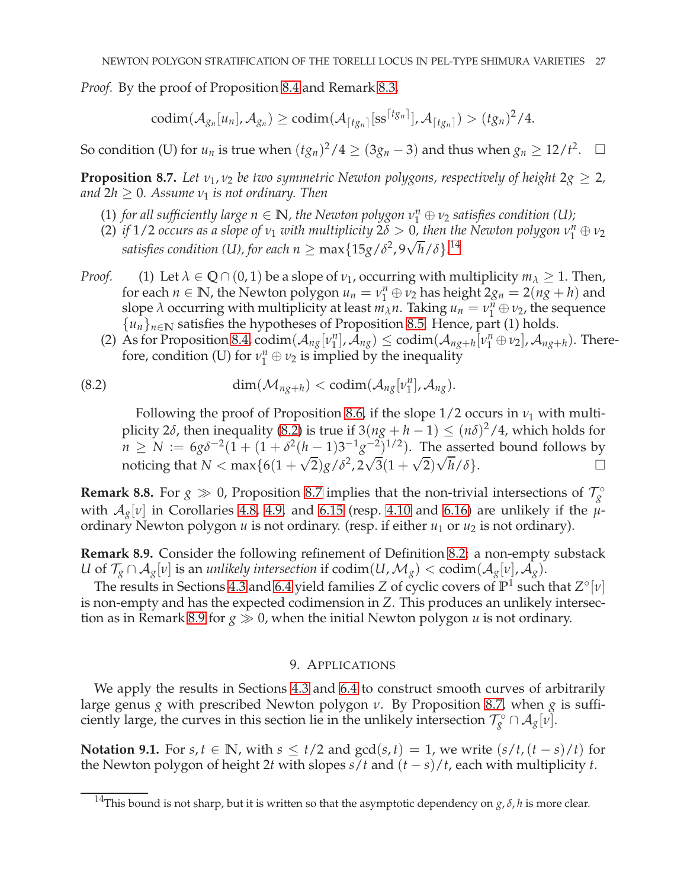*Proof.* By the proof of Proposition 8.4 and Remark 8.3,

$$\operatorname{codim}(\mathcal{A}_{g_n}[u_n], \mathcal{A}_{g_n}) \geq \operatorname{codim}(\mathcal{A}_{\lceil tg_n \rceil}[\mathrm{ss}^{\lceil tg_n \rceil}], \mathcal{A}_{\lceil tg_n \rceil}) > (tg_n)^2/4.$$

So condition (U) for $u_n$ is true when $(tg_n)^2/4 \geq (3g_n - 3)$ and thus when $g_n \geq 12/t^2$. □

**Proposition 8.7.** *Let $\nu_1, \nu_2$ be two symmetric Newton polygons, respectively of height $2g \geq 2$, and $2h \geq 0$. Assume $\nu_1$ is not ordinary. Then*

(1) *for all sufficiently large $n \in \mathbb{N}$, the Newton polygon $\nu_1^n \oplus \nu_2$ satisfies condition (U);*
(2) *if $1/2$ occurs as a slope of $\nu_1$ with multiplicity $2\delta > 0$, then the Newton polygon $\nu_1^n \oplus \nu_2$ satisfies condition (U), for each $n \geq \max\{15g/\delta^2, 9\sqrt{h}/\delta\}$.*[14]

*Proof.* (1) Let $\lambda \in \mathbb{Q} \cap (0,1)$ be a slope of $\nu_1$, occurring with multiplicity $m_\lambda \geq 1$. Then, for each $n \in \mathbb{N}$, the Newton polygon $u_n = \nu_1^n \oplus \nu_2$ has height $2g_n = 2(ng + h)$ and slope $\lambda$ occurring with multiplicity at least $m_\lambda n$. Taking $u_n = \nu_1^n \oplus \nu_2$, the sequence $\{u_n\}_{n \in \mathbb{N}}$ satisfies the hypotheses of Proposition 8.5. Hence, part (1) holds.

(2) As for Proposition 8.4, $\operatorname{codim}(\mathcal{A}_{ng}[\nu_1^n], \mathcal{A}_{ng}) \leq \operatorname{codim}(\mathcal{A}_{ng+h}[\nu_1^n \oplus \nu_2], \mathcal{A}_{ng+h})$. Therefore, condition (U) for $\nu_1^n \oplus \nu_2$ is implied by the inequality

$$\dim(\mathcal{M}_{ng+h}) < \operatorname{codim}(\mathcal{A}_{ng}[\nu_1^n], \mathcal{A}_{ng}). \tag{8.2}$$

Following the proof of Proposition 8.6, if the slope $1/2$ occurs in $\nu_1$ with multiplicity $2\delta$, then inequality (8.2) is true if $3(ng + h - 1) \leq (n\delta)^2/4$, which holds for $n \geq N := 6g\delta^{-2}(1 + (1 + \delta^2(h-1)3^{-1}g^{-2})^{1/2})$. The asserted bound follows by noticing that $N < \max\{6(1+\sqrt{2})g/\delta^2, 2\sqrt{3}(1+\sqrt{2})\sqrt{h}/\delta\}$. □

**Remark 8.8.** For $g \gg 0$, Proposition 8.7 implies that the non-trivial intersections of $\mathcal{T}_g^\circ$ with $\mathcal{A}_g[\nu]$ in Corollaries 4.8, 4.9, and 6.15 (resp. 4.10 and 6.16) are unlikely if the $\mu$-ordinary Newton polygon $u$ is not ordinary. (resp. if either $u_1$ or $u_2$ is not ordinary).

**Remark 8.9.** Consider the following refinement of Definition 8.2: a non-empty substack $U$ of $\mathcal{T}_g \cap \mathcal{A}_g[\nu]$ is an *unlikely intersection* if $\operatorname{codim}(U, \mathcal{M}_g) < \operatorname{codim}(\mathcal{A}_g[\nu], \mathcal{A}_g)$.

The results in Sections 4.3 and 6.4 yield families $Z$ of cyclic covers of $\mathbb{P}^1$ such that $Z^\circ[\nu]$ is non-empty and has the expected codimension in $Z$. This produces an unlikely intersection as in Remark 8.9 for $g \gg 0$, when the initial Newton polygon $u$ is not ordinary.

## 9. Applications

We apply the results in Sections 4.3 and 6.4 to construct smooth curves of arbitrarily large genus $g$ with prescribed Newton polygon $\nu$. By Proposition 8.7, when $g$ is sufficiently large, the curves in this section lie in the unlikely intersection $\mathcal{T}_g^\circ \cap \mathcal{A}_g[\nu]$.

**Notation 9.1.** For $s, t \in \mathbb{N}$, with $s \leq t/2$ and $\gcd(s,t) = 1$, we write $(s/t, (t-s)/t)$ for the Newton polygon of height $2t$ with slopes $s/t$ and $(t-s)/t$, each with multiplicity $t$.

[14] This bound is not sharp, but it is written so that the asymptotic dependency on $g, \delta, h$ is more clear.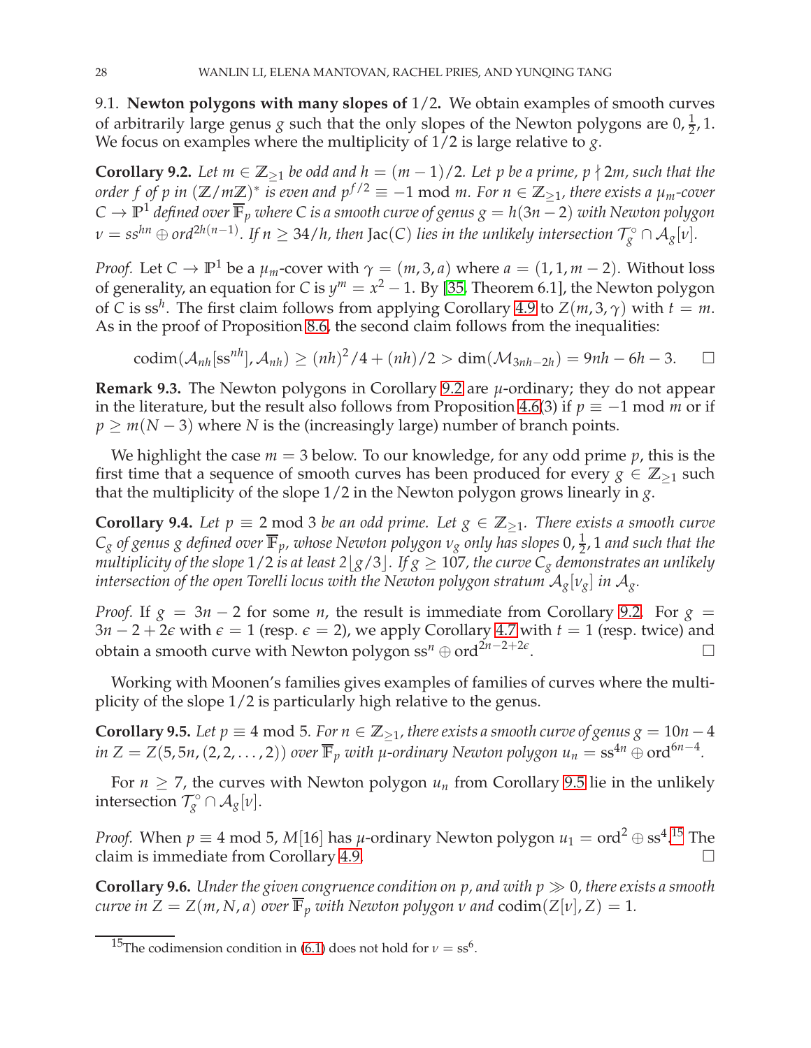9.1. **Newton polygons with many slopes of** $1/2$**.** We obtain examples of smooth curves of arbitrarily large genus $g$ such that the only slopes of the Newton polygons are $0, \frac{1}{2}, 1$. We focus on examples where the multiplicity of $1/2$ is large relative to $g$.

**Corollary 9.2.** *Let $m \in \mathbb{Z}_{\geq 1}$ be odd and $h = (m-1)/2$. Let $p$ be a prime, $p \nmid 2m$, such that the order $f$ of $p$ in $(\mathbb{Z}/m\mathbb{Z})^*$ is even and $p^{f/2} \equiv -1 \bmod m$. For $n \in \mathbb{Z}_{\geq 1}$, there exists a $\mu_m$-cover $C \to \mathbb{P}^1$ defined over $\overline{\mathbb{F}}_p$ where $C$ is a smooth curve of genus $g = h(3n-2)$ with Newton polygon $\nu = ss^{hn} \oplus ord^{2h(n-1)}$. If $n \geq 34/h$, then $\mathrm{Jac}(C)$ lies in the unlikely intersection $\mathcal{T}_g^\circ \cap \mathcal{A}_g[\nu]$.*

*Proof.* Let $C \to \mathbb{P}^1$ be a $\mu_m$-cover with $\gamma = (m, 3, a)$ where $a = (1, 1, m-2)$. Without loss of generality, an equation for $C$ is $y^m = x^2 - 1$. By [35, Theorem 6.1], the Newton polygon of $C$ is $\mathrm{ss}^h$. The first claim follows from applying Corollary 4.9 to $Z(m, 3, \gamma)$ with $t = m$. As in the proof of Proposition 8.6, the second claim follows from the inequalities:

$$\mathrm{codim}(\mathcal{A}_{nh}[\mathrm{ss}^{nh}], \mathcal{A}_{nh}) \geq (nh)^2/4 + (nh)/2 > \dim(\mathcal{M}_{3nh-2h}) = 9nh - 6h - 3. \qquad \square$$

**Remark 9.3.** The Newton polygons in Corollary 9.2 are $\mu$-ordinary; they do not appear in the literature, but the result also follows from Proposition 4.6(3) if $p \equiv -1 \bmod m$ or if $p \geq m(N-3)$ where $N$ is the (increasingly large) number of branch points.

We highlight the case $m = 3$ below. To our knowledge, for any odd prime $p$, this is the first time that a sequence of smooth curves has been produced for every $g \in \mathbb{Z}_{\geq 1}$ such that the multiplicity of the slope $1/2$ in the Newton polygon grows linearly in $g$.

**Corollary 9.4.** *Let $p \equiv 2 \bmod 3$ be an odd prime. Let $g \in \mathbb{Z}_{\geq 1}$. There exists a smooth curve $C_g$ of genus $g$ defined over $\overline{\mathbb{F}}_p$, whose Newton polygon $\nu_g$ only has slopes $0, \frac{1}{2}, 1$ and such that the multiplicity of the slope $1/2$ is at least $2\lfloor g/3 \rfloor$. If $g \geq 107$, the curve $C_g$ demonstrates an unlikely intersection of the open Torelli locus with the Newton polygon stratum $\mathcal{A}_g[\nu_g]$ in $\mathcal{A}_g$.*

*Proof.* If $g = 3n - 2$ for some $n$, the result is immediate from Corollary 9.2. For $g = 3n - 2 + 2\epsilon$ with $\epsilon = 1$ (resp. $\epsilon = 2$), we apply Corollary 4.7 with $t = 1$ (resp. twice) and obtain a smooth curve with Newton polygon $\mathrm{ss}^n \oplus \mathrm{ord}^{2n-2+2\epsilon}$. $\square$

Working with Moonen's families gives examples of families of curves where the multiplicity of the slope $1/2$ is particularly high relative to the genus.

**Corollary 9.5.** *Let $p \equiv 4 \bmod 5$. For $n \in \mathbb{Z}_{\geq 1}$, there exists a smooth curve of genus $g = 10n - 4$ in $Z = Z(5, 5n, (2, 2, \ldots, 2))$ over $\overline{\mathbb{F}}_p$ with $\mu$-ordinary Newton polygon $u_n = \mathrm{ss}^{4n} \oplus \mathrm{ord}^{6n-4}$.*

For $n \geq 7$, the curves with Newton polygon $u_n$ from Corollary 9.5 lie in the unlikely intersection $\mathcal{T}_g^\circ \cap \mathcal{A}_g[\nu]$.

*Proof.* When $p \equiv 4 \bmod 5$, $M[16]$ has $\mu$-ordinary Newton polygon $u_1 = \mathrm{ord}^2 \oplus \mathrm{ss}^4$.[15] The claim is immediate from Corollary 4.9. $\square$

**Corollary 9.6.** *Under the given congruence condition on $p$, and with $p \gg 0$, there exists a smooth curve in $Z = Z(m, N, a)$ over $\overline{\mathbb{F}}_p$ with Newton polygon $\nu$ and $\mathrm{codim}(Z[\nu], Z) = 1$.*

[15] The codimension condition in (6.1) does not hold for $\nu = \mathrm{ss}^6$.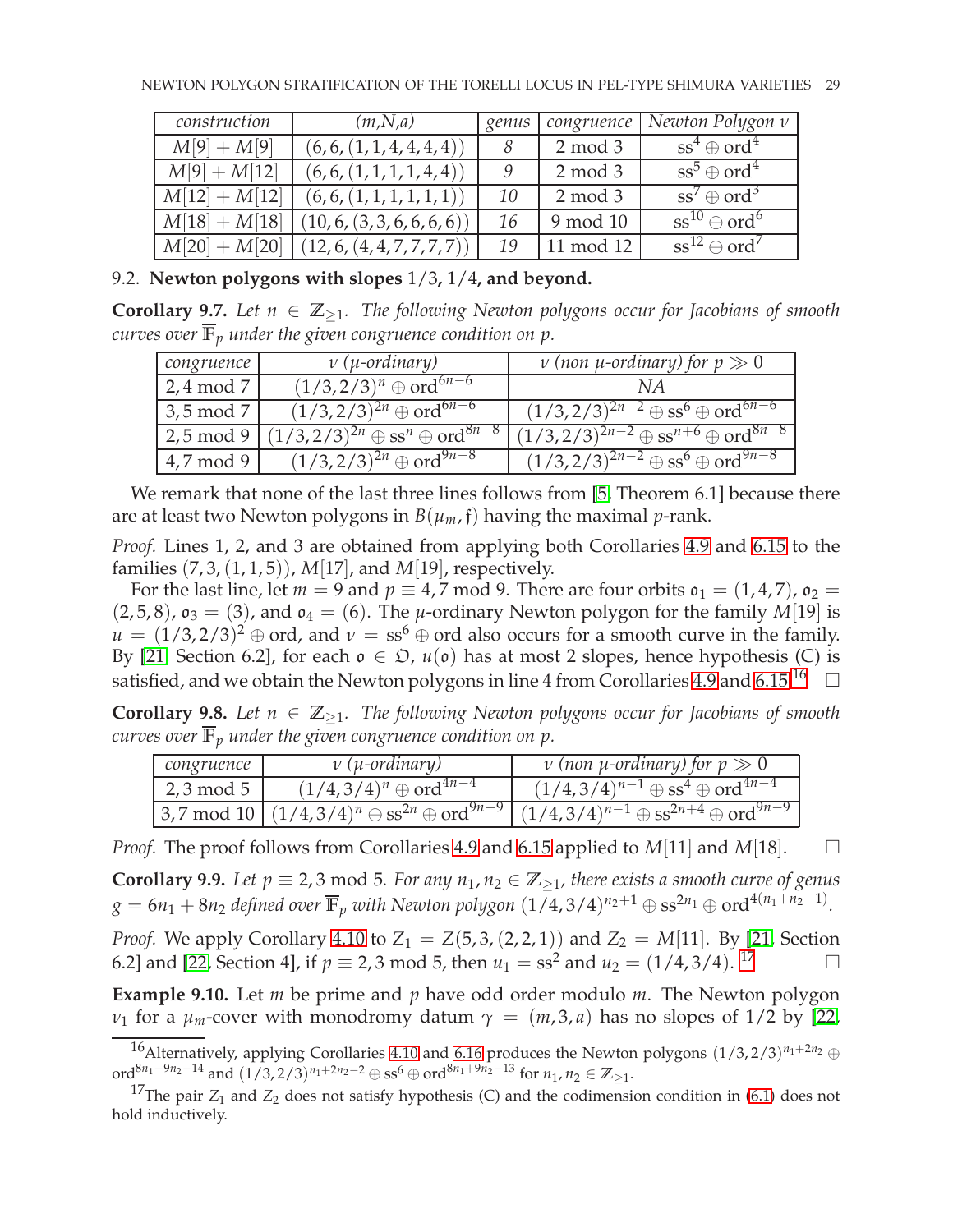| construction | (m,N,a) | genus | congruence | Newton Polygon $\nu$ |
|---|---|---|---|---|
| $M[9]+M[9]$ | $(6,6,(1,1,4,4,4,4))$ | 8 | 2 mod 3 | $\mathrm{ss}^4 \oplus \mathrm{ord}^4$ |
| $M[9]+M[12]$ | $(6,6,(1,1,1,1,4,4))$ | 9 | 2 mod 3 | $\mathrm{ss}^5 \oplus \mathrm{ord}^4$ |
| $M[12]+M[12]$ | $(6,6,(1,1,1,1,1,1))$ | 10 | 2 mod 3 | $\mathrm{ss}^7 \oplus \mathrm{ord}^3$ |
| $M[18]+M[18]$ | $(10,6,(3,3,6,6,6,6))$ | 16 | 9 mod 10 | $\mathrm{ss}^{10} \oplus \mathrm{ord}^6$ |
| $M[20]+M[20]$ | $(12,6,(4,4,7,7,7,7))$ | 19 | 11 mod 12 | $\mathrm{ss}^{12} \oplus \mathrm{ord}^7$ |

### 9.2. Newton polygons with slopes $1/3$, $1/4$, and beyond.

**Corollary 9.7.** *Let $n \in \mathbb{Z}_{\geq 1}$. The following Newton polygons occur for Jacobians of smooth curves over $\overline{\mathbb{F}}_p$ under the given congruence condition on $p$.*

| congruence | $\nu$ ($\mu$-ordinary) | $\nu$ (non $\mu$-ordinary) for $p \gg 0$ |
|---|---|---|
| 2,4 mod 7 | $(1/3,2/3)^n \oplus \mathrm{ord}^{6n-6}$ | NA |
| 3,5 mod 7 | $(1/3,2/3)^{2n} \oplus \mathrm{ord}^{6n-6}$ | $(1/3,2/3)^{2n-2} \oplus \mathrm{ss}^6 \oplus \mathrm{ord}^{6n-6}$ |
| 2,5 mod 9 | $(1/3,2/3)^{2n} \oplus \mathrm{ss}^n \oplus \mathrm{ord}^{8n-8}$ | $(1/3,2/3)^{2n-2} \oplus \mathrm{ss}^{n+6} \oplus \mathrm{ord}^{8n-8}$ |
| 4,7 mod 9 | $(1/3,2/3)^{2n} \oplus \mathrm{ord}^{9n-8}$ | $(1/3,2/3)^{2n-2} \oplus \mathrm{ss}^6 \oplus \mathrm{ord}^{9n-8}$ |

We remark that none of the last three lines follows from [5, Theorem 6.1] because there are at least two Newton polygons in $B(\mu_m, \mathfrak{f})$ having the maximal $p$-rank.

*Proof.* Lines 1, 2, and 3 are obtained from applying both Corollaries 4.9 and 6.15 to the families $(7,3,(1,1,5))$, $M[17]$, and $M[19]$, respectively.

For the last line, let $m=9$ and $p \equiv 4,7 \bmod 9$. There are four orbits $\mathfrak{o}_1 = (1,4,7)$, $\mathfrak{o}_2 = (2,5,8)$, $\mathfrak{o}_3 = (3)$, and $\mathfrak{o}_4 = (6)$. The $\mu$-ordinary Newton polygon for the family $M[19]$ is $u = (1/3,2/3)^2 \oplus \mathrm{ord}$, and $\nu = \mathrm{ss}^6 \oplus \mathrm{ord}$ also occurs for a smooth curve in the family. By [21, Section 6.2], for each $\mathfrak{o} \in \mathfrak{O}$, $u(\mathfrak{o})$ has at most 2 slopes, hence hypothesis (C) is satisfied, and we obtain the Newton polygons in line 4 from Corollaries 4.9 and 6.15.[16] □

**Corollary 9.8.** *Let $n \in \mathbb{Z}_{\geq 1}$. The following Newton polygons occur for Jacobians of smooth curves over $\overline{\mathbb{F}}_p$ under the given congruence condition on $p$.*

| congruence | $\nu$ ($\mu$-ordinary) | $\nu$ (non $\mu$-ordinary) for $p \gg 0$ |
|---|---|---|
| 2,3 mod 5 | $(1/4,3/4)^n \oplus \mathrm{ord}^{4n-4}$ | $(1/4,3/4)^{n-1} \oplus \mathrm{ss}^4 \oplus \mathrm{ord}^{4n-4}$ |
| 3,7 mod 10 | $(1/4,3/4)^n \oplus \mathrm{ss}^{2n} \oplus \mathrm{ord}^{9n-9}$ | $(1/4,3/4)^{n-1} \oplus \mathrm{ss}^{2n+4} \oplus \mathrm{ord}^{9n-9}$ |

*Proof.* The proof follows from Corollaries 4.9 and 6.15 applied to $M[11]$ and $M[18]$. □

**Corollary 9.9.** *Let $p \equiv 2,3 \bmod 5$. For any $n_1, n_2 \in \mathbb{Z}_{\geq 1}$, there exists a smooth curve of genus $g = 6n_1 + 8n_2$ defined over $\overline{\mathbb{F}}_p$ with Newton polygon $(1/4,3/4)^{n_2+1} \oplus \mathrm{ss}^{2n_1} \oplus \mathrm{ord}^{4(n_1+n_2-1)}$.*

*Proof.* We apply Corollary 4.10 to $Z_1 = Z(5,3,(2,2,1))$ and $Z_2 = M[11]$. By [21, Section 6.2] and [22, Section 4], if $p \equiv 2,3 \bmod 5$, then $u_1 = \mathrm{ss}^2$ and $u_2 = (1/4,3/4)$.[17] □

**Example 9.10.** Let $m$ be prime and $p$ have odd order modulo $m$. The Newton polygon $\nu_1$ for a $\mu_m$-cover with monodromy datum $\gamma = (m,3,a)$ has no slopes of 1/2 by [22,

---

[16] Alternatively, applying Corollaries 4.10 and 6.16 produces the Newton polygons $(1/3,2/3)^{n_1+2n_2} \oplus \mathrm{ord}^{8n_1+9n_2-14}$ and $(1/3,2/3)^{n_1+2n_2-2} \oplus \mathrm{ss}^6 \oplus \mathrm{ord}^{8n_1+9n_2-13}$ for $n_1, n_2 \in \mathbb{Z}_{\geq 1}$.

[17] The pair $Z_1$ and $Z_2$ does not satisfy hypothesis (C) and the codimension condition in (6.1) does not hold inductively.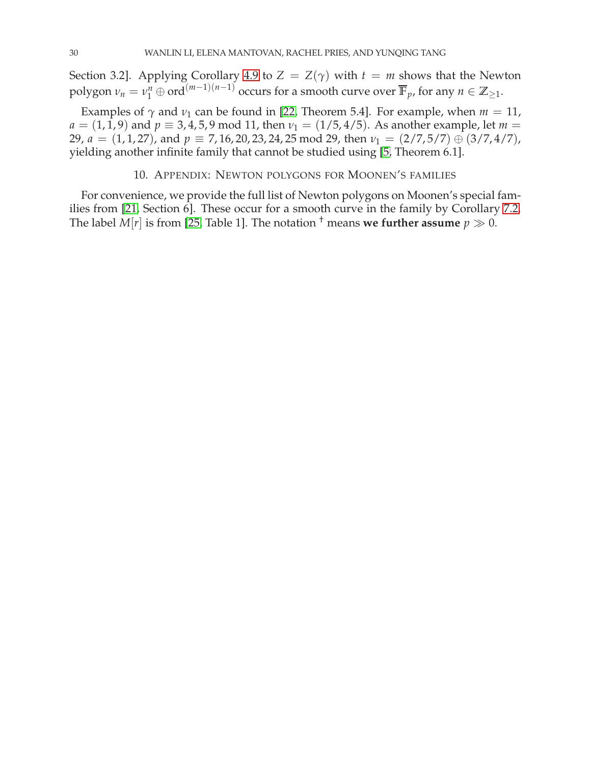Section 3.2]. Applying Corollary 4.9 to $Z = Z(\gamma)$ with $t = m$ shows that the Newton polygon $\nu_n = \nu_1^n \oplus \mathrm{ord}^{(m-1)(n-1)}$ occurs for a smooth curve over $\overline{\mathbb{F}}_p$, for any $n \in \mathbb{Z}_{\geq 1}$.

Examples of $\gamma$ and $\nu_1$ can be found in [22, Theorem 5.4]. For example, when $m = 11$, $a = (1, 1, 9)$ and $p \equiv 3, 4, 5, 9 \bmod 11$, then $\nu_1 = (1/5, 4/5)$. As another example, let $m = 29$, $a = (1, 1, 27)$, and $p \equiv 7, 16, 20, 23, 24, 25 \bmod 29$, then $\nu_1 = (2/7, 5/7) \oplus (3/7, 4/7)$, yielding another infinite family that cannot be studied using [5, Theorem 6.1].

## 10. Appendix: Newton polygons for Moonen's families

For convenience, we provide the full list of Newton polygons on Moonen's special families from [21, Section 6]. These occur for a smooth curve in the family by Corollary 7.2. The label $M[r]$ is from [25, Table 1]. The notation $^{\dagger}$ means **we further assume** $p \gg 0$.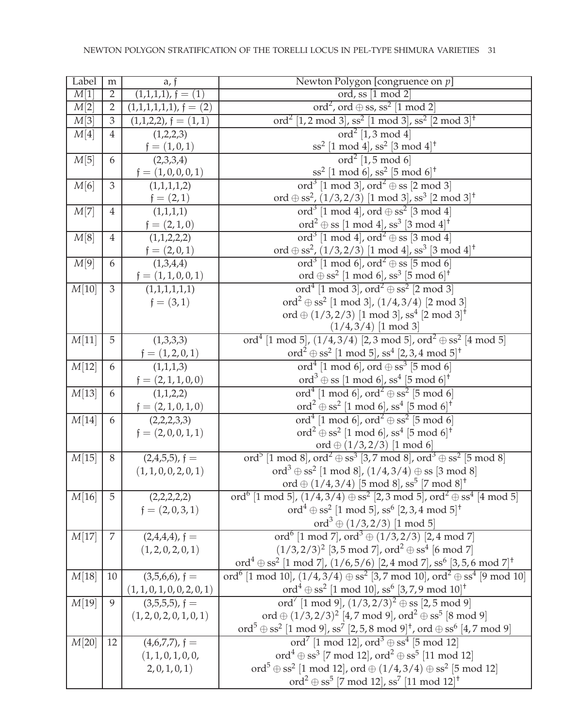| Label | m | a, $\mathfrak{f}$ | Newton Polygon [congruence on $p$] |
|---|---|---|---|
| $M[1]$ | 2 | (1,1,1,1), $\mathfrak{f} = (1)$ | ord, ss [1 mod 2] |
| $M[2]$ | 2 | (1,1,1,1,1,1), $\mathfrak{f} = (2)$ | $\text{ord}^2$, ord $\oplus$ ss, $\text{ss}^2$ [1 mod 2] |
| $M[3]$ | 3 | (1,1,2,2), $\mathfrak{f} = (1,1)$ | $\text{ord}^2$ [1, 2 mod 3], $\text{ss}^2$ [1 mod 3], $\text{ss}^2$ [2 mod 3]$^\dagger$ |
| $M[4]$ | 4 | (1,2,2,3) $\mathfrak{f} = (1,0,1)$ | $\text{ord}^2$ [1, 3 mod 4] $\text{ss}^2$ [1 mod 4], $\text{ss}^2$ [3 mod 4]$^\dagger$ |
| $M[5]$ | 6 | (2,3,3,4) $\mathfrak{f} = (1,0,0,0,1)$ | $\text{ord}^2$ [1, 5 mod 6] $\text{ss}^2$ [1 mod 6], $\text{ss}^2$ [5 mod 6]$^\dagger$ |
| $M[6]$ | 3 | (1,1,1,1,2) $\mathfrak{f} = (2,1)$ | $\text{ord}^3$ [1 mod 3], $\text{ord}^2 \oplus$ ss [2 mod 3] ord $\oplus$ $\text{ss}^2$, $(1/3, 2/3)$ [1 mod 3], $\text{ss}^3$ [2 mod 3]$^\dagger$ |
| $M[7]$ | 4 | (1,1,1,1) $\mathfrak{f} = (2,1,0)$ | $\text{ord}^3$ [1 mod 4], ord $\oplus$ $\text{ss}^2$ [3 mod 4] $\text{ord}^2 \oplus$ ss [1 mod 4], $\text{ss}^3$ [3 mod 4]$^\dagger$ |
| $M[8]$ | 4 | (1,1,2,2,2) $\mathfrak{f} = (2,0,1)$ | $\text{ord}^3$ [1 mod 4], $\text{ord}^2 \oplus$ ss [3 mod 4] ord $\oplus$ $\text{ss}^2$, $(1/3, 2/3)$ [1 mod 4], $\text{ss}^3$ [3 mod 4]$^\dagger$ |
| $M[9]$ | 6 | (1,3,4,4) $\mathfrak{f} = (1,1,0,0,1)$ | $\text{ord}^3$ [1 mod 6], $\text{ord}^2 \oplus$ ss [5 mod 6] ord $\oplus$ $\text{ss}^2$ [1 mod 6], $\text{ss}^3$ [5 mod 6]$^\dagger$ |
| $M[10]$ | 3 | (1,1,1,1,1,1) $\mathfrak{f} = (3,1)$ | $\text{ord}^4$ [1 mod 3], $\text{ord}^2 \oplus \text{ss}^2$ [2 mod 3] $\text{ord}^2 \oplus \text{ss}^2$ [1 mod 3], $(1/4, 3/4)$ [2 mod 3] ord $\oplus$ $(1/3, 2/3)$ [1 mod 3], $\text{ss}^4$ [2 mod 3]$^\dagger$ $(1/4, 3/4)$ [1 mod 3] |
| $M[11]$ | 5 | (1,3,3,3) $\mathfrak{f} = (1,2,0,1)$ | $\text{ord}^4$ [1 mod 5], $(1/4, 3/4)$ [2, 3 mod 5], $\text{ord}^2 \oplus \text{ss}^2$ [4 mod 5] $\text{ord}^2 \oplus \text{ss}^2$ [1 mod 5], $\text{ss}^4$ [2, 3, 4 mod 5]$^\dagger$ |
| $M[12]$ | 6 | (1,1,1,3) $\mathfrak{f} = (2,1,1,0,0)$ | $\text{ord}^4$ [1 mod 6], ord $\oplus$ $\text{ss}^3$ [5 mod 6] $\text{ord}^3 \oplus$ ss [1 mod 6], $\text{ss}^4$ [5 mod 6]$^\dagger$ |
| $M[13]$ | 6 | (1,1,2,2) $\mathfrak{f} = (2,1,0,1,0)$ | $\text{ord}^4$ [1 mod 6], $\text{ord}^2 \oplus \text{ss}^2$ [5 mod 6] $\text{ord}^2 \oplus \text{ss}^2$ [1 mod 6], $\text{ss}^4$ [5 mod 6]$^\dagger$ |
| $M[14]$ | 6 | (2,2,2,3,3) $\mathfrak{f} = (2,0,0,1,1)$ | $\text{ord}^4$ [1 mod 6], $\text{ord}^2 \oplus \text{ss}^2$ [5 mod 6] $\text{ord}^2 \oplus \text{ss}^2$ [1 mod 6], $\text{ss}^4$ [5 mod 6]$^\dagger$ ord $\oplus$ $(1/3, 2/3)$ [1 mod 6] |
| $M[15]$ | 8 | (2,4,5,5), $\mathfrak{f} =$ $(1,1,0,0,2,0,1)$ | $\text{ord}^5$ [1 mod 8], $\text{ord}^2 \oplus \text{ss}^3$ [3, 7 mod 8], $\text{ord}^3 \oplus \text{ss}^2$ [5 mod 8] $\text{ord}^3 \oplus \text{ss}^2$ [1 mod 8], $(1/4, 3/4) \oplus$ ss [3 mod 8] ord $\oplus$ $(1/4, 3/4)$ [5 mod 8], $\text{ss}^5$ [7 mod 8]$^\dagger$ |
| $M[16]$ | 5 | (2,2,2,2,2) $\mathfrak{f} = (2,0,3,1)$ | $\text{ord}^6$ [1 mod 5], $(1/4, 3/4) \oplus \text{ss}^2$ [2, 3 mod 5], $\text{ord}^2 \oplus \text{ss}^4$ [4 mod 5] $\text{ord}^4 \oplus \text{ss}^2$ [1 mod 5], $\text{ss}^6$ [2, 3, 4 mod 5]$^\dagger$ $\text{ord}^3 \oplus (1/3, 2/3)$ [1 mod 5] |
| $M[17]$ | 7 | (2,4,4,4), $\mathfrak{f} =$ $(1,2,0,2,0,1)$ | $\text{ord}^6$ [1 mod 7], $\text{ord}^3 \oplus (1/3, 2/3)$ [2, 4 mod 7] $(1/3, 2/3)^2$ [3, 5 mod 7], $\text{ord}^2 \oplus \text{ss}^4$ [6 mod 7] $\text{ord}^4 \oplus \text{ss}^2$ [1 mod 7], $(1/6, 5/6)$ [2, 4 mod 7], $\text{ss}^6$ [3, 5, 6 mod 7]$^\dagger$ |
| $M[18]$ | 10 | (3,5,6,6), $\mathfrak{f} =$ $(1,1,0,1,0,0,2,0,1)$ | $\text{ord}^6$ [1 mod 10], $(1/4, 3/4) \oplus \text{ss}^2$ [3, 7 mod 10], $\text{ord}^2 \oplus \text{ss}^4$ [9 mod 10] $\text{ord}^4 \oplus \text{ss}^2$ [1 mod 10], $\text{ss}^6$ [3, 7, 9 mod 10]$^\dagger$ |
| $M[19]$ | 9 | (3,5,5,5), $\mathfrak{f} =$ $(1,2,0,2,0,1,0,1)$ | $\text{ord}^7$ [1 mod 9], $(1/3, 2/3)^2 \oplus$ ss [2, 5 mod 9] ord $\oplus$ $(1/3, 2/3)^2$ [4, 7 mod 9], $\text{ord}^2 \oplus \text{ss}^5$ [8 mod 9] $\text{ord}^5 \oplus \text{ss}^2$ [1 mod 9], $\text{ss}^7$ [2, 5, 8 mod 9]$^\dagger$, ord $\oplus$ $\text{ss}^6$ [4, 7 mod 9] |
| $M[20]$ | 12 | (4,6,7,7), $\mathfrak{f} =$ $(1,1,0,1,0,0,$ $2,0,1,0,1)$ | $\text{ord}^7$ [1 mod 12], $\text{ord}^3 \oplus \text{ss}^4$ [5 mod 12] $\text{ord}^4 \oplus \text{ss}^3$ [7 mod 12], $\text{ord}^2 \oplus \text{ss}^5$ [11 mod 12] $\text{ord}^5 \oplus \text{ss}^2$ [1 mod 12], ord $\oplus$ $(1/4, 3/4) \oplus \text{ss}^2$ [5 mod 12] $\text{ord}^2 \oplus \text{ss}^5$ [7 mod 12], $\text{ss}^7$ [11 mod 12]$^\dagger$ |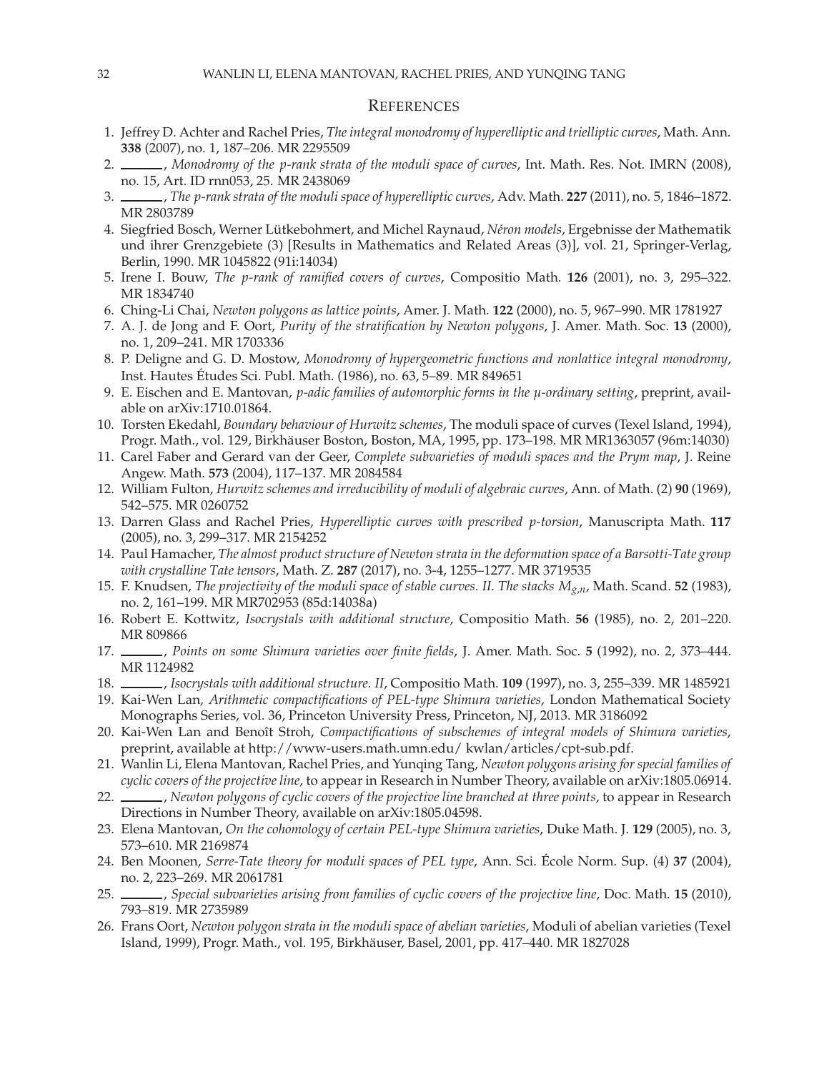## References

1. Jeffrey D. Achter and Rachel Pries, *The integral monodromy of hyperelliptic and trielliptic curves*, Math. Ann. **338** (2007), no. 1, 187–206. MR 2295509
2. ______, *Monodromy of the p-rank strata of the moduli space of curves*, Int. Math. Res. Not. IMRN (2008), no. 15, Art. ID rnn053, 25. MR 2438069
3. ______, *The p-rank strata of the moduli space of hyperelliptic curves*, Adv. Math. **227** (2011), no. 5, 1846–1872. MR 2803789
4. Siegfried Bosch, Werner Lütkebohmert, and Michel Raynaud, *Néron models*, Ergebnisse der Mathematik und ihrer Grenzgebiete (3) [Results in Mathematics and Related Areas (3)], vol. 21, Springer-Verlag, Berlin, 1990. MR 1045822 (91i:14034)
5. Irene I. Bouw, *The p-rank of ramified covers of curves*, Compositio Math. **126** (2001), no. 3, 295–322. MR 1834740
6. Ching-Li Chai, *Newton polygons as lattice points*, Amer. J. Math. **122** (2000), no. 5, 967–990. MR 1781927
7. A. J. de Jong and F. Oort, *Purity of the stratification by Newton polygons*, J. Amer. Math. Soc. **13** (2000), no. 1, 209–241. MR 1703336
8. P. Deligne and G. D. Mostow, *Monodromy of hypergeometric functions and nonlattice integral monodromy*, Inst. Hautes Études Sci. Publ. Math. (1986), no. 63, 5–89. MR 849651
9. E. Eischen and E. Mantovan, *p-adic families of automorphic forms in the μ-ordinary setting*, preprint, available on arXiv:1710.01864.
10. Torsten Ekedahl, *Boundary behaviour of Hurwitz schemes*, The moduli space of curves (Texel Island, 1994), Progr. Math., vol. 129, Birkhäuser Boston, Boston, MA, 1995, pp. 173–198. MR MR1363057 (96m:14030)
11. Carel Faber and Gerard van der Geer, *Complete subvarieties of moduli spaces and the Prym map*, J. Reine Angew. Math. **573** (2004), 117–137. MR 2084584
12. William Fulton, *Hurwitz schemes and irreducibility of moduli of algebraic curves*, Ann. of Math. (2) **90** (1969), 542–575. MR 0260752
13. Darren Glass and Rachel Pries, *Hyperelliptic curves with prescribed p-torsion*, Manuscripta Math. **117** (2005), no. 3, 299–317. MR 2154252
14. Paul Hamacher, *The almost product structure of Newton strata in the deformation space of a Barsotti-Tate group with crystalline Tate tensors*, Math. Z. **287** (2017), no. 3-4, 1255–1277. MR 3719535
15. F. Knudsen, *The projectivity of the moduli space of stable curves. II. The stacks $M_{g,n}$*, Math. Scand. **52** (1983), no. 2, 161–199. MR MR702953 (85d:14038a)
16. Robert E. Kottwitz, *Isocrystals with additional structure*, Compositio Math. **56** (1985), no. 2, 201–220. MR 809866
17. ______, *Points on some Shimura varieties over finite fields*, J. Amer. Math. Soc. **5** (1992), no. 2, 373–444. MR 1124982
18. ______, *Isocrystals with additional structure. II*, Compositio Math. **109** (1997), no. 3, 255–339. MR 1485921
19. Kai-Wen Lan, *Arithmetic compactifications of PEL-type Shimura varieties*, London Mathematical Society Monographs Series, vol. 36, Princeton University Press, Princeton, NJ, 2013. MR 3186092
20. Kai-Wen Lan and Benoît Stroh, *Compactifications of subschemes of integral models of Shimura varieties*, preprint, available at http://www-users.math.umn.edu/ kwlan/articles/cpt-sub.pdf.
21. Wanlin Li, Elena Mantovan, Rachel Pries, and Yunqing Tang, *Newton polygons arising for special families of cyclic covers of the projective line*, to appear in Research in Number Theory, available on arXiv:1805.06914.
22. ______, *Newton polygons of cyclic covers of the projective line branched at three points*, to appear in Research Directions in Number Theory, available on arXiv:1805.04598.
23. Elena Mantovan, *On the cohomology of certain PEL-type Shimura varieties*, Duke Math. J. **129** (2005), no. 3, 573–610. MR 2169874
24. Ben Moonen, *Serre-Tate theory for moduli spaces of PEL type*, Ann. Sci. École Norm. Sup. (4) **37** (2004), no. 2, 223–269. MR 2061781
25. ______, *Special subvarieties arising from families of cyclic covers of the projective line*, Doc. Math. **15** (2010), 793–819. MR 2735989
26. Frans Oort, *Newton polygon strata in the moduli space of abelian varieties*, Moduli of abelian varieties (Texel Island, 1999), Progr. Math., vol. 195, Birkhäuser, Basel, 2001, pp. 417–440. MR 1827028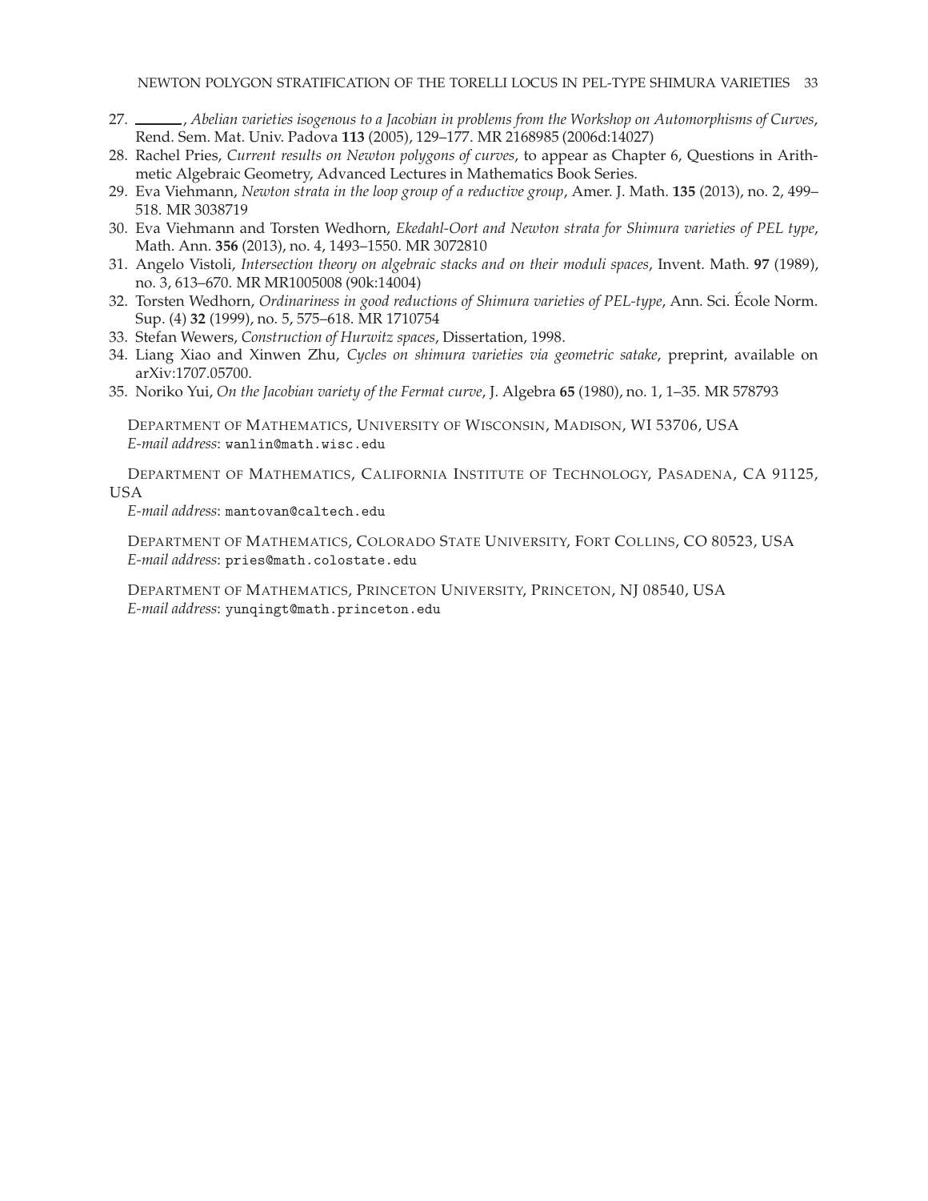27. ______, *Abelian varieties isogenous to a Jacobian in problems from the Workshop on Automorphisms of Curves*, Rend. Sem. Mat. Univ. Padova **113** (2005), 129–177. MR 2168985 (2006d:14027)
28. Rachel Pries, *Current results on Newton polygons of curves*, to appear as Chapter 6, Questions in Arithmetic Algebraic Geometry, Advanced Lectures in Mathematics Book Series.
29. Eva Viehmann, *Newton strata in the loop group of a reductive group*, Amer. J. Math. **135** (2013), no. 2, 499–518. MR 3038719
30. Eva Viehmann and Torsten Wedhorn, *Ekedahl-Oort and Newton strata for Shimura varieties of PEL type*, Math. Ann. **356** (2013), no. 4, 1493–1550. MR 3072810
31. Angelo Vistoli, *Intersection theory on algebraic stacks and on their moduli spaces*, Invent. Math. **97** (1989), no. 3, 613–670. MR MR1005008 (90k:14004)
32. Torsten Wedhorn, *Ordinariness in good reductions of Shimura varieties of PEL-type*, Ann. Sci. École Norm. Sup. (4) **32** (1999), no. 5, 575–618. MR 1710754
33. Stefan Wewers, *Construction of Hurwitz spaces*, Dissertation, 1998.
34. Liang Xiao and Xinwen Zhu, *Cycles on shimura varieties via geometric satake*, preprint, available on arXiv:1707.05700.
35. Noriko Yui, *On the Jacobian variety of the Fermat curve*, J. Algebra **65** (1980), no. 1, 1–35. MR 578793

DEPARTMENT OF MATHEMATICS, UNIVERSITY OF WISCONSIN, MADISON, WI 53706, USA
*E-mail address*: wanlin@math.wisc.edu

DEPARTMENT OF MATHEMATICS, CALIFORNIA INSTITUTE OF TECHNOLOGY, PASADENA, CA 91125, USA
*E-mail address*: mantovan@caltech.edu

DEPARTMENT OF MATHEMATICS, COLORADO STATE UNIVERSITY, FORT COLLINS, CO 80523, USA
*E-mail address*: pries@math.colostate.edu

DEPARTMENT OF MATHEMATICS, PRINCETON UNIVERSITY, PRINCETON, NJ 08540, USA
*E-mail address*: yunqingt@math.princeton.edu